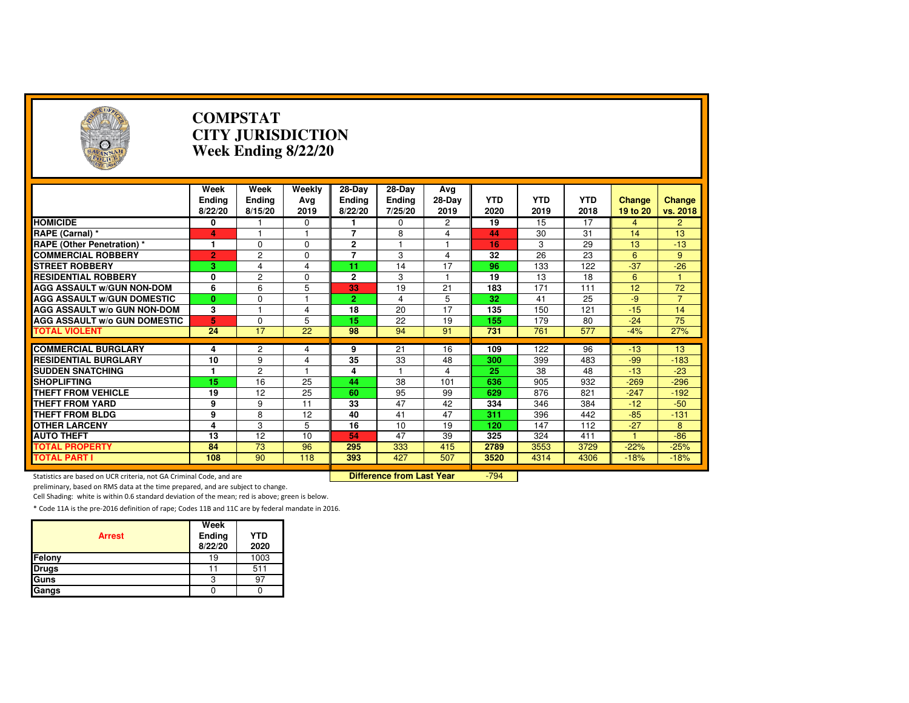# COMPSTAT
# CITY JURISDICTION
# Week Ending 8/22/20

| | Week Ending 8/22/20 | Week Ending 8/15/20 | Weekly Avg 2019 | 28-Day Ending 8/22/20 | 28-Day Ending 7/25/20 | Avg 28-Day 2019 | YTD 2020 | YTD 2019 | YTD 2018 | Change 19 to 20 | Change vs. 2018 |
|---|---|---|---|---|---|---|---|---|---|---|---|
| HOMICIDE | 0 | 1 | 0 | 1 | 0 | 2 | 19 | 15 | 17 | 4 | 2 |
| RAPE (Carnal) * | 4 | 1 | 1 | 7 | 8 | 4 | 44 | 30 | 31 | 14 | 13 |
| RAPE (Other Penetration) * | 1 | 0 | 0 | 2 | 1 | 1 | 16 | 3 | 29 | 13 | -13 |
| COMMERCIAL ROBBERY | 2 | 2 | 0 | 7 | 3 | 4 | 32 | 26 | 23 | 6 | 9 |
| STREET ROBBERY | 3 | 4 | 4 | 11 | 14 | 17 | 96 | 133 | 122 | -37 | -26 |
| RESIDENTIAL ROBBERY | 0 | 2 | 0 | 2 | 3 | 1 | 19 | 13 | 18 | 6 | 1 |
| AGG ASSAULT w/GUN NON-DOM | 6 | 6 | 5 | 33 | 19 | 21 | 183 | 171 | 111 | 12 | 72 |
| AGG ASSAULT w/GUN DOMESTIC | 0 | 0 | 1 | 2 | 4 | 5 | 32 | 41 | 25 | -9 | 7 |
| AGG ASSAULT w/o GUN NON-DOM | 3 | 1 | 4 | 18 | 20 | 17 | 135 | 150 | 121 | -15 | 14 |
| AGG ASSAULT w/o GUN DOMESTIC | 5 | 0 | 5 | 15 | 22 | 19 | 155 | 179 | 80 | -24 | 75 |
| TOTAL VIOLENT | 24 | 17 | 22 | 98 | 94 | 91 | 731 | 761 | 577 | -4% | 27% |
| COMMERCIAL BURGLARY | 4 | 2 | 4 | 9 | 21 | 16 | 109 | 122 | 96 | -13 | 13 |
| RESIDENTIAL BURGLARY | 10 | 9 | 4 | 35 | 33 | 48 | 300 | 399 | 483 | -99 | -183 |
| SUDDEN SNATCHING | 1 | 2 | 1 | 4 | 1 | 4 | 25 | 38 | 48 | -13 | -23 |
| SHOPLIFTING | 15 | 16 | 25 | 44 | 38 | 101 | 636 | 905 | 932 | -269 | -296 |
| THEFT FROM VEHICLE | 19 | 12 | 25 | 60 | 95 | 99 | 629 | 876 | 821 | -247 | -192 |
| THEFT FROM YARD | 9 | 9 | 11 | 33 | 47 | 42 | 334 | 346 | 384 | -12 | -50 |
| THEFT FROM BLDG | 9 | 8 | 12 | 40 | 41 | 47 | 311 | 396 | 442 | -85 | -131 |
| OTHER LARCENY | 4 | 3 | 5 | 16 | 10 | 19 | 120 | 147 | 112 | -27 | 8 |
| AUTO THEFT | 13 | 12 | 10 | 54 | 47 | 39 | 325 | 324 | 411 | 1 | -86 |
| TOTAL PROPERTY | 84 | 73 | 96 | 295 | 333 | 415 | 2789 | 3553 | 3729 | -22% | -25% |
| TOTAL PART I | 108 | 90 | 118 | 393 | 427 | 507 | 3520 | 4314 | 4306 | -18% | -18% |

**Difference from Last Year** -794

Statistics are based on UCR criteria, not GA Criminal Code, and are preliminary, based on RMS data at the time prepared, and are subject to change.

Cell Shading: white is within 0.6 standard deviation of the mean; red is above; green is below.

* Code 11A is the pre-2016 definition of rape; Codes 11B and 11C are by federal mandate in 2016.

| Arrest | Week Ending 8/22/20 | YTD 2020 |
|---|---|---|
| Felony | 19 | 1003 |
| Drugs | 11 | 511 |
| Guns | 3 | 97 |
| Gangs | 0 | 0 |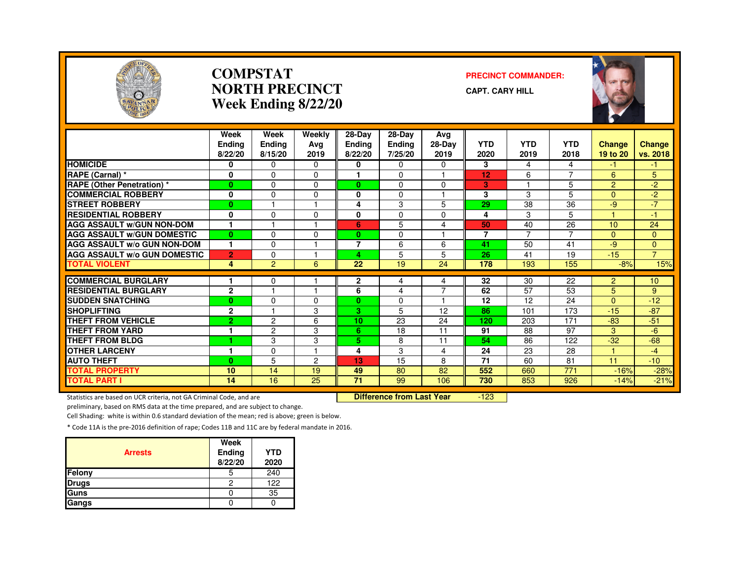# COMPSTAT
# NORTH PRECINCT
# Week Ending 8/22/20

**PRECINCT COMMANDER:**

**CAPT. CARY HILL**

| | Week Ending 8/22/20 | Week Ending 8/15/20 | Weekly Avg 2019 | 28-Day Ending 8/22/20 | 28-Day Ending 7/25/20 | Avg 28-Day 2019 | YTD 2020 | YTD 2019 | YTD 2018 | Change 19 to 20 | Change vs. 2018 |
|---|---|---|---|---|---|---|---|---|---|---|---|
| HOMICIDE | 0 | 0 | 0 | 0 | 0 | 0 | 3 | 4 | 4 | -1 | -1 |
| RAPE (Carnal) * | 0 | 0 | 0 | 1 | 0 | 1 | 12 | 6 | 7 | 6 | 5 |
| RAPE (Other Penetration) * | 0 | 0 | 0 | 0 | 0 | 0 | 3 | 1 | 5 | 2 | -2 |
| COMMERCIAL ROBBERY | 0 | 0 | 0 | 0 | 0 | 1 | 3 | 3 | 5 | 0 | -2 |
| STREET ROBBERY | 0 | 1 | 1 | 4 | 3 | 5 | 29 | 38 | 36 | -9 | -7 |
| RESIDENTIAL ROBBERY | 0 | 0 | 0 | 0 | 0 | 0 | 4 | 3 | 5 | 1 | -1 |
| AGG ASSAULT w/GUN NON-DOM | 1 | 1 | 1 | 6 | 5 | 4 | 50 | 40 | 26 | 10 | 24 |
| AGG ASSAULT w/GUN DOMESTIC | 0 | 0 | 0 | 0 | 0 | 1 | 7 | 7 | 7 | 0 | 0 |
| AGG ASSAULT w/o GUN NON-DOM | 1 | 0 | 1 | 7 | 6 | 6 | 41 | 50 | 41 | -9 | 0 |
| AGG ASSAULT w/o GUN DOMESTIC | 2 | 0 | 1 | 4 | 5 | 5 | 26 | 41 | 19 | -15 | 7 |
| TOTAL VIOLENT | 4 | 2 | 6 | 22 | 19 | 24 | 178 | 193 | 155 | -8% | 15% |
| COMMERCIAL BURGLARY | 1 | 0 | 1 | 2 | 4 | 4 | 32 | 30 | 22 | 2 | 10 |
| RESIDENTIAL BURGLARY | 2 | 1 | 1 | 6 | 4 | 7 | 62 | 57 | 53 | 5 | 9 |
| SUDDEN SNATCHING | 0 | 0 | 0 | 0 | 0 | 1 | 12 | 12 | 24 | 0 | -12 |
| SHOPLIFTING | 2 | 1 | 3 | 3 | 5 | 12 | 86 | 101 | 173 | -15 | -87 |
| THEFT FROM VEHICLE | 2 | 2 | 6 | 10 | 23 | 24 | 120 | 203 | 171 | -83 | -51 |
| THEFT FROM YARD | 1 | 2 | 3 | 6 | 18 | 11 | 91 | 88 | 97 | 3 | -6 |
| THEFT FROM BLDG | 1 | 3 | 3 | 5 | 8 | 11 | 54 | 86 | 122 | -32 | -68 |
| OTHER LARCENY | 1 | 0 | 1 | 4 | 3 | 4 | 24 | 23 | 28 | 1 | -4 |
| AUTO THEFT | 0 | 5 | 2 | 13 | 15 | 8 | 71 | 60 | 81 | 11 | -10 |
| TOTAL PROPERTY | 10 | 14 | 19 | 49 | 80 | 82 | 552 | 660 | 771 | -16% | -28% |
| TOTAL PART I | 14 | 16 | 25 | 71 | 99 | 106 | 730 | 853 | 926 | -14% | -21% |

**Difference from Last Year** -123

Statistics are based on UCR criteria, not GA Criminal Code, and are preliminary, based on RMS data at the time prepared, and are subject to change.

Cell Shading: white is within 0.6 standard deviation of the mean; red is above; green is below.

* Code 11A is the pre-2016 definition of rape; Codes 11B and 11C are by federal mandate in 2016.

| Arrests | Week Ending 8/22/20 | YTD 2020 |
|---|---|---|
| Felony | 5 | 240 |
| Drugs | 2 | 122 |
| Guns | 0 | 35 |
| Gangs | 0 | 0 |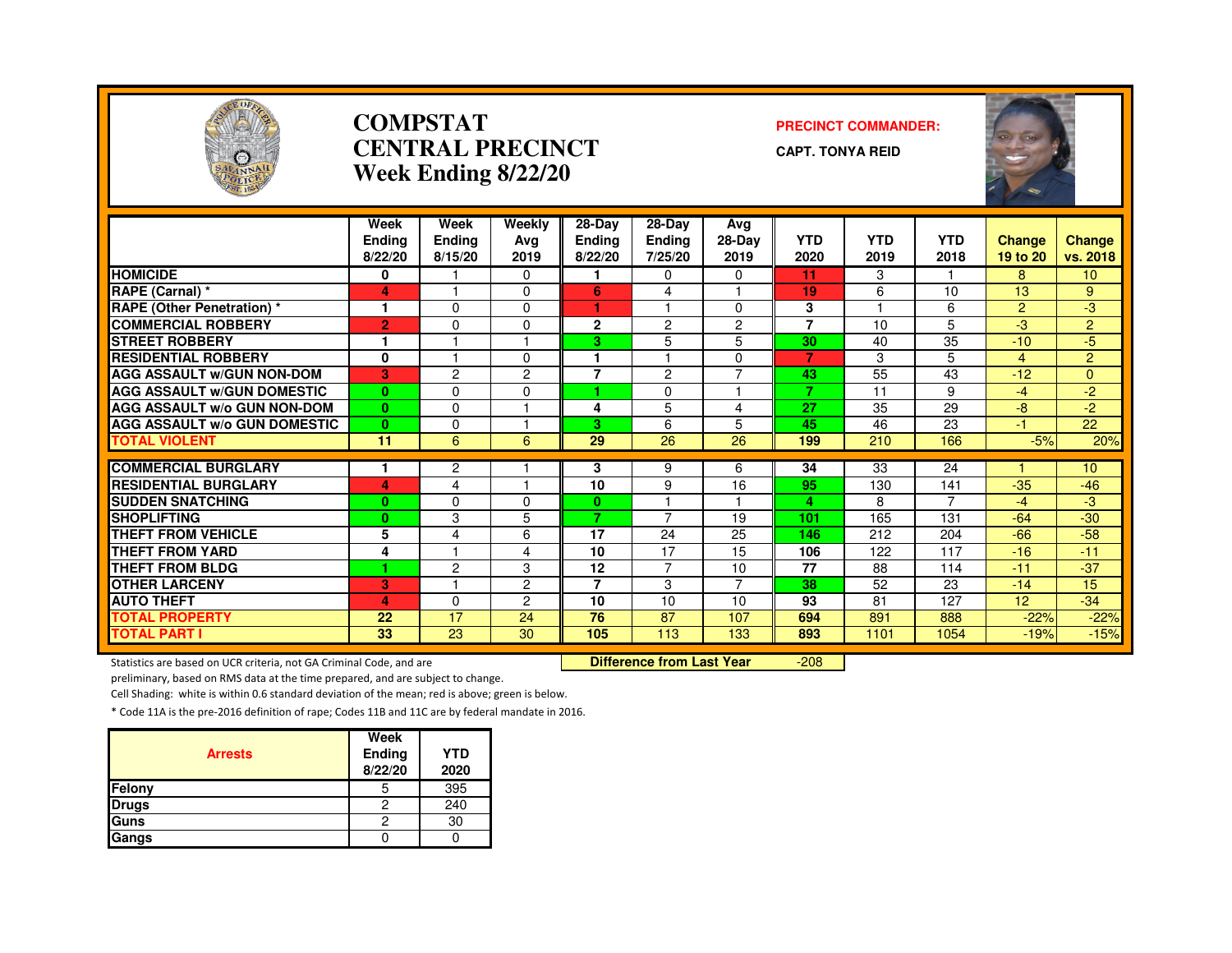# COMPSTAT CENTRAL PRECINCT Week Ending 8/22/20

**PRECINCT COMMANDER:**

**CAPT. TONYA REID**

| | Week Ending 8/22/20 | Week Ending 8/15/20 | Weekly Avg 2019 | 28-Day Ending 8/22/20 | 28-Day Ending 7/25/20 | Avg 28-Day 2019 | YTD 2020 | YTD 2019 | YTD 2018 | Change 19 to 20 | Change vs. 2018 |
|---|---|---|---|---|---|---|---|---|---|---|---|
| HOMICIDE | 0 | 1 | 0 | 1 | 0 | 0 | 11 | 3 | 1 | 8 | 10 |
| RAPE (Carnal) * | 4 | 1 | 0 | 6 | 4 | 1 | 19 | 6 | 10 | 13 | 9 |
| RAPE (Other Penetration) * | 1 | 0 | 0 | 1 | 1 | 0 | 3 | 1 | 6 | 2 | -3 |
| COMMERCIAL ROBBERY | 2 | 0 | 0 | 2 | 2 | 2 | 7 | 10 | 5 | -3 | 2 |
| STREET ROBBERY | 1 | 1 | 1 | 3 | 5 | 5 | 30 | 40 | 35 | -10 | -5 |
| RESIDENTIAL ROBBERY | 0 | 1 | 0 | 1 | 1 | 0 | 7 | 3 | 5 | 4 | 2 |
| AGG ASSAULT w/GUN NON-DOM | 3 | 2 | 2 | 7 | 2 | 7 | 43 | 55 | 43 | -12 | 0 |
| AGG ASSAULT w/GUN DOMESTIC | 0 | 0 | 0 | 1 | 0 | 1 | 7 | 11 | 9 | -4 | -2 |
| AGG ASSAULT w/o GUN NON-DOM | 0 | 0 | 1 | 4 | 5 | 4 | 27 | 35 | 29 | -8 | -2 |
| AGG ASSAULT w/o GUN DOMESTIC | 0 | 0 | 1 | 3 | 6 | 5 | 45 | 46 | 23 | -1 | 22 |
| TOTAL VIOLENT | 11 | 6 | 6 | 29 | 26 | 26 | 199 | 210 | 166 | -5% | 20% |
| COMMERCIAL BURGLARY | 1 | 2 | 1 | 3 | 9 | 6 | 34 | 33 | 24 | 1 | 10 |
| RESIDENTIAL BURGLARY | 4 | 4 | 1 | 10 | 9 | 16 | 95 | 130 | 141 | -35 | -46 |
| SUDDEN SNATCHING | 0 | 0 | 0 | 0 | 1 | 1 | 4 | 8 | 7 | -4 | -3 |
| SHOPLIFTING | 0 | 3 | 5 | 7 | 7 | 19 | 101 | 165 | 131 | -64 | -30 |
| THEFT FROM VEHICLE | 5 | 4 | 6 | 17 | 24 | 25 | 146 | 212 | 204 | -66 | -58 |
| THEFT FROM YARD | 4 | 1 | 4 | 10 | 17 | 15 | 106 | 122 | 117 | -16 | -11 |
| THEFT FROM BLDG | 1 | 2 | 3 | 12 | 7 | 10 | 77 | 88 | 114 | -11 | -37 |
| OTHER LARCENY | 3 | 1 | 2 | 7 | 3 | 7 | 38 | 52 | 23 | -14 | 15 |
| AUTO THEFT | 4 | 0 | 2 | 10 | 10 | 10 | 93 | 81 | 127 | 12 | -34 |
| TOTAL PROPERTY | 22 | 17 | 24 | 76 | 87 | 107 | 694 | 891 | 888 | -22% | -22% |
| TOTAL PART I | 33 | 23 | 30 | 105 | 113 | 133 | 893 | 1101 | 1054 | -19% | -15% |

**Difference from Last Year** -208

Statistics are based on UCR criteria, not GA Criminal Code, and are preliminary, based on RMS data at the time prepared, and are subject to change.

Cell Shading: white is within 0.6 standard deviation of the mean; red is above; green is below.

* Code 11A is the pre-2016 definition of rape; Codes 11B and 11C are by federal mandate in 2016.

| Arrests | Week Ending 8/22/20 | YTD 2020 |
|---|---|---|
| Felony | 5 | 395 |
| Drugs | 2 | 240 |
| Guns | 2 | 30 |
| Gangs | 0 | 0 |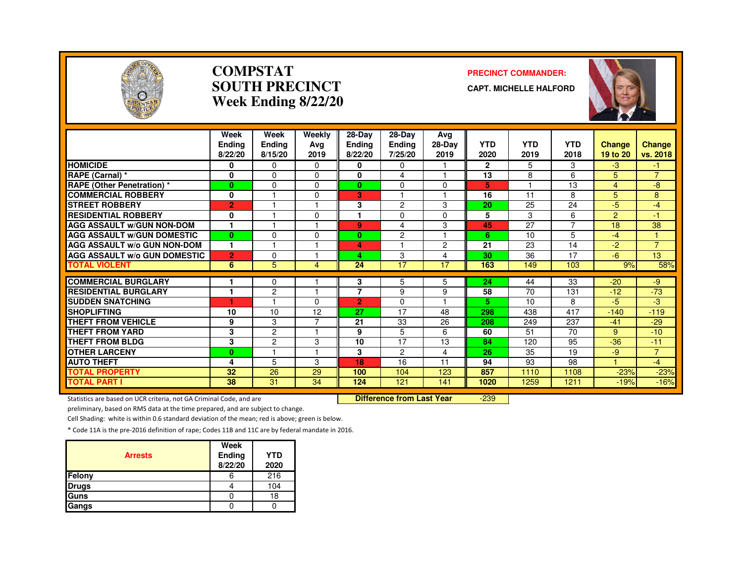# COMPSTAT
# SOUTH PRECINCT
# Week Ending 8/22/20

**PRECINCT COMMANDER:**

**CAPT. MICHELLE HALFORD**

| | Week Ending 8/22/20 | Week Ending 8/15/20 | Weekly Avg 2019 | 28-Day Ending 8/22/20 | 28-Day Ending 7/25/20 | Avg 28-Day 2019 | YTD 2020 | YTD 2019 | YTD 2018 | Change 19 to 20 | Change vs. 2018 |
|---|---|---|---|---|---|---|---|---|---|---|---|
| HOMICIDE | 0 | 0 | 0 | 0 | 0 | 1 | 2 | 5 | 3 | -3 | -1 |
| RAPE (Carnal) * | 0 | 0 | 0 | 0 | 4 | 1 | 13 | 8 | 6 | 5 | 7 |
| RAPE (Other Penetration) * | 0 | 0 | 0 | 0 | 0 | 0 | 5 | 1 | 13 | 4 | -8 |
| COMMERCIAL ROBBERY | 0 | 1 | 0 | 3 | 1 | 1 | 16 | 11 | 8 | 5 | 8 |
| STREET ROBBERY | 2 | 1 | 1 | 3 | 2 | 3 | 20 | 25 | 24 | -5 | -4 |
| RESIDENTIAL ROBBERY | 0 | 1 | 0 | 1 | 0 | 0 | 5 | 3 | 6 | 2 | -1 |
| AGG ASSAULT w/GUN NON-DOM | 1 | 1 | 1 | 9 | 4 | 3 | 45 | 27 | 7 | 18 | 38 |
| AGG ASSAULT w/GUN DOMESTIC | 0 | 0 | 0 | 0 | 2 | 1 | 6 | 10 | 5 | -4 | 1 |
| AGG ASSAULT w/o GUN NON-DOM | 1 | 1 | 1 | 4 | 1 | 2 | 21 | 23 | 14 | -2 | 7 |
| AGG ASSAULT w/o GUN DOMESTIC | 2 | 0 | 1 | 4 | 3 | 4 | 30 | 36 | 17 | -6 | 13 |
| TOTAL VIOLENT | 6 | 5 | 4 | 24 | 17 | 17 | 163 | 149 | 103 | 9% | 58% |
| COMMERCIAL BURGLARY | 1 | 0 | 1 | 3 | 5 | 5 | 24 | 44 | 33 | -20 | -9 |
| RESIDENTIAL BURGLARY | 1 | 2 | 1 | 7 | 9 | 9 | 58 | 70 | 131 | -12 | -73 |
| SUDDEN SNATCHING | 1 | 1 | 0 | 2 | 0 | 1 | 5 | 10 | 8 | -5 | -3 |
| SHOPLIFTING | 10 | 10 | 12 | 27 | 17 | 48 | 298 | 438 | 417 | -140 | -119 |
| THEFT FROM VEHICLE | 9 | 3 | 7 | 21 | 33 | 26 | 208 | 249 | 237 | -41 | -29 |
| THEFT FROM YARD | 3 | 2 | 1 | 9 | 5 | 6 | 60 | 51 | 70 | 9 | -10 |
| THEFT FROM BLDG | 3 | 2 | 3 | 10 | 17 | 13 | 84 | 120 | 95 | -36 | -11 |
| OTHER LARCENY | 0 | 1 | 1 | 3 | 2 | 4 | 26 | 35 | 19 | -9 | 7 |
| AUTO THEFT | 4 | 5 | 3 | 18 | 16 | 11 | 94 | 93 | 98 | 1 | -4 |
| TOTAL PROPERTY | 32 | 26 | 29 | 100 | 104 | 123 | 857 | 1110 | 1108 | -23% | -23% |
| TOTAL PART I | 38 | 31 | 34 | 124 | 121 | 141 | 1020 | 1259 | 1211 | -19% | -16% |

**Difference from Last Year** -239

Statistics are based on UCR criteria, not GA Criminal Code, and are preliminary, based on RMS data at the time prepared, and are subject to change.

Cell Shading: white is within 0.6 standard deviation of the mean; red is above; green is below.

* Code 11A is the pre-2016 definition of rape; Codes 11B and 11C are by federal mandate in 2016.

| Arrests | Week Ending 8/22/20 | YTD 2020 |
|---|---|---|
| Felony | 6 | 216 |
| Drugs | 4 | 104 |
| Guns | 0 | 18 |
| Gangs | 0 | 0 |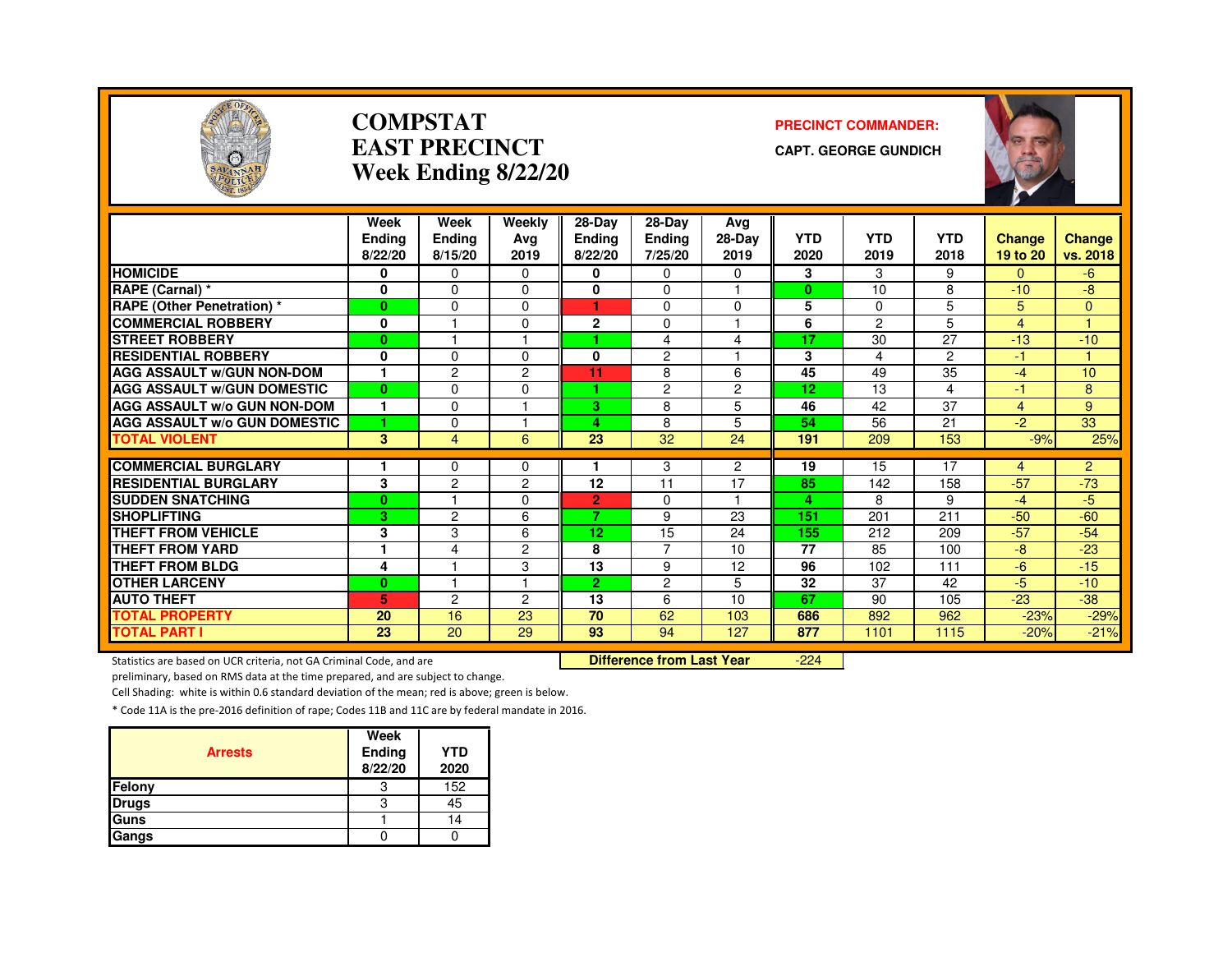# COMPSTAT
# EAST PRECINCT
# Week Ending 8/22/20

**PRECINCT COMMANDER:**

**CAPT. GEORGE GUNDICH**

| | Week Ending 8/22/20 | Week Ending 8/15/20 | Weekly Avg 2019 | 28-Day Ending 8/22/20 | 28-Day Ending 7/25/20 | Avg 28-Day 2019 | YTD 2020 | YTD 2019 | YTD 2018 | Change 19 to 20 | Change vs. 2018 |
|---|---|---|---|---|---|---|---|---|---|---|---|
| HOMICIDE | 0 | 0 | 0 | 0 | 0 | 0 | 3 | 3 | 9 | 0 | -6 |
| RAPE (Carnal) * | 0 | 0 | 0 | 0 | 0 | 1 | 0 | 10 | 8 | -10 | -8 |
| RAPE (Other Penetration) * | 0 | 0 | 0 | 1 | 0 | 0 | 5 | 0 | 5 | 5 | 0 |
| COMMERCIAL ROBBERY | 0 | 1 | 0 | 2 | 0 | 1 | 6 | 2 | 5 | 4 | 1 |
| STREET ROBBERY | 0 | 1 | 1 | 1 | 4 | 4 | 17 | 30 | 27 | -13 | -10 |
| RESIDENTIAL ROBBERY | 0 | 0 | 0 | 0 | 2 | 1 | 3 | 4 | 2 | -1 | 1 |
| AGG ASSAULT w/GUN NON-DOM | 1 | 2 | 2 | 11 | 8 | 6 | 45 | 49 | 35 | -4 | 10 |
| AGG ASSAULT w/GUN DOMESTIC | 0 | 0 | 0 | 1 | 2 | 2 | 12 | 13 | 4 | -1 | 8 |
| AGG ASSAULT w/o GUN NON-DOM | 1 | 0 | 1 | 3 | 8 | 5 | 46 | 42 | 37 | 4 | 9 |
| AGG ASSAULT w/o GUN DOMESTIC | 1 | 0 | 1 | 4 | 8 | 5 | 54 | 56 | 21 | -2 | 33 |
| TOTAL VIOLENT | 3 | 4 | 6 | 23 | 32 | 24 | 191 | 209 | 153 | -9% | 25% |
| COMMERCIAL BURGLARY | 1 | 0 | 0 | 1 | 3 | 2 | 19 | 15 | 17 | 4 | 2 |
| RESIDENTIAL BURGLARY | 3 | 2 | 2 | 12 | 11 | 17 | 85 | 142 | 158 | -57 | -73 |
| SUDDEN SNATCHING | 0 | 1 | 0 | 2 | 0 | 1 | 4 | 8 | 9 | -4 | -5 |
| SHOPLIFTING | 3 | 2 | 6 | 7 | 9 | 23 | 151 | 201 | 211 | -50 | -60 |
| THEFT FROM VEHICLE | 3 | 3 | 6 | 12 | 15 | 24 | 155 | 212 | 209 | -57 | -54 |
| THEFT FROM YARD | 1 | 4 | 2 | 8 | 7 | 10 | 77 | 85 | 100 | -8 | -23 |
| THEFT FROM BLDG | 4 | 1 | 3 | 13 | 9 | 12 | 96 | 102 | 111 | -6 | -15 |
| OTHER LARCENY | 0 | 1 | 1 | 2 | 2 | 5 | 32 | 37 | 42 | -5 | -10 |
| AUTO THEFT | 5 | 2 | 2 | 13 | 6 | 10 | 67 | 90 | 105 | -23 | -38 |
| TOTAL PROPERTY | 20 | 16 | 23 | 70 | 62 | 103 | 686 | 892 | 962 | -23% | -29% |
| TOTAL PART I | 23 | 20 | 29 | 93 | 94 | 127 | 877 | 1101 | 1115 | -20% | -21% |

**Difference from Last Year** -224

Statistics are based on UCR criteria, not GA Criminal Code, and are preliminary, based on RMS data at the time prepared, and are subject to change.

Cell Shading: white is within 0.6 standard deviation of the mean; red is above; green is below.

* Code 11A is the pre-2016 definition of rape; Codes 11B and 11C are by federal mandate in 2016.

| Arrests | Week Ending 8/22/20 | YTD 2020 |
|---|---|---|
| Felony | 3 | 152 |
| Drugs | 3 | 45 |
| Guns | 1 | 14 |
| Gangs | 0 | 0 |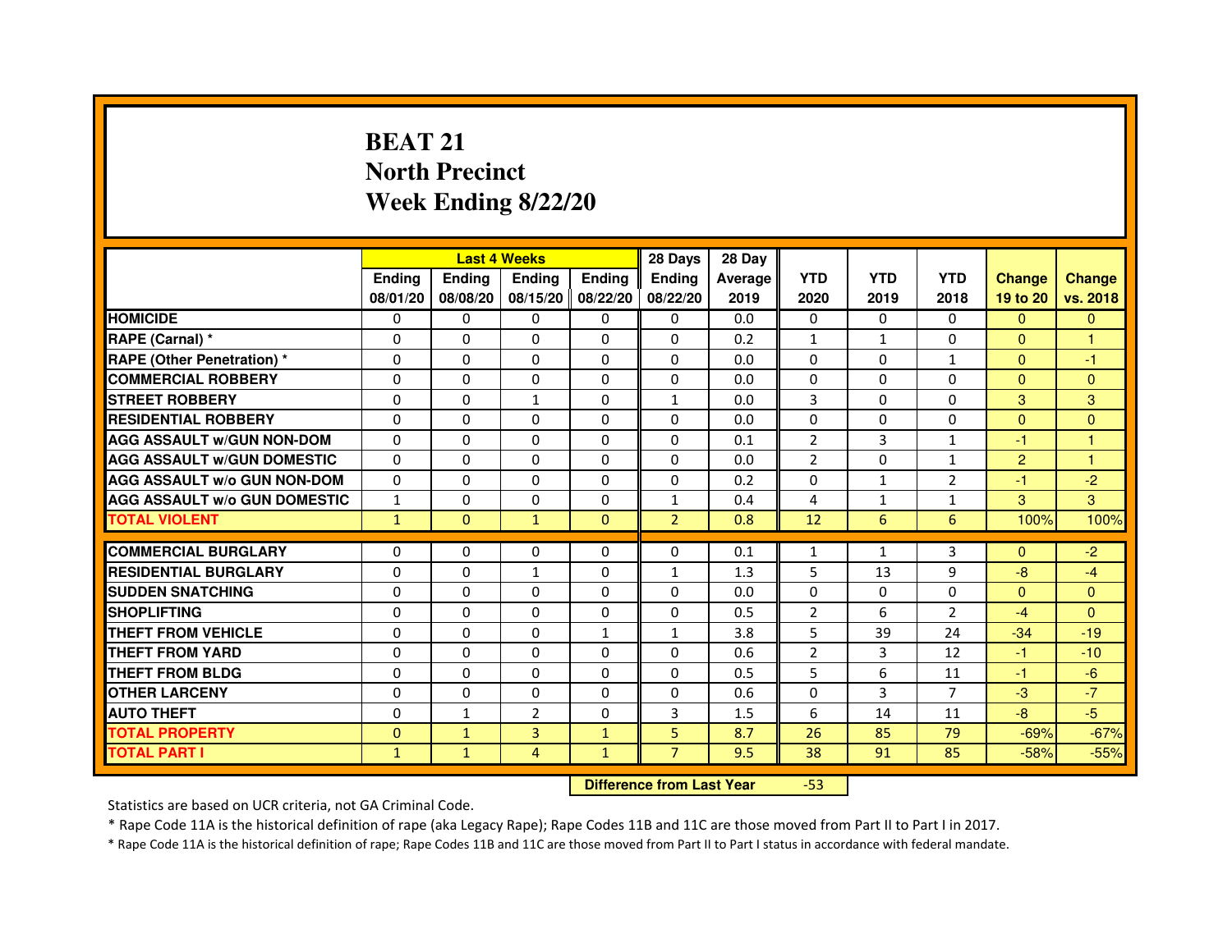# BEAT 21
## North Precinct
## Week Ending 8/22/20

| | Last 4 Weeks | | | | 28 Days | 28 Day | | | | | |
|---|---|---|---|---|---|---|---|---|---|---|---|
| | Ending 08/01/20 | Ending 08/08/20 | Ending 08/15/20 | Ending 08/22/20 | Ending 08/22/20 | Average 2019 | YTD 2020 | YTD 2019 | YTD 2018 | Change 19 to 20 | Change vs. 2018 |
| HOMICIDE | 0 | 0 | 0 | 0 | 0 | 0.0 | 0 | 0 | 0 | 0 | 0 |
| RAPE (Carnal) * | 0 | 0 | 0 | 0 | 0 | 0.2 | 1 | 1 | 0 | 0 | 1 |
| RAPE (Other Penetration) * | 0 | 0 | 0 | 0 | 0 | 0.0 | 0 | 0 | 1 | 0 | -1 |
| COMMERCIAL ROBBERY | 0 | 0 | 0 | 0 | 0 | 0.0 | 0 | 0 | 0 | 0 | 0 |
| STREET ROBBERY | 0 | 0 | 1 | 0 | 1 | 0.0 | 3 | 0 | 0 | 3 | 3 |
| RESIDENTIAL ROBBERY | 0 | 0 | 0 | 0 | 0 | 0.0 | 0 | 0 | 0 | 0 | 0 |
| AGG ASSAULT w/GUN NON-DOM | 0 | 0 | 0 | 0 | 0 | 0.1 | 2 | 3 | 1 | -1 | 1 |
| AGG ASSAULT w/GUN DOMESTIC | 0 | 0 | 0 | 0 | 0 | 0.0 | 2 | 0 | 1 | 2 | 1 |
| AGG ASSAULT w/o GUN NON-DOM | 0 | 0 | 0 | 0 | 0 | 0.2 | 0 | 1 | 2 | -1 | -2 |
| AGG ASSAULT w/o GUN DOMESTIC | 1 | 0 | 0 | 0 | 1 | 0.4 | 4 | 1 | 1 | 3 | 3 |
| TOTAL VIOLENT | 1 | 0 | 1 | 0 | 2 | 0.8 | 12 | 6 | 6 | 100% | 100% |
| COMMERCIAL BURGLARY | 0 | 0 | 0 | 0 | 0 | 0.1 | 1 | 1 | 3 | 0 | -2 |
| RESIDENTIAL BURGLARY | 0 | 0 | 1 | 0 | 1 | 1.3 | 5 | 13 | 9 | -8 | -4 |
| SUDDEN SNATCHING | 0 | 0 | 0 | 0 | 0 | 0.0 | 0 | 0 | 0 | 0 | 0 |
| SHOPLIFTING | 0 | 0 | 0 | 0 | 0 | 0.5 | 2 | 6 | 2 | -4 | 0 |
| THEFT FROM VEHICLE | 0 | 0 | 0 | 1 | 1 | 3.8 | 5 | 39 | 24 | -34 | -19 |
| THEFT FROM YARD | 0 | 0 | 0 | 0 | 0 | 0.6 | 2 | 3 | 12 | -1 | -10 |
| THEFT FROM BLDG | 0 | 0 | 0 | 0 | 0 | 0.5 | 5 | 6 | 11 | -1 | -6 |
| OTHER LARCENY | 0 | 0 | 0 | 0 | 0 | 0.6 | 0 | 3 | 7 | -3 | -7 |
| AUTO THEFT | 0 | 1 | 2 | 0 | 3 | 1.5 | 6 | 14 | 11 | -8 | -5 |
| TOTAL PROPERTY | 0 | 1 | 3 | 1 | 5 | 8.7 | 26 | 85 | 79 | -69% | -67% |
| TOTAL PART I | 1 | 1 | 4 | 1 | 7 | 9.5 | 38 | 91 | 85 | -58% | -55% |

**Difference from Last Year** -53

Statistics are based on UCR criteria, not GA Criminal Code.

* Rape Code 11A is the historical definition of rape (aka Legacy Rape); Rape Codes 11B and 11C are those moved from Part II to Part I in 2017.

* Rape Code 11A is the historical definition of rape; Rape Codes 11B and 11C are those moved from Part II to Part I status in accordance with federal mandate.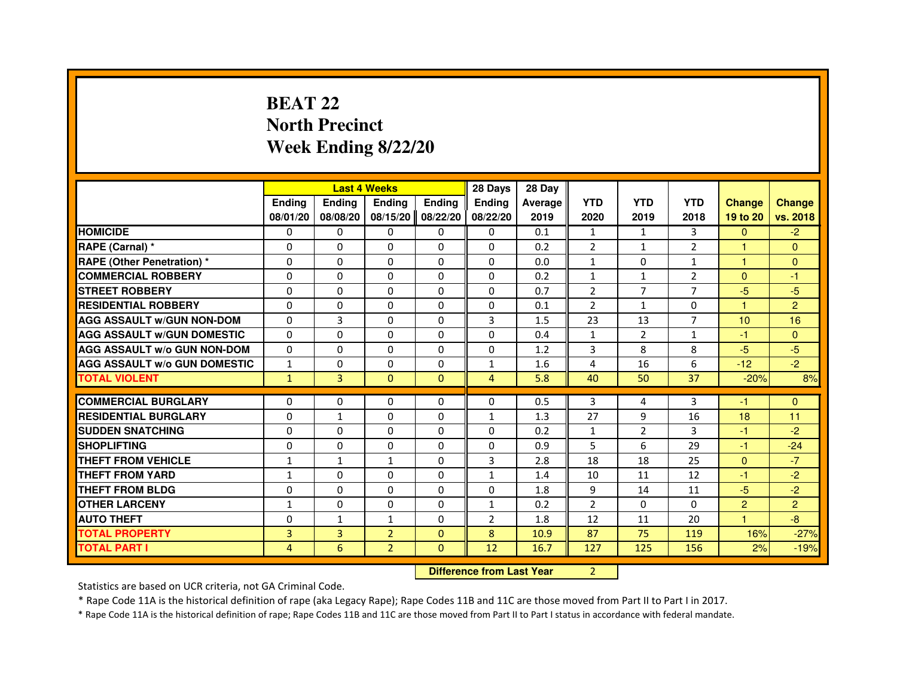# BEAT 22
## North Precinct
## Week Ending 8/22/20

| | Last 4 Weeks | | | | 28 Days | 28 Day | | | | | |
|---|---|---|---|---|---|---|---|---|---|---|---|
| | Ending 08/01/20 | Ending 08/08/20 | Ending 08/15/20 | Ending 08/22/20 | Ending 08/22/20 | Average 2019 | YTD 2020 | YTD 2019 | YTD 2018 | Change 19 to 20 | Change vs. 2018 |
| HOMICIDE | 0 | 0 | 0 | 0 | 0 | 0.1 | 1 | 1 | 3 | 0 | -2 |
| RAPE (Carnal) * | 0 | 0 | 0 | 0 | 0 | 0.2 | 2 | 1 | 2 | 1 | 0 |
| RAPE (Other Penetration) * | 0 | 0 | 0 | 0 | 0 | 0.0 | 1 | 0 | 1 | 1 | 0 |
| COMMERCIAL ROBBERY | 0 | 0 | 0 | 0 | 0 | 0.2 | 1 | 1 | 2 | 0 | -1 |
| STREET ROBBERY | 0 | 0 | 0 | 0 | 0 | 0.7 | 2 | 7 | 7 | -5 | -5 |
| RESIDENTIAL ROBBERY | 0 | 0 | 0 | 0 | 0 | 0.1 | 2 | 1 | 0 | 1 | 2 |
| AGG ASSAULT w/GUN NON-DOM | 0 | 3 | 0 | 0 | 3 | 1.5 | 23 | 13 | 7 | 10 | 16 |
| AGG ASSAULT w/GUN DOMESTIC | 0 | 0 | 0 | 0 | 0 | 0.4 | 1 | 2 | 1 | -1 | 0 |
| AGG ASSAULT w/o GUN NON-DOM | 0 | 0 | 0 | 0 | 0 | 1.2 | 3 | 8 | 8 | -5 | -5 |
| AGG ASSAULT w/o GUN DOMESTIC | 1 | 0 | 0 | 0 | 1 | 1.6 | 4 | 16 | 6 | -12 | -2 |
| TOTAL VIOLENT | 1 | 3 | 0 | 0 | 4 | 5.8 | 40 | 50 | 37 | -20% | 8% |
| COMMERCIAL BURGLARY | 0 | 0 | 0 | 0 | 0 | 0.5 | 3 | 4 | 3 | -1 | 0 |
| RESIDENTIAL BURGLARY | 0 | 1 | 0 | 0 | 1 | 1.3 | 27 | 9 | 16 | 18 | 11 |
| SUDDEN SNATCHING | 0 | 0 | 0 | 0 | 0 | 0.2 | 1 | 2 | 3 | -1 | -2 |
| SHOPLIFTING | 0 | 0 | 0 | 0 | 0 | 0.9 | 5 | 6 | 29 | -1 | -24 |
| THEFT FROM VEHICLE | 1 | 1 | 1 | 0 | 3 | 2.8 | 18 | 18 | 25 | 0 | -7 |
| THEFT FROM YARD | 1 | 0 | 0 | 0 | 1 | 1.4 | 10 | 11 | 12 | -1 | -2 |
| THEFT FROM BLDG | 0 | 0 | 0 | 0 | 0 | 1.8 | 9 | 14 | 11 | -5 | -2 |
| OTHER LARCENY | 1 | 0 | 0 | 0 | 1 | 0.2 | 2 | 0 | 0 | 2 | 2 |
| AUTO THEFT | 0 | 1 | 1 | 0 | 2 | 1.8 | 12 | 11 | 20 | 1 | -8 |
| TOTAL PROPERTY | 3 | 3 | 2 | 0 | 8 | 10.9 | 87 | 75 | 119 | 16% | -27% |
| TOTAL PART I | 4 | 6 | 2 | 0 | 12 | 16.7 | 127 | 125 | 156 | 2% | -19% |

**Difference from Last Year** 2

Statistics are based on UCR criteria, not GA Criminal Code.

* Rape Code 11A is the historical definition of rape (aka Legacy Rape); Rape Codes 11B and 11C are those moved from Part II to Part I in 2017.

* Rape Code 11A is the historical definition of rape; Rape Codes 11B and 11C are those moved from Part II to Part I status in accordance with federal mandate.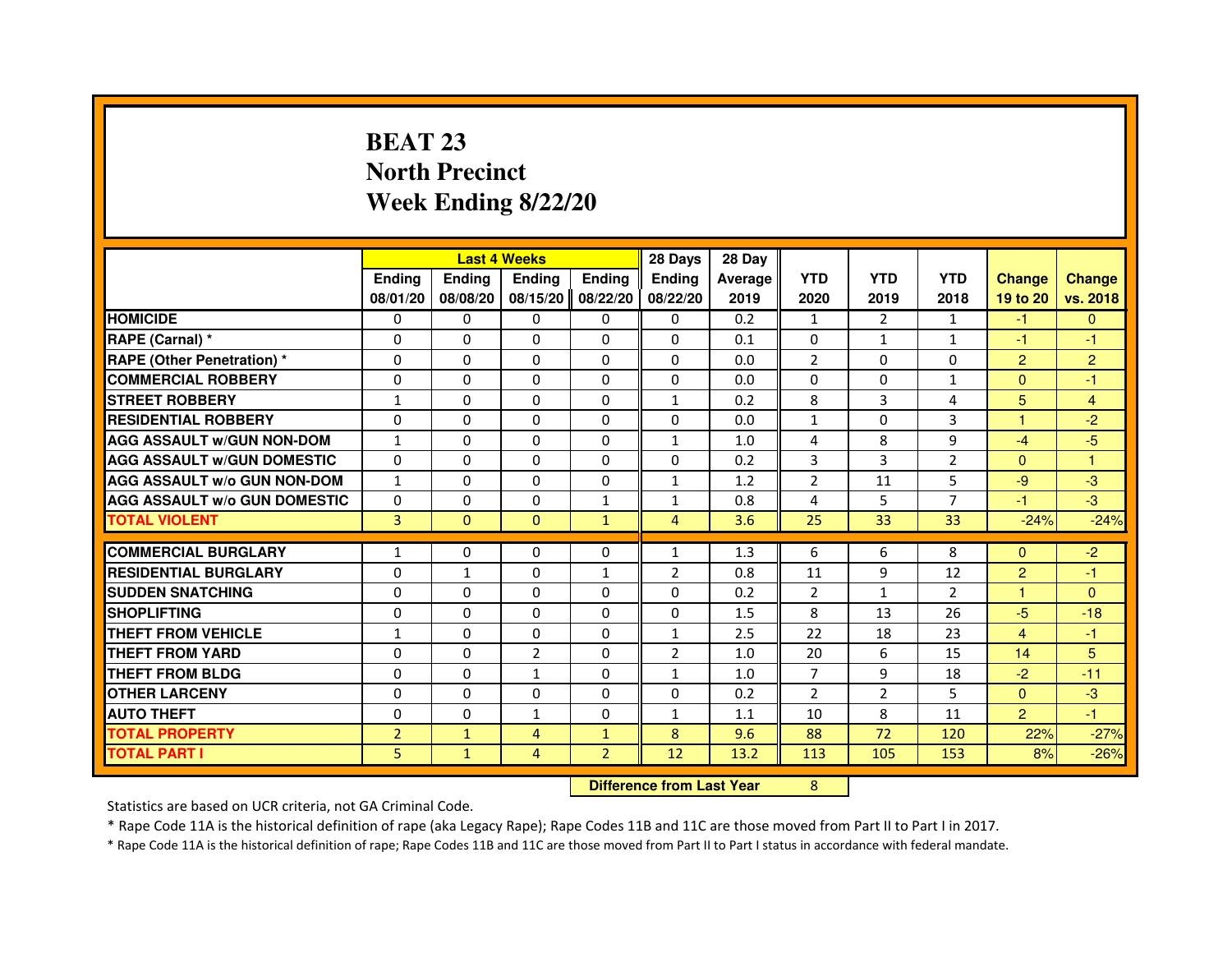# BEAT 23
## North Precinct
## Week Ending 8/22/20

| | Last 4 Weeks | | | | 28 Days | 28 Day | | | | | |
|---|---|---|---|---|---|---|---|---|---|---|---|
| | Ending 08/01/20 | Ending 08/08/20 | Ending 08/15/20 | Ending 08/22/20 | Ending 08/22/20 | Average 2019 | YTD 2020 | YTD 2019 | YTD 2018 | Change 19 to 20 | Change vs. 2018 |
| HOMICIDE | 0 | 0 | 0 | 0 | 0 | 0.2 | 1 | 2 | 1 | -1 | 0 |
| RAPE (Carnal) * | 0 | 0 | 0 | 0 | 0 | 0.1 | 0 | 1 | 1 | -1 | -1 |
| RAPE (Other Penetration) * | 0 | 0 | 0 | 0 | 0 | 0.0 | 2 | 0 | 0 | 2 | 2 |
| COMMERCIAL ROBBERY | 0 | 0 | 0 | 0 | 0 | 0.0 | 0 | 0 | 1 | 0 | -1 |
| STREET ROBBERY | 1 | 0 | 0 | 0 | 1 | 0.2 | 8 | 3 | 4 | 5 | 4 |
| RESIDENTIAL ROBBERY | 0 | 0 | 0 | 0 | 0 | 0.0 | 1 | 0 | 3 | 1 | -2 |
| AGG ASSAULT w/GUN NON-DOM | 1 | 0 | 0 | 0 | 1 | 1.0 | 4 | 8 | 9 | -4 | -5 |
| AGG ASSAULT w/GUN DOMESTIC | 0 | 0 | 0 | 0 | 0 | 0.2 | 3 | 3 | 2 | 0 | 1 |
| AGG ASSAULT w/o GUN NON-DOM | 1 | 0 | 0 | 0 | 1 | 1.2 | 2 | 11 | 5 | -9 | -3 |
| AGG ASSAULT w/o GUN DOMESTIC | 0 | 0 | 0 | 1 | 1 | 0.8 | 4 | 5 | 7 | -1 | -3 |
| TOTAL VIOLENT | 3 | 0 | 0 | 1 | 4 | 3.6 | 25 | 33 | 33 | -24% | -24% |
| COMMERCIAL BURGLARY | 1 | 0 | 0 | 0 | 1 | 1.3 | 6 | 6 | 8 | 0 | -2 |
| RESIDENTIAL BURGLARY | 0 | 1 | 0 | 1 | 2 | 0.8 | 11 | 9 | 12 | 2 | -1 |
| SUDDEN SNATCHING | 0 | 0 | 0 | 0 | 0 | 0.2 | 2 | 1 | 2 | 1 | 0 |
| SHOPLIFTING | 0 | 0 | 0 | 0 | 0 | 1.5 | 8 | 13 | 26 | -5 | -18 |
| THEFT FROM VEHICLE | 1 | 0 | 0 | 0 | 1 | 2.5 | 22 | 18 | 23 | 4 | -1 |
| THEFT FROM YARD | 0 | 0 | 2 | 0 | 2 | 1.0 | 20 | 6 | 15 | 14 | 5 |
| THEFT FROM BLDG | 0 | 0 | 1 | 0 | 1 | 1.0 | 7 | 9 | 18 | -2 | -11 |
| OTHER LARCENY | 0 | 0 | 0 | 0 | 0 | 0.2 | 2 | 2 | 5 | 0 | -3 |
| AUTO THEFT | 0 | 0 | 1 | 0 | 1 | 1.1 | 10 | 8 | 11 | 2 | -1 |
| TOTAL PROPERTY | 2 | 1 | 4 | 1 | 8 | 9.6 | 88 | 72 | 120 | 22% | -27% |
| TOTAL PART I | 5 | 1 | 4 | 2 | 12 | 13.2 | 113 | 105 | 153 | 8% | -26% |

**Difference from Last Year** 8

Statistics are based on UCR criteria, not GA Criminal Code.

* Rape Code 11A is the historical definition of rape (aka Legacy Rape); Rape Codes 11B and 11C are those moved from Part II to Part I in 2017.

* Rape Code 11A is the historical definition of rape; Rape Codes 11B and 11C are those moved from Part II to Part I status in accordance with federal mandate.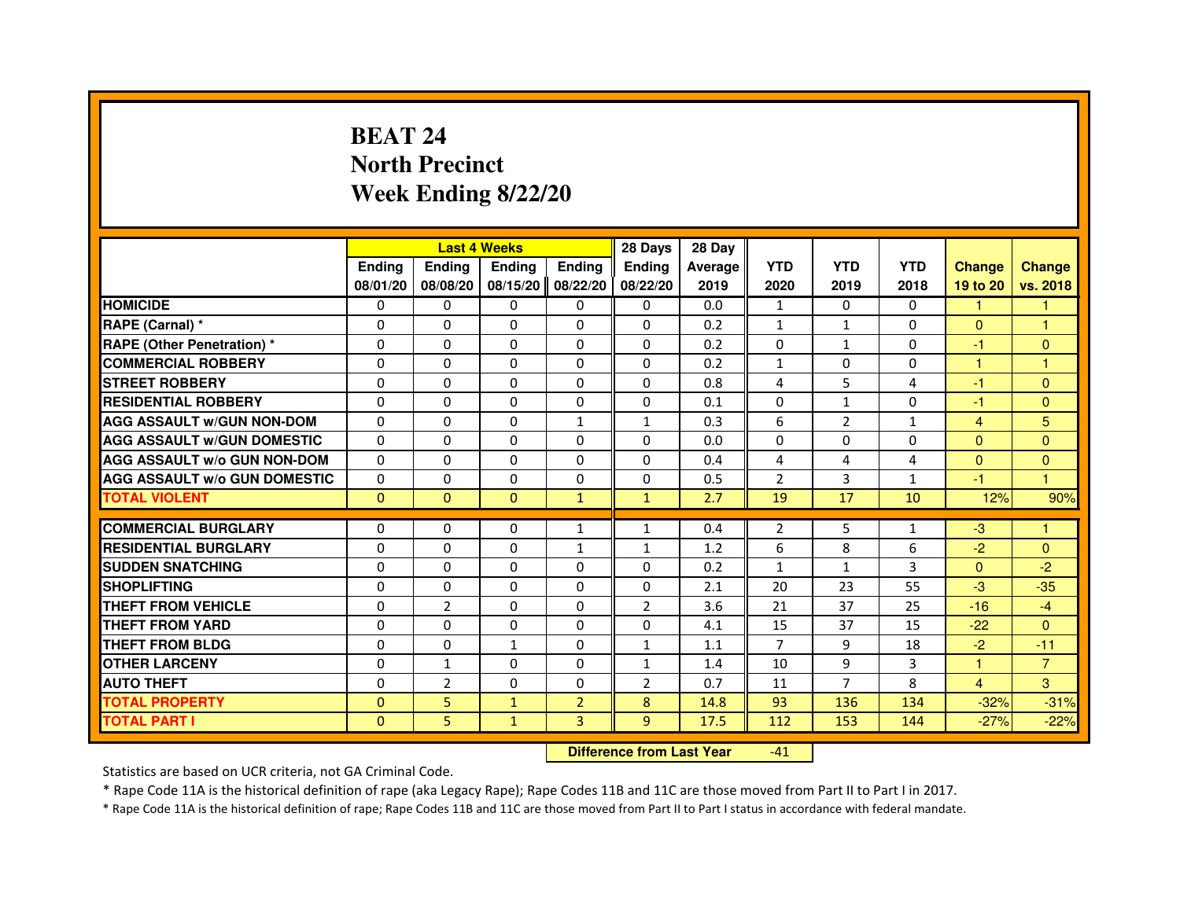# BEAT 24
## North Precinct
## Week Ending 8/22/20

| | Last 4 Weeks | | | | 28 Days | 28 Day | | | | | |
|---|---|---|---|---|---|---|---|---|---|---|---|
| | Ending 08/01/20 | Ending 08/08/20 | Ending 08/15/20 | Ending 08/22/20 | Ending 08/22/20 | Average 2019 | YTD 2020 | YTD 2019 | YTD 2018 | Change 19 to 20 | Change vs. 2018 |
| HOMICIDE | 0 | 0 | 0 | 0 | 0 | 0.0 | 1 | 0 | 0 | 1 | 1 |
| RAPE (Carnal) * | 0 | 0 | 0 | 0 | 0 | 0.2 | 1 | 1 | 0 | 0 | 1 |
| RAPE (Other Penetration) * | 0 | 0 | 0 | 0 | 0 | 0.2 | 0 | 1 | 0 | -1 | 0 |
| COMMERCIAL ROBBERY | 0 | 0 | 0 | 0 | 0 | 0.2 | 1 | 0 | 0 | 1 | 1 |
| STREET ROBBERY | 0 | 0 | 0 | 0 | 0 | 0.8 | 4 | 5 | 4 | -1 | 0 |
| RESIDENTIAL ROBBERY | 0 | 0 | 0 | 0 | 0 | 0.1 | 0 | 1 | 0 | -1 | 0 |
| AGG ASSAULT w/GUN NON-DOM | 0 | 0 | 0 | 1 | 1 | 0.3 | 6 | 2 | 1 | 4 | 5 |
| AGG ASSAULT w/GUN DOMESTIC | 0 | 0 | 0 | 0 | 0 | 0.0 | 0 | 0 | 0 | 0 | 0 |
| AGG ASSAULT w/o GUN NON-DOM | 0 | 0 | 0 | 0 | 0 | 0.4 | 4 | 4 | 4 | 0 | 0 |
| AGG ASSAULT w/o GUN DOMESTIC | 0 | 0 | 0 | 0 | 0 | 0.5 | 2 | 3 | 1 | -1 | 1 |
| TOTAL VIOLENT | 0 | 0 | 0 | 1 | 1 | 2.7 | 19 | 17 | 10 | 12% | 90% |
| COMMERCIAL BURGLARY | 0 | 0 | 0 | 1 | 1 | 0.4 | 2 | 5 | 1 | -3 | 1 |
| RESIDENTIAL BURGLARY | 0 | 0 | 0 | 1 | 1 | 1.2 | 6 | 8 | 6 | -2 | 0 |
| SUDDEN SNATCHING | 0 | 0 | 0 | 0 | 0 | 0.2 | 1 | 1 | 3 | 0 | -2 |
| SHOPLIFTING | 0 | 0 | 0 | 0 | 0 | 2.1 | 20 | 23 | 55 | -3 | -35 |
| THEFT FROM VEHICLE | 0 | 2 | 0 | 0 | 2 | 3.6 | 21 | 37 | 25 | -16 | -4 |
| THEFT FROM YARD | 0 | 0 | 0 | 0 | 0 | 4.1 | 15 | 37 | 15 | -22 | 0 |
| THEFT FROM BLDG | 0 | 0 | 1 | 0 | 1 | 1.1 | 7 | 9 | 18 | -2 | -11 |
| OTHER LARCENY | 0 | 1 | 0 | 0 | 1 | 1.4 | 10 | 9 | 3 | 1 | 7 |
| AUTO THEFT | 0 | 2 | 0 | 0 | 2 | 0.7 | 11 | 7 | 8 | 4 | 3 |
| TOTAL PROPERTY | 0 | 5 | 1 | 2 | 8 | 14.8 | 93 | 136 | 134 | -32% | -31% |
| TOTAL PART I | 0 | 5 | 1 | 3 | 9 | 17.5 | 112 | 153 | 144 | -27% | -22% |

**Difference from Last Year** -41

Statistics are based on UCR criteria, not GA Criminal Code.

* Rape Code 11A is the historical definition of rape (aka Legacy Rape); Rape Codes 11B and 11C are those moved from Part II to Part I in 2017.

* Rape Code 11A is the historical definition of rape; Rape Codes 11B and 11C are those moved from Part II to Part I status in accordance with federal mandate.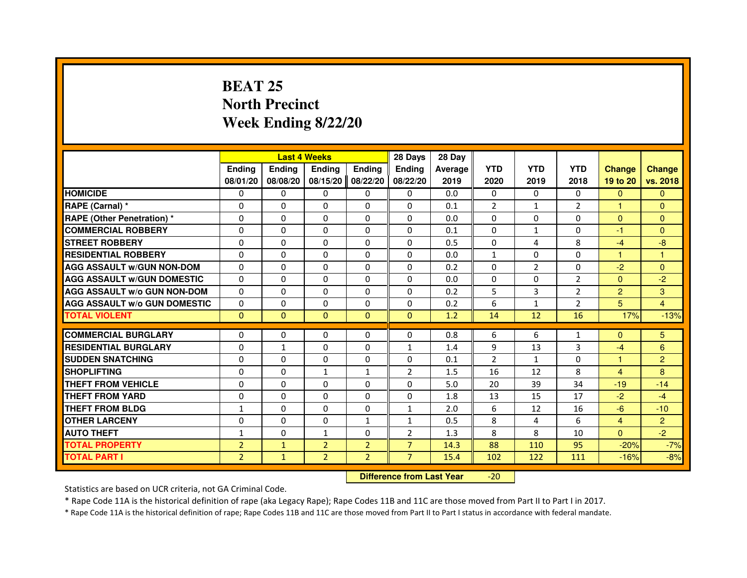# BEAT 25
## North Precinct
## Week Ending 8/22/20

| | Last 4 Weeks | | | | 28 Days | 28 Day | | | | | |
|---|---|---|---|---|---|---|---|---|---|---|---|
| | Ending 08/01/20 | Ending 08/08/20 | Ending 08/15/20 | Ending 08/22/20 | Ending 08/22/20 | Average 2019 | YTD 2020 | YTD 2019 | YTD 2018 | Change 19 to 20 | Change vs. 2018 |
| HOMICIDE | 0 | 0 | 0 | 0 | 0 | 0.0 | 0 | 0 | 0 | 0 | 0 |
| RAPE (Carnal) * | 0 | 0 | 0 | 0 | 0 | 0.1 | 2 | 1 | 2 | 1 | 0 |
| RAPE (Other Penetration) * | 0 | 0 | 0 | 0 | 0 | 0.0 | 0 | 0 | 0 | 0 | 0 |
| COMMERCIAL ROBBERY | 0 | 0 | 0 | 0 | 0 | 0.1 | 0 | 1 | 0 | -1 | 0 |
| STREET ROBBERY | 0 | 0 | 0 | 0 | 0 | 0.5 | 0 | 4 | 8 | -4 | -8 |
| RESIDENTIAL ROBBERY | 0 | 0 | 0 | 0 | 0 | 0.0 | 1 | 0 | 0 | 1 | 1 |
| AGG ASSAULT w/GUN NON-DOM | 0 | 0 | 0 | 0 | 0 | 0.2 | 0 | 2 | 0 | -2 | 0 |
| AGG ASSAULT w/GUN DOMESTIC | 0 | 0 | 0 | 0 | 0 | 0.0 | 0 | 0 | 2 | 0 | -2 |
| AGG ASSAULT w/o GUN NON-DOM | 0 | 0 | 0 | 0 | 0 | 0.2 | 5 | 3 | 2 | 2 | 3 |
| AGG ASSAULT w/o GUN DOMESTIC | 0 | 0 | 0 | 0 | 0 | 0.2 | 6 | 1 | 2 | 5 | 4 |
| TOTAL VIOLENT | 0 | 0 | 0 | 0 | 0 | 1.2 | 14 | 12 | 16 | 17% | -13% |
| COMMERCIAL BURGLARY | 0 | 0 | 0 | 0 | 0 | 0.8 | 6 | 6 | 1 | 0 | 5 |
| RESIDENTIAL BURGLARY | 0 | 1 | 0 | 0 | 1 | 1.4 | 9 | 13 | 3 | -4 | 6 |
| SUDDEN SNATCHING | 0 | 0 | 0 | 0 | 0 | 0.1 | 2 | 1 | 0 | 1 | 2 |
| SHOPLIFTING | 0 | 0 | 1 | 1 | 2 | 1.5 | 16 | 12 | 8 | 4 | 8 |
| THEFT FROM VEHICLE | 0 | 0 | 0 | 0 | 0 | 5.0 | 20 | 39 | 34 | -19 | -14 |
| THEFT FROM YARD | 0 | 0 | 0 | 0 | 0 | 1.8 | 13 | 15 | 17 | -2 | -4 |
| THEFT FROM BLDG | 1 | 0 | 0 | 0 | 1 | 2.0 | 6 | 12 | 16 | -6 | -10 |
| OTHER LARCENY | 0 | 0 | 0 | 1 | 1 | 0.5 | 8 | 4 | 6 | 4 | 2 |
| AUTO THEFT | 1 | 0 | 1 | 0 | 2 | 1.3 | 8 | 8 | 10 | 0 | -2 |
| TOTAL PROPERTY | 2 | 1 | 2 | 2 | 7 | 14.3 | 88 | 110 | 95 | -20% | -7% |
| TOTAL PART I | 2 | 1 | 2 | 2 | 7 | 15.4 | 102 | 122 | 111 | -16% | -8% |

**Difference from Last Year** -20

Statistics are based on UCR criteria, not GA Criminal Code.

* Rape Code 11A is the historical definition of rape (aka Legacy Rape); Rape Codes 11B and 11C are those moved from Part II to Part I in 2017.

* Rape Code 11A is the historical definition of rape; Rape Codes 11B and 11C are those moved from Part II to Part I status in accordance with federal mandate.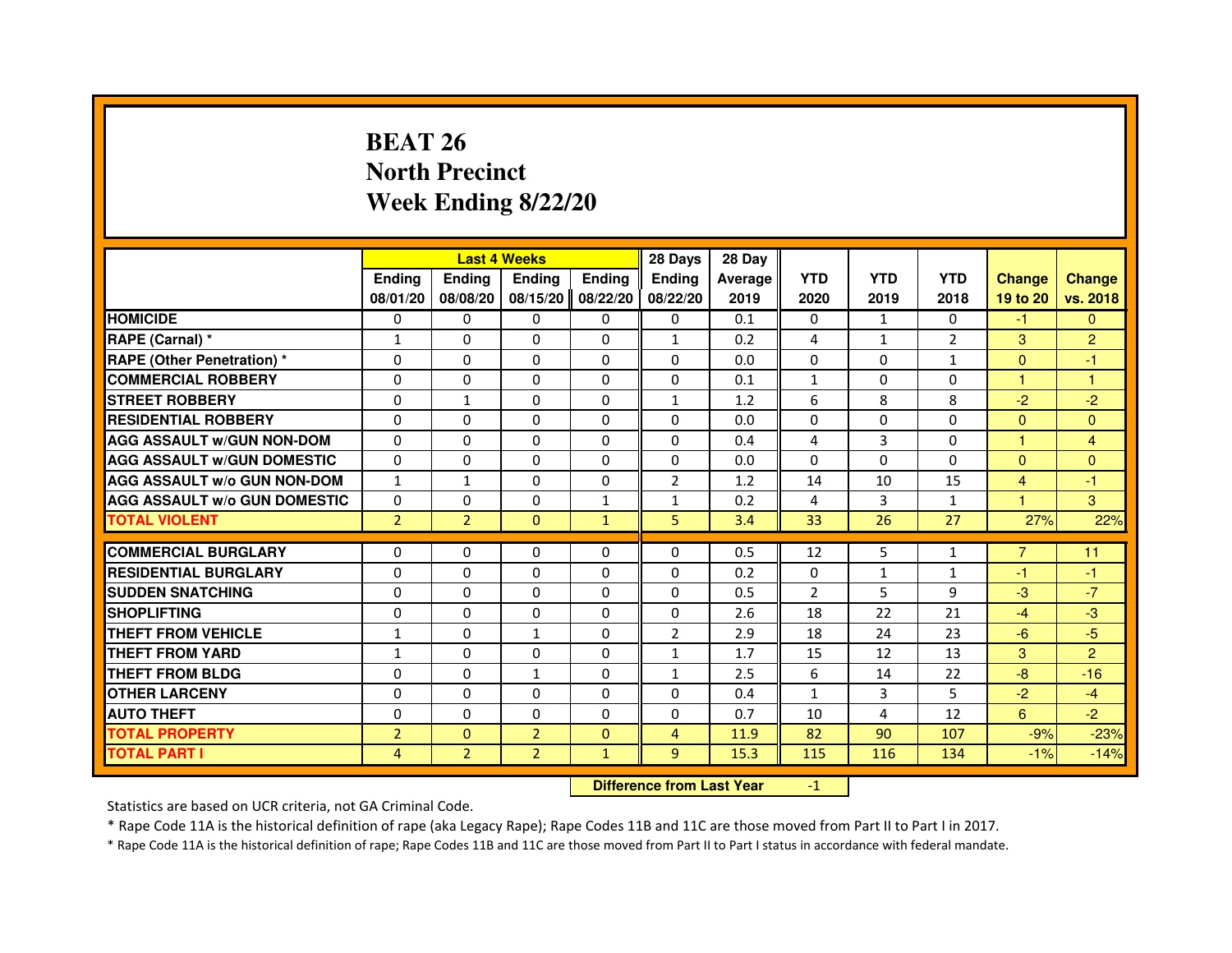# BEAT 26
# North Precinct
# Week Ending 8/22/20

| | Last 4 Weeks | | | | 28 Days | 28 Day | | | | | |
|---|---|---|---|---|---|---|---|---|---|---|---|
| | Ending 08/01/20 | Ending 08/08/20 | Ending 08/15/20 | Ending 08/22/20 | Ending 08/22/20 | Average 2019 | YTD 2020 | YTD 2019 | YTD 2018 | Change 19 to 20 | Change vs. 2018 |
| HOMICIDE | 0 | 0 | 0 | 0 | 0 | 0.1 | 0 | 1 | 0 | -1 | 0 |
| RAPE (Carnal) * | 1 | 0 | 0 | 0 | 1 | 0.2 | 4 | 1 | 2 | 3 | 2 |
| RAPE (Other Penetration) * | 0 | 0 | 0 | 0 | 0 | 0.0 | 0 | 0 | 1 | 0 | -1 |
| COMMERCIAL ROBBERY | 0 | 0 | 0 | 0 | 0 | 0.1 | 1 | 0 | 0 | 1 | 1 |
| STREET ROBBERY | 0 | 1 | 0 | 0 | 1 | 1.2 | 6 | 8 | 8 | -2 | -2 |
| RESIDENTIAL ROBBERY | 0 | 0 | 0 | 0 | 0 | 0.0 | 0 | 0 | 0 | 0 | 0 |
| AGG ASSAULT w/GUN NON-DOM | 0 | 0 | 0 | 0 | 0 | 0.4 | 4 | 3 | 0 | 1 | 4 |
| AGG ASSAULT w/GUN DOMESTIC | 0 | 0 | 0 | 0 | 0 | 0.0 | 0 | 0 | 0 | 0 | 0 |
| AGG ASSAULT w/o GUN NON-DOM | 1 | 1 | 0 | 0 | 2 | 1.2 | 14 | 10 | 15 | 4 | -1 |
| AGG ASSAULT w/o GUN DOMESTIC | 0 | 0 | 0 | 1 | 1 | 0.2 | 4 | 3 | 1 | 1 | 3 |
| TOTAL VIOLENT | 2 | 2 | 0 | 1 | 5 | 3.4 | 33 | 26 | 27 | 27% | 22% |
| COMMERCIAL BURGLARY | 0 | 0 | 0 | 0 | 0 | 0.5 | 12 | 5 | 1 | 7 | 11 |
| RESIDENTIAL BURGLARY | 0 | 0 | 0 | 0 | 0 | 0.2 | 0 | 1 | 1 | -1 | -1 |
| SUDDEN SNATCHING | 0 | 0 | 0 | 0 | 0 | 0.5 | 2 | 5 | 9 | -3 | -7 |
| SHOPLIFTING | 0 | 0 | 0 | 0 | 0 | 2.6 | 18 | 22 | 21 | -4 | -3 |
| THEFT FROM VEHICLE | 1 | 0 | 1 | 0 | 2 | 2.9 | 18 | 24 | 23 | -6 | -5 |
| THEFT FROM YARD | 1 | 0 | 0 | 0 | 1 | 1.7 | 15 | 12 | 13 | 3 | 2 |
| THEFT FROM BLDG | 0 | 0 | 1 | 0 | 1 | 2.5 | 6 | 14 | 22 | -8 | -16 |
| OTHER LARCENY | 0 | 0 | 0 | 0 | 0 | 0.4 | 1 | 3 | 5 | -2 | -4 |
| AUTO THEFT | 0 | 0 | 0 | 0 | 0 | 0.7 | 10 | 4 | 12 | 6 | -2 |
| TOTAL PROPERTY | 2 | 0 | 2 | 0 | 4 | 11.9 | 82 | 90 | 107 | -9% | -23% |
| TOTAL PART I | 4 | 2 | 2 | 1 | 9 | 15.3 | 115 | 116 | 134 | -1% | -14% |

**Difference from Last Year** -1

Statistics are based on UCR criteria, not GA Criminal Code.

* Rape Code 11A is the historical definition of rape (aka Legacy Rape); Rape Codes 11B and 11C are those moved from Part II to Part I in 2017.

* Rape Code 11A is the historical definition of rape; Rape Codes 11B and 11C are those moved from Part II to Part I status in accordance with federal mandate.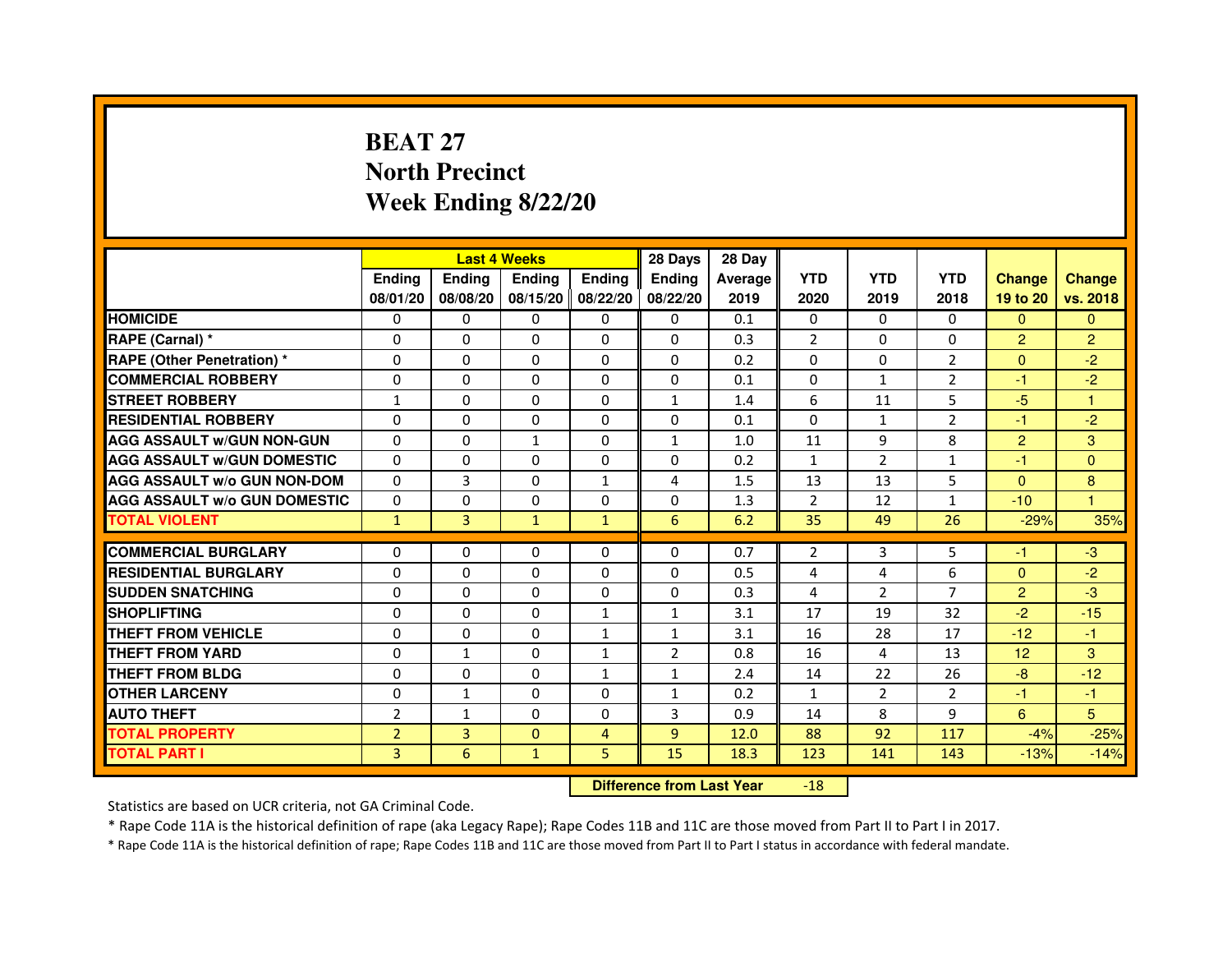# BEAT 27
# North Precinct
# Week Ending 8/22/20

| | Last 4 Weeks | | | | 28 Days | 28 Day | | | | | |
|---|---|---|---|---|---|---|---|---|---|---|---|
| | Ending 08/01/20 | Ending 08/08/20 | Ending 08/15/20 | Ending 08/22/20 | Ending 08/22/20 | Average 2019 | YTD 2020 | YTD 2019 | YTD 2018 | Change 19 to 20 | Change vs. 2018 |
| HOMICIDE | 0 | 0 | 0 | 0 | 0 | 0.1 | 0 | 0 | 0 | 0 | 0 |
| RAPE (Carnal) * | 0 | 0 | 0 | 0 | 0 | 0.3 | 2 | 0 | 0 | 2 | 2 |
| RAPE (Other Penetration) * | 0 | 0 | 0 | 0 | 0 | 0.2 | 0 | 0 | 2 | 0 | -2 |
| COMMERCIAL ROBBERY | 0 | 0 | 0 | 0 | 0 | 0.1 | 0 | 1 | 2 | -1 | -2 |
| STREET ROBBERY | 1 | 0 | 0 | 0 | 1 | 1.4 | 6 | 11 | 5 | -5 | 1 |
| RESIDENTIAL ROBBERY | 0 | 0 | 0 | 0 | 0 | 0.1 | 0 | 1 | 2 | -1 | -2 |
| AGG ASSAULT w/GUN NON-GUN | 0 | 0 | 1 | 0 | 1 | 1.0 | 11 | 9 | 8 | 2 | 3 |
| AGG ASSAULT w/GUN DOMESTIC | 0 | 0 | 0 | 0 | 0 | 0.2 | 1 | 2 | 1 | -1 | 0 |
| AGG ASSAULT w/o GUN NON-DOM | 0 | 3 | 0 | 1 | 4 | 1.5 | 13 | 13 | 5 | 0 | 8 |
| AGG ASSAULT w/o GUN DOMESTIC | 0 | 0 | 0 | 0 | 0 | 1.3 | 2 | 12 | 1 | -10 | 1 |
| TOTAL VIOLENT | 1 | 3 | 1 | 1 | 6 | 6.2 | 35 | 49 | 26 | -29% | 35% |
| COMMERCIAL BURGLARY | 0 | 0 | 0 | 0 | 0 | 0.7 | 2 | 3 | 5 | -1 | -3 |
| RESIDENTIAL BURGLARY | 0 | 0 | 0 | 0 | 0 | 0.5 | 4 | 4 | 6 | 0 | -2 |
| SUDDEN SNATCHING | 0 | 0 | 0 | 0 | 0 | 0.3 | 4 | 2 | 7 | 2 | -3 |
| SHOPLIFTING | 0 | 0 | 0 | 1 | 1 | 3.1 | 17 | 19 | 32 | -2 | -15 |
| THEFT FROM VEHICLE | 0 | 0 | 0 | 1 | 1 | 3.1 | 16 | 28 | 17 | -12 | -1 |
| THEFT FROM YARD | 0 | 1 | 0 | 1 | 2 | 0.8 | 16 | 4 | 13 | 12 | 3 |
| THEFT FROM BLDG | 0 | 0 | 0 | 1 | 1 | 2.4 | 14 | 22 | 26 | -8 | -12 |
| OTHER LARCENY | 0 | 1 | 0 | 0 | 1 | 0.2 | 1 | 2 | 2 | -1 | -1 |
| AUTO THEFT | 2 | 1 | 0 | 0 | 3 | 0.9 | 14 | 8 | 9 | 6 | 5 |
| TOTAL PROPERTY | 2 | 3 | 0 | 4 | 9 | 12.0 | 88 | 92 | 117 | -4% | -25% |
| TOTAL PART I | 3 | 6 | 1 | 5 | 15 | 18.3 | 123 | 141 | 143 | -13% | -14% |

**Difference from Last Year** -18

Statistics are based on UCR criteria, not GA Criminal Code.

* Rape Code 11A is the historical definition of rape (aka Legacy Rape); Rape Codes 11B and 11C are those moved from Part II to Part I in 2017.

* Rape Code 11A is the historical definition of rape; Rape Codes 11B and 11C are those moved from Part II to Part I status in accordance with federal mandate.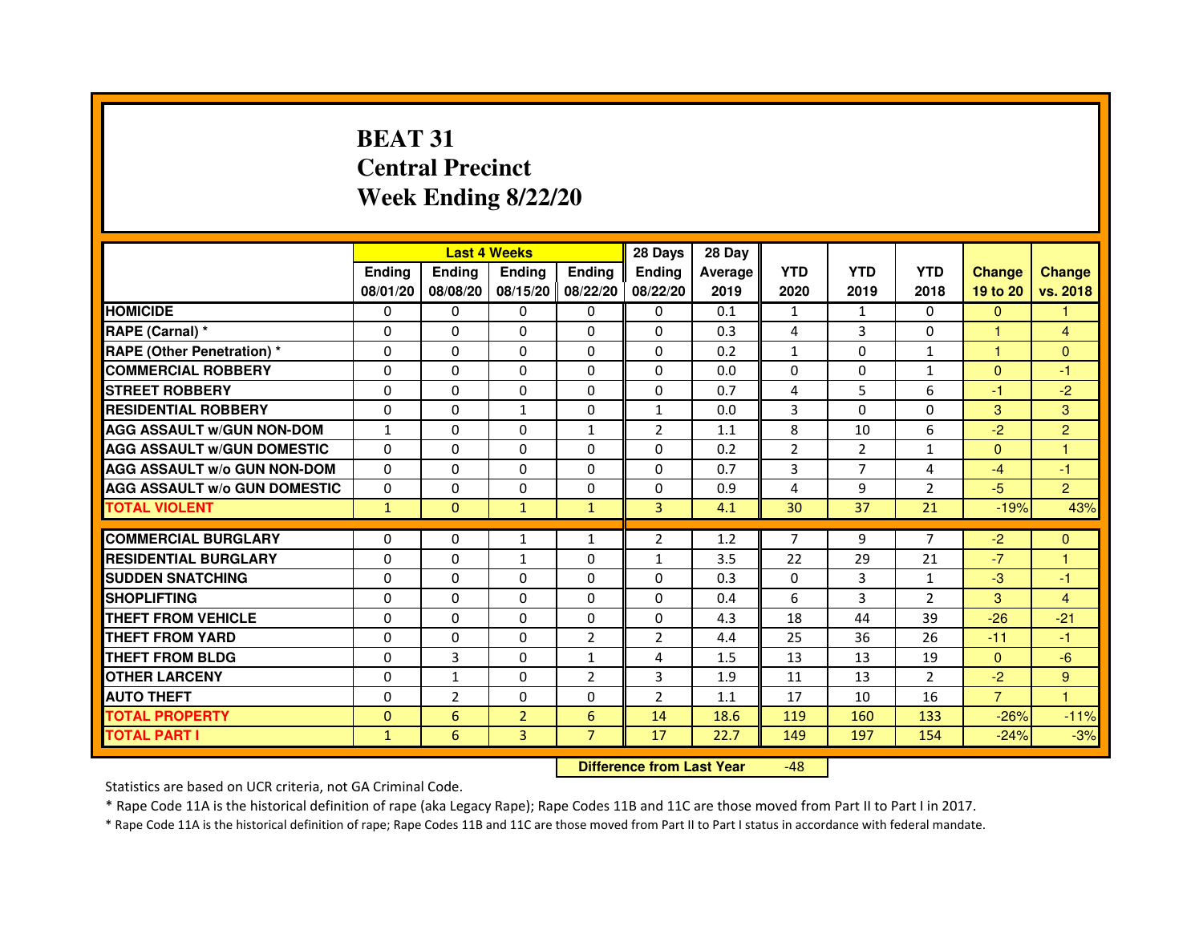# BEAT 31
## Central Precinct
## Week Ending 8/22/20

| | Last 4 Weeks | | | | 28 Days | 28 Day | | | | | |
|---|---|---|---|---|---|---|---|---|---|---|---|
| | Ending 08/01/20 | Ending 08/08/20 | Ending 08/15/20 | Ending 08/22/20 | Ending 08/22/20 | Average 2019 | YTD 2020 | YTD 2019 | YTD 2018 | Change 19 to 20 | Change vs. 2018 |
| HOMICIDE | 0 | 0 | 0 | 0 | 0 | 0.1 | 1 | 1 | 0 | 0 | 1 |
| RAPE (Carnal) * | 0 | 0 | 0 | 0 | 0 | 0.3 | 4 | 3 | 0 | 1 | 4 |
| RAPE (Other Penetration) * | 0 | 0 | 0 | 0 | 0 | 0.2 | 1 | 0 | 1 | 1 | 0 |
| COMMERCIAL ROBBERY | 0 | 0 | 0 | 0 | 0 | 0.0 | 0 | 0 | 1 | 0 | -1 |
| STREET ROBBERY | 0 | 0 | 0 | 0 | 0 | 0.7 | 4 | 5 | 6 | -1 | -2 |
| RESIDENTIAL ROBBERY | 0 | 0 | 1 | 0 | 1 | 0.0 | 3 | 0 | 0 | 3 | 3 |
| AGG ASSAULT w/GUN NON-DOM | 1 | 0 | 0 | 1 | 2 | 1.1 | 8 | 10 | 6 | -2 | 2 |
| AGG ASSAULT w/GUN DOMESTIC | 0 | 0 | 0 | 0 | 0 | 0.2 | 2 | 2 | 1 | 0 | 1 |
| AGG ASSAULT w/o GUN NON-DOM | 0 | 0 | 0 | 0 | 0 | 0.7 | 3 | 7 | 4 | -4 | -1 |
| AGG ASSAULT w/o GUN DOMESTIC | 0 | 0 | 0 | 0 | 0 | 0.9 | 4 | 9 | 2 | -5 | 2 |
| TOTAL VIOLENT | 1 | 0 | 1 | 1 | 3 | 4.1 | 30 | 37 | 21 | -19% | 43% |
| COMMERCIAL BURGLARY | 0 | 0 | 1 | 1 | 2 | 1.2 | 7 | 9 | 7 | -2 | 0 |
| RESIDENTIAL BURGLARY | 0 | 0 | 1 | 0 | 1 | 3.5 | 22 | 29 | 21 | -7 | 1 |
| SUDDEN SNATCHING | 0 | 0 | 0 | 0 | 0 | 0.3 | 0 | 3 | 1 | -3 | -1 |
| SHOPLIFTING | 0 | 0 | 0 | 0 | 0 | 0.4 | 6 | 3 | 2 | 3 | 4 |
| THEFT FROM VEHICLE | 0 | 0 | 0 | 0 | 0 | 4.3 | 18 | 44 | 39 | -26 | -21 |
| THEFT FROM YARD | 0 | 0 | 0 | 2 | 2 | 4.4 | 25 | 36 | 26 | -11 | -1 |
| THEFT FROM BLDG | 0 | 3 | 0 | 1 | 4 | 1.5 | 13 | 13 | 19 | 0 | -6 |
| OTHER LARCENY | 0 | 1 | 0 | 2 | 3 | 1.9 | 11 | 13 | 2 | -2 | 9 |
| AUTO THEFT | 0 | 2 | 0 | 0 | 2 | 1.1 | 17 | 10 | 16 | 7 | 1 |
| TOTAL PROPERTY | 0 | 6 | 2 | 6 | 14 | 18.6 | 119 | 160 | 133 | -26% | -11% |
| TOTAL PART I | 1 | 6 | 3 | 7 | 17 | 22.7 | 149 | 197 | 154 | -24% | -3% |

**Difference from Last Year** -48

Statistics are based on UCR criteria, not GA Criminal Code.

* Rape Code 11A is the historical definition of rape (aka Legacy Rape); Rape Codes 11B and 11C are those moved from Part II to Part I in 2017.

* Rape Code 11A is the historical definition of rape; Rape Codes 11B and 11C are those moved from Part II to Part I status in accordance with federal mandate.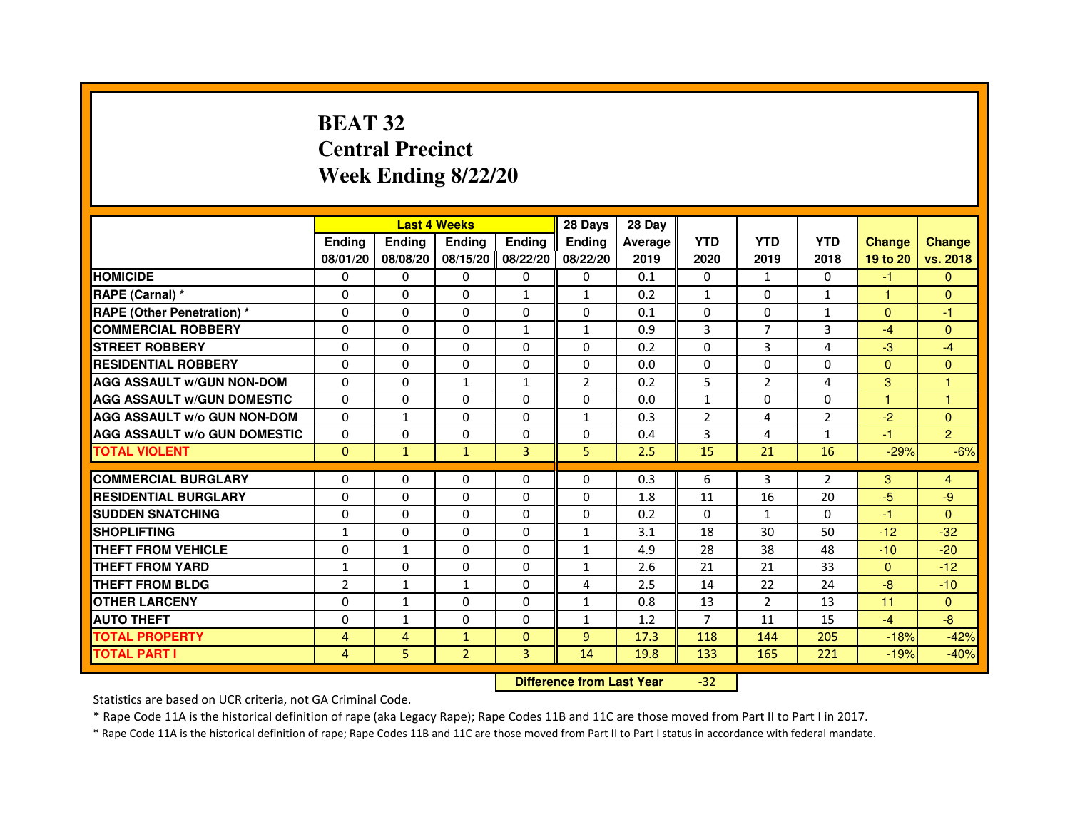# BEAT 32
## Central Precinct
## Week Ending 8/22/20

| | Last 4 Weeks | | | | 28 Days | 28 Day | | | | | |
|---|---|---|---|---|---|---|---|---|---|---|---|
| | Ending 08/01/20 | Ending 08/08/20 | Ending 08/15/20 | Ending 08/22/20 | Ending 08/22/20 | Average 2019 | YTD 2020 | YTD 2019 | YTD 2018 | Change 19 to 20 | Change vs. 2018 |
| HOMICIDE | 0 | 0 | 0 | 0 | 0 | 0.1 | 0 | 1 | 0 | -1 | 0 |
| RAPE (Carnal) * | 0 | 0 | 0 | 1 | 1 | 0.2 | 1 | 0 | 1 | 1 | 0 |
| RAPE (Other Penetration) * | 0 | 0 | 0 | 0 | 0 | 0.1 | 0 | 0 | 1 | 0 | -1 |
| COMMERCIAL ROBBERY | 0 | 0 | 0 | 1 | 1 | 0.9 | 3 | 7 | 3 | -4 | 0 |
| STREET ROBBERY | 0 | 0 | 0 | 0 | 0 | 0.2 | 0 | 3 | 4 | -3 | -4 |
| RESIDENTIAL ROBBERY | 0 | 0 | 0 | 0 | 0 | 0.0 | 0 | 0 | 0 | 0 | 0 |
| AGG ASSAULT w/GUN NON-DOM | 0 | 0 | 1 | 1 | 2 | 0.2 | 5 | 2 | 4 | 3 | 1 |
| AGG ASSAULT w/GUN DOMESTIC | 0 | 0 | 0 | 0 | 0 | 0.0 | 1 | 0 | 0 | 1 | 1 |
| AGG ASSAULT w/o GUN NON-DOM | 0 | 1 | 0 | 0 | 1 | 0.3 | 2 | 4 | 2 | -2 | 0 |
| AGG ASSAULT w/o GUN DOMESTIC | 0 | 0 | 0 | 0 | 0 | 0.4 | 3 | 4 | 1 | -1 | 2 |
| TOTAL VIOLENT | 0 | 1 | 1 | 3 | 5 | 2.5 | 15 | 21 | 16 | -29% | -6% |
| COMMERCIAL BURGLARY | 0 | 0 | 0 | 0 | 0 | 0.3 | 6 | 3 | 2 | 3 | 4 |
| RESIDENTIAL BURGLARY | 0 | 0 | 0 | 0 | 0 | 1.8 | 11 | 16 | 20 | -5 | -9 |
| SUDDEN SNATCHING | 0 | 0 | 0 | 0 | 0 | 0.2 | 0 | 1 | 0 | -1 | 0 |
| SHOPLIFTING | 1 | 0 | 0 | 0 | 1 | 3.1 | 18 | 30 | 50 | -12 | -32 |
| THEFT FROM VEHICLE | 0 | 1 | 0 | 0 | 1 | 4.9 | 28 | 38 | 48 | -10 | -20 |
| THEFT FROM YARD | 1 | 0 | 0 | 0 | 1 | 2.6 | 21 | 21 | 33 | 0 | -12 |
| THEFT FROM BLDG | 2 | 1 | 1 | 0 | 4 | 2.5 | 14 | 22 | 24 | -8 | -10 |
| OTHER LARCENY | 0 | 1 | 0 | 0 | 1 | 0.8 | 13 | 2 | 13 | 11 | 0 |
| AUTO THEFT | 0 | 1 | 0 | 0 | 1 | 1.2 | 7 | 11 | 15 | -4 | -8 |
| TOTAL PROPERTY | 4 | 4 | 1 | 0 | 9 | 17.3 | 118 | 144 | 205 | -18% | -42% |
| TOTAL PART I | 4 | 5 | 2 | 3 | 14 | 19.8 | 133 | 165 | 221 | -19% | -40% |

**Difference from Last Year** -32

Statistics are based on UCR criteria, not GA Criminal Code.

* Rape Code 11A is the historical definition of rape (aka Legacy Rape); Rape Codes 11B and 11C are those moved from Part II to Part I in 2017.

* Rape Code 11A is the historical definition of rape; Rape Codes 11B and 11C are those moved from Part II to Part I status in accordance with federal mandate.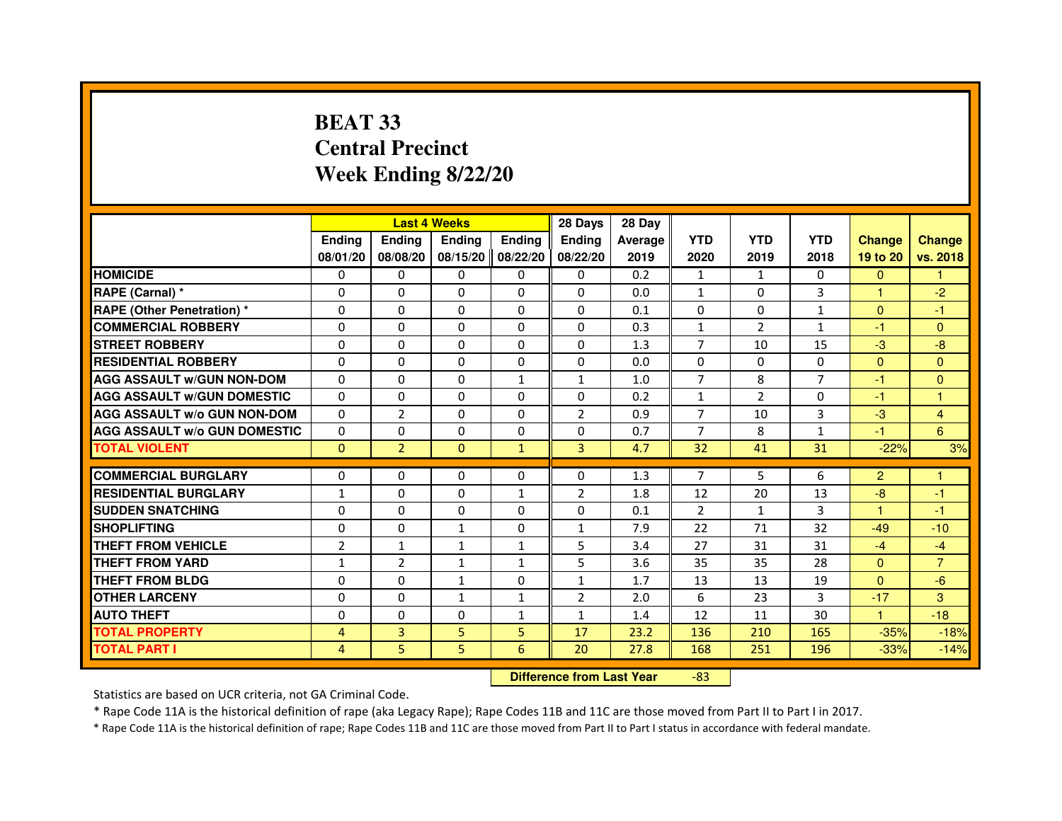# BEAT 33
## Central Precinct
## Week Ending 8/22/20

| | Last 4 Weeks | | | | 28 Days | 28 Day | | | | | |
|---|---|---|---|---|---|---|---|---|---|---|---|
| | Ending 08/01/20 | Ending 08/08/20 | Ending 08/15/20 | Ending 08/22/20 | Ending 08/22/20 | Average 2019 | YTD 2020 | YTD 2019 | YTD 2018 | Change 19 to 20 | Change vs. 2018 |
| HOMICIDE | 0 | 0 | 0 | 0 | 0 | 0.2 | 1 | 1 | 0 | 0 | 1 |
| RAPE (Carnal) * | 0 | 0 | 0 | 0 | 0 | 0.0 | 1 | 0 | 3 | 1 | -2 |
| RAPE (Other Penetration) * | 0 | 0 | 0 | 0 | 0 | 0.1 | 0 | 0 | 1 | 0 | -1 |
| COMMERCIAL ROBBERY | 0 | 0 | 0 | 0 | 0 | 0.3 | 1 | 2 | 1 | -1 | 0 |
| STREET ROBBERY | 0 | 0 | 0 | 0 | 0 | 1.3 | 7 | 10 | 15 | -3 | -8 |
| RESIDENTIAL ROBBERY | 0 | 0 | 0 | 0 | 0 | 0.0 | 0 | 0 | 0 | 0 | 0 |
| AGG ASSAULT w/GUN NON-DOM | 0 | 0 | 0 | 1 | 1 | 1.0 | 7 | 8 | 7 | -1 | 0 |
| AGG ASSAULT w/GUN DOMESTIC | 0 | 0 | 0 | 0 | 0 | 0.2 | 1 | 2 | 0 | -1 | 1 |
| AGG ASSAULT w/o GUN NON-DOM | 0 | 2 | 0 | 0 | 2 | 0.9 | 7 | 10 | 3 | -3 | 4 |
| AGG ASSAULT w/o GUN DOMESTIC | 0 | 0 | 0 | 0 | 0 | 0.7 | 7 | 8 | 1 | -1 | 6 |
| TOTAL VIOLENT | 0 | 2 | 0 | 1 | 3 | 4.7 | 32 | 41 | 31 | -22% | 3% |
| COMMERCIAL BURGLARY | 0 | 0 | 0 | 0 | 0 | 1.3 | 7 | 5 | 6 | 2 | 1 |
| RESIDENTIAL BURGLARY | 1 | 0 | 0 | 1 | 2 | 1.8 | 12 | 20 | 13 | -8 | -1 |
| SUDDEN SNATCHING | 0 | 0 | 0 | 0 | 0 | 0.1 | 2 | 1 | 3 | 1 | -1 |
| SHOPLIFTING | 0 | 0 | 1 | 0 | 1 | 7.9 | 22 | 71 | 32 | -49 | -10 |
| THEFT FROM VEHICLE | 2 | 1 | 1 | 1 | 5 | 3.4 | 27 | 31 | 31 | -4 | -4 |
| THEFT FROM YARD | 1 | 2 | 1 | 1 | 5 | 3.6 | 35 | 35 | 28 | 0 | 7 |
| THEFT FROM BLDG | 0 | 0 | 1 | 0 | 1 | 1.7 | 13 | 13 | 19 | 0 | -6 |
| OTHER LARCENY | 0 | 0 | 1 | 1 | 2 | 2.0 | 6 | 23 | 3 | -17 | 3 |
| AUTO THEFT | 0 | 0 | 0 | 1 | 1 | 1.4 | 12 | 11 | 30 | 1 | -18 |
| TOTAL PROPERTY | 4 | 3 | 5 | 5 | 17 | 23.2 | 136 | 210 | 165 | -35% | -18% |
| TOTAL PART I | 4 | 5 | 5 | 6 | 20 | 27.8 | 168 | 251 | 196 | -33% | -14% |

**Difference from Last Year** -83

Statistics are based on UCR criteria, not GA Criminal Code.

* Rape Code 11A is the historical definition of rape (aka Legacy Rape); Rape Codes 11B and 11C are those moved from Part II to Part I in 2017.

* Rape Code 11A is the historical definition of rape; Rape Codes 11B and 11C are those moved from Part II to Part I status in accordance with federal mandate.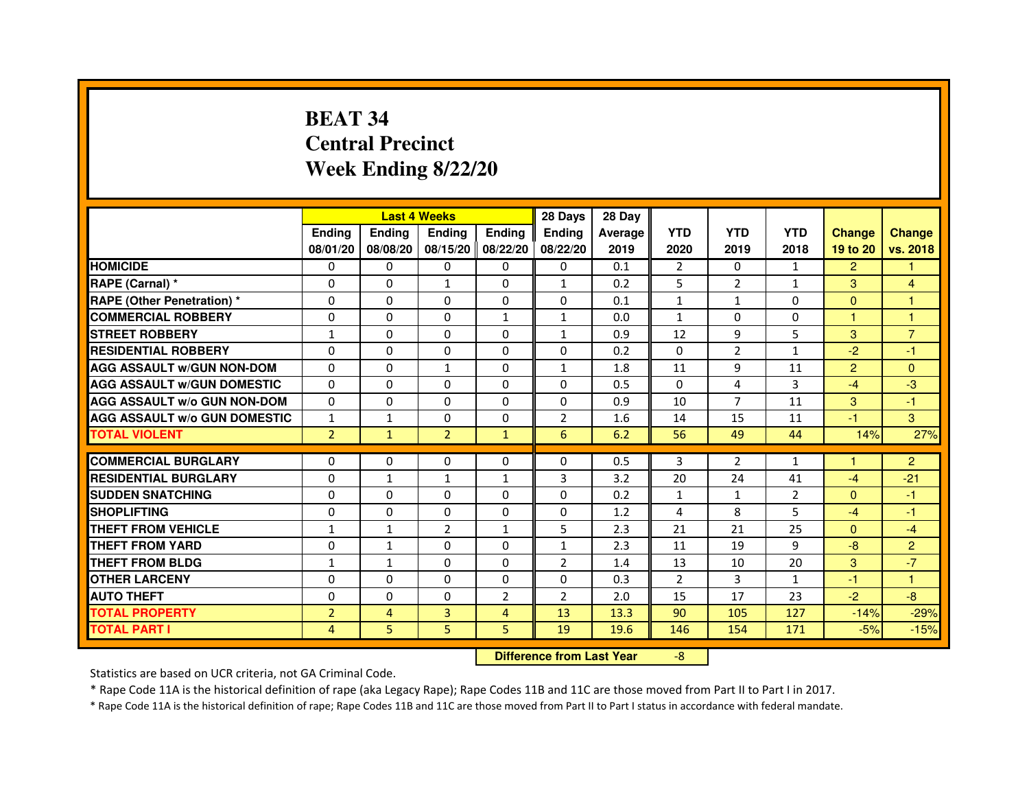# BEAT 34
# Central Precinct
# Week Ending 8/22/20

| | Last 4 Weeks | | | | 28 Days | 28 Day | | | | | |
|---|---|---|---|---|---|---|---|---|---|---|---|
| | Ending 08/01/20 | Ending 08/08/20 | Ending 08/15/20 | Ending 08/22/20 | Ending 08/22/20 | Average 2019 | YTD 2020 | YTD 2019 | YTD 2018 | Change 19 to 20 | Change vs. 2018 |
| HOMICIDE | 0 | 0 | 0 | 0 | 0 | 0.1 | 2 | 0 | 1 | 2 | 1 |
| RAPE (Carnal) * | 0 | 0 | 1 | 0 | 1 | 0.2 | 5 | 2 | 1 | 3 | 4 |
| RAPE (Other Penetration) * | 0 | 0 | 0 | 0 | 0 | 0.1 | 1 | 1 | 0 | 0 | 1 |
| COMMERCIAL ROBBERY | 0 | 0 | 0 | 1 | 1 | 0.0 | 1 | 0 | 0 | 1 | 1 |
| STREET ROBBERY | 1 | 0 | 0 | 0 | 1 | 0.9 | 12 | 9 | 5 | 3 | 7 |
| RESIDENTIAL ROBBERY | 0 | 0 | 0 | 0 | 0 | 0.2 | 0 | 2 | 1 | -2 | -1 |
| AGG ASSAULT w/GUN NON-DOM | 0 | 0 | 1 | 0 | 1 | 1.8 | 11 | 9 | 11 | 2 | 0 |
| AGG ASSAULT w/GUN DOMESTIC | 0 | 0 | 0 | 0 | 0 | 0.5 | 0 | 4 | 3 | -4 | -3 |
| AGG ASSAULT w/o GUN NON-DOM | 0 | 0 | 0 | 0 | 0 | 0.9 | 10 | 7 | 11 | 3 | -1 |
| AGG ASSAULT w/o GUN DOMESTIC | 1 | 1 | 0 | 0 | 2 | 1.6 | 14 | 15 | 11 | -1 | 3 |
| TOTAL VIOLENT | 2 | 1 | 2 | 1 | 6 | 6.2 | 56 | 49 | 44 | 14% | 27% |
| COMMERCIAL BURGLARY | 0 | 0 | 0 | 0 | 0 | 0.5 | 3 | 2 | 1 | 1 | 2 |
| RESIDENTIAL BURGLARY | 0 | 1 | 1 | 1 | 3 | 3.2 | 20 | 24 | 41 | -4 | -21 |
| SUDDEN SNATCHING | 0 | 0 | 0 | 0 | 0 | 0.2 | 1 | 1 | 2 | 0 | -1 |
| SHOPLIFTING | 0 | 0 | 0 | 0 | 0 | 1.2 | 4 | 8 | 5 | -4 | -1 |
| THEFT FROM VEHICLE | 1 | 1 | 2 | 1 | 5 | 2.3 | 21 | 21 | 25 | 0 | -4 |
| THEFT FROM YARD | 0 | 1 | 0 | 0 | 1 | 2.3 | 11 | 19 | 9 | -8 | 2 |
| THEFT FROM BLDG | 1 | 1 | 0 | 0 | 2 | 1.4 | 13 | 10 | 20 | 3 | -7 |
| OTHER LARCENY | 0 | 0 | 0 | 0 | 0 | 0.3 | 2 | 3 | 1 | -1 | 1 |
| AUTO THEFT | 0 | 0 | 0 | 2 | 2 | 2.0 | 15 | 17 | 23 | -2 | -8 |
| TOTAL PROPERTY | 2 | 4 | 3 | 4 | 13 | 13.3 | 90 | 105 | 127 | -14% | -29% |
| TOTAL PART I | 4 | 5 | 5 | 5 | 19 | 19.6 | 146 | 154 | 171 | -5% | -15% |

**Difference from Last Year** -8

Statistics are based on UCR criteria, not GA Criminal Code.

* Rape Code 11A is the historical definition of rape (aka Legacy Rape); Rape Codes 11B and 11C are those moved from Part II to Part I in 2017.

* Rape Code 11A is the historical definition of rape; Rape Codes 11B and 11C are those moved from Part II to Part I status in accordance with federal mandate.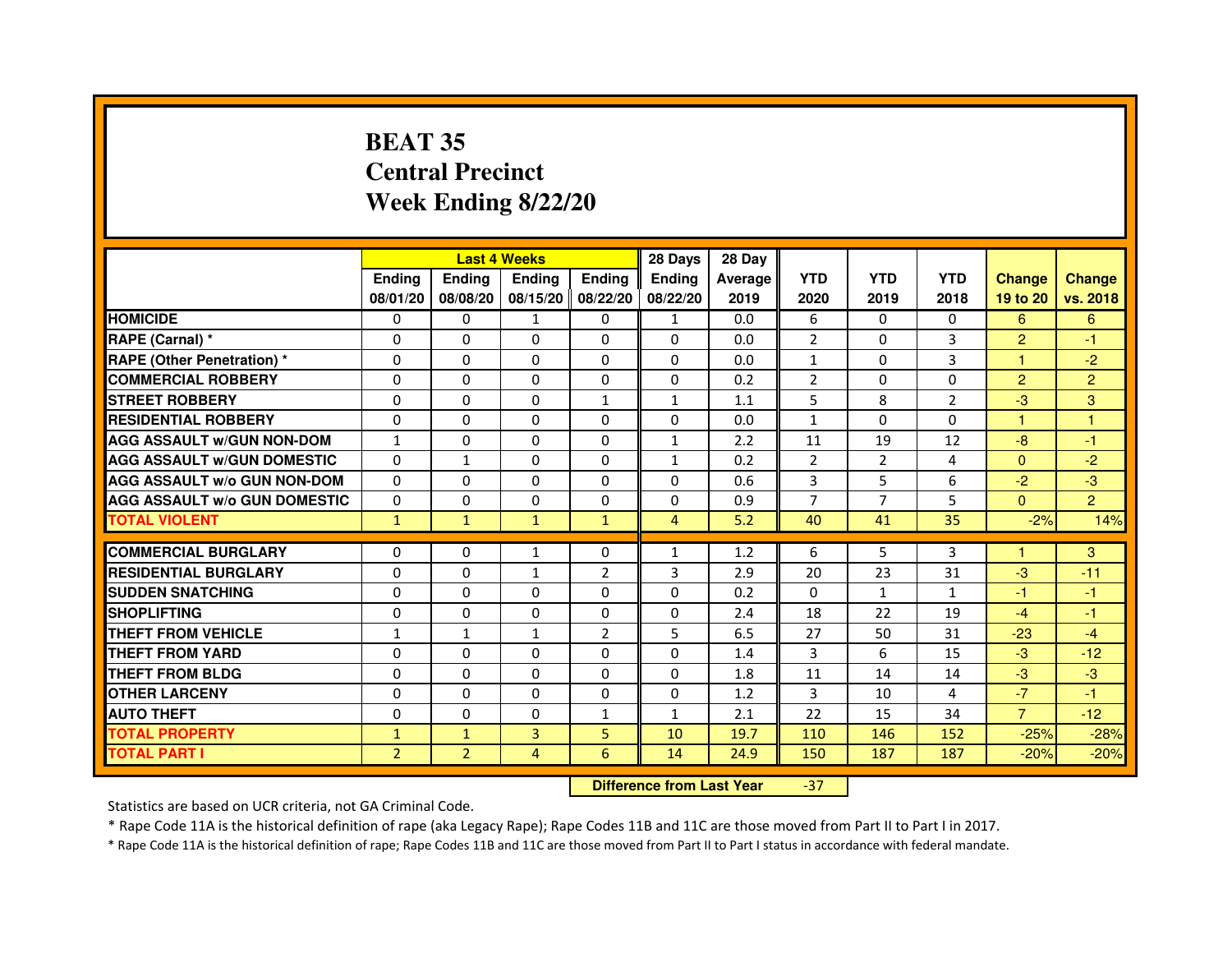# BEAT 35
# Central Precinct
# Week Ending 8/22/20

| | Last 4 Weeks | | | | 28 Days | 28 Day | | | | | |
|---|---|---|---|---|---|---|---|---|---|---|---|
| | Ending 08/01/20 | Ending 08/08/20 | Ending 08/15/20 | Ending 08/22/20 | Ending 08/22/20 | Average 2019 | YTD 2020 | YTD 2019 | YTD 2018 | Change 19 to 20 | Change vs. 2018 |
| HOMICIDE | 0 | 0 | 1 | 0 | 1 | 0.0 | 6 | 0 | 0 | 6 | 6 |
| RAPE (Carnal) * | 0 | 0 | 0 | 0 | 0 | 0.0 | 2 | 0 | 3 | 2 | -1 |
| RAPE (Other Penetration) * | 0 | 0 | 0 | 0 | 0 | 0.0 | 1 | 0 | 3 | 1 | -2 |
| COMMERCIAL ROBBERY | 0 | 0 | 0 | 0 | 0 | 0.2 | 2 | 0 | 0 | 2 | 2 |
| STREET ROBBERY | 0 | 0 | 0 | 1 | 1 | 1.1 | 5 | 8 | 2 | -3 | 3 |
| RESIDENTIAL ROBBERY | 0 | 0 | 0 | 0 | 0 | 0.0 | 1 | 0 | 0 | 1 | 1 |
| AGG ASSAULT w/GUN NON-DOM | 1 | 0 | 0 | 0 | 1 | 2.2 | 11 | 19 | 12 | -8 | -1 |
| AGG ASSAULT w/GUN DOMESTIC | 0 | 1 | 0 | 0 | 1 | 0.2 | 2 | 2 | 4 | 0 | -2 |
| AGG ASSAULT w/o GUN NON-DOM | 0 | 0 | 0 | 0 | 0 | 0.6 | 3 | 5 | 6 | -2 | -3 |
| AGG ASSAULT w/o GUN DOMESTIC | 0 | 0 | 0 | 0 | 0 | 0.9 | 7 | 7 | 5 | 0 | 2 |
| TOTAL VIOLENT | 1 | 1 | 1 | 1 | 4 | 5.2 | 40 | 41 | 35 | -2% | 14% |
| COMMERCIAL BURGLARY | 0 | 0 | 1 | 0 | 1 | 1.2 | 6 | 5 | 3 | 1 | 3 |
| RESIDENTIAL BURGLARY | 0 | 0 | 1 | 2 | 3 | 2.9 | 20 | 23 | 31 | -3 | -11 |
| SUDDEN SNATCHING | 0 | 0 | 0 | 0 | 0 | 0.2 | 0 | 1 | 1 | -1 | -1 |
| SHOPLIFTING | 0 | 0 | 0 | 0 | 0 | 2.4 | 18 | 22 | 19 | -4 | -1 |
| THEFT FROM VEHICLE | 1 | 1 | 1 | 2 | 5 | 6.5 | 27 | 50 | 31 | -23 | -4 |
| THEFT FROM YARD | 0 | 0 | 0 | 0 | 0 | 1.4 | 3 | 6 | 15 | -3 | -12 |
| THEFT FROM BLDG | 0 | 0 | 0 | 0 | 0 | 1.8 | 11 | 14 | 14 | -3 | -3 |
| OTHER LARCENY | 0 | 0 | 0 | 0 | 0 | 1.2 | 3 | 10 | 4 | -7 | -1 |
| AUTO THEFT | 0 | 0 | 0 | 1 | 1 | 2.1 | 22 | 15 | 34 | 7 | -12 |
| TOTAL PROPERTY | 1 | 1 | 3 | 5 | 10 | 19.7 | 110 | 146 | 152 | -25% | -28% |
| TOTAL PART I | 2 | 2 | 4 | 6 | 14 | 24.9 | 150 | 187 | 187 | -20% | -20% |

**Difference from Last Year** -37

Statistics are based on UCR criteria, not GA Criminal Code.

* Rape Code 11A is the historical definition of rape (aka Legacy Rape); Rape Codes 11B and 11C are those moved from Part II to Part I in 2017.

* Rape Code 11A is the historical definition of rape; Rape Codes 11B and 11C are those moved from Part II to Part I status in accordance with federal mandate.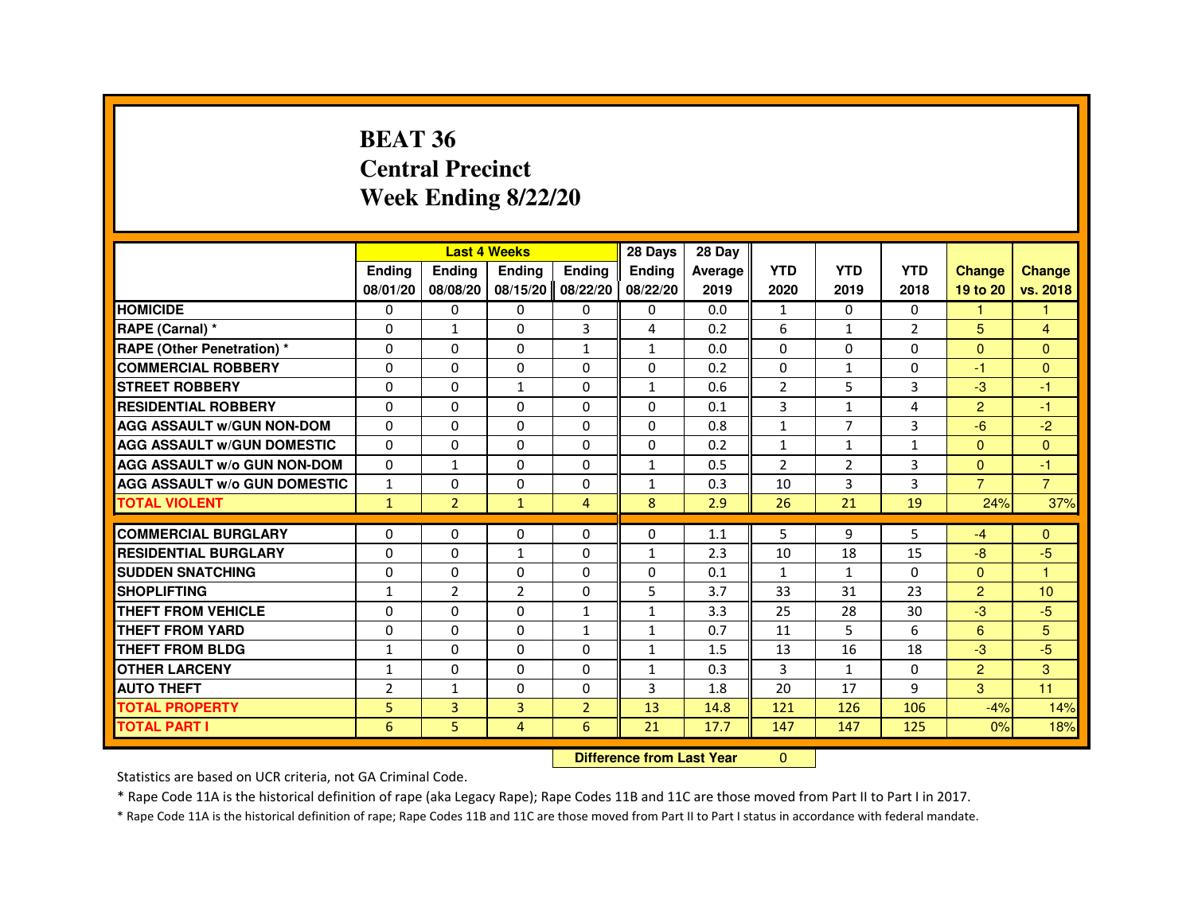# BEAT 36
# Central Precinct
# Week Ending 8/22/20

| | Last 4 Weeks | | | | 28 Days | 28 Day | | | | | |
|---|---|---|---|---|---|---|---|---|---|---|---|
| | Ending 08/01/20 | Ending 08/08/20 | Ending 08/15/20 | Ending 08/22/20 | Ending 08/22/20 | Average 2019 | YTD 2020 | YTD 2019 | YTD 2018 | Change 19 to 20 | Change vs. 2018 |
| **HOMICIDE** | 0 | 0 | 0 | 0 | 0 | 0.0 | 1 | 0 | 0 | 1 | 1 |
| **RAPE (Carnal) *** | 0 | 1 | 0 | 3 | 4 | 0.2 | 6 | 1 | 2 | 5 | 4 |
| **RAPE (Other Penetration) *** | 0 | 0 | 0 | 1 | 1 | 0.0 | 0 | 0 | 0 | 0 | 0 |
| **COMMERCIAL ROBBERY** | 0 | 0 | 0 | 0 | 0 | 0.2 | 0 | 1 | 0 | -1 | 0 |
| **STREET ROBBERY** | 0 | 0 | 1 | 0 | 1 | 0.6 | 2 | 5 | 3 | -3 | -1 |
| **RESIDENTIAL ROBBERY** | 0 | 0 | 0 | 0 | 0 | 0.1 | 3 | 1 | 4 | 2 | -1 |
| **AGG ASSAULT w/GUN NON-DOM** | 0 | 0 | 0 | 0 | 0 | 0.8 | 1 | 7 | 3 | -6 | -2 |
| **AGG ASSAULT w/GUN DOMESTIC** | 0 | 0 | 0 | 0 | 0 | 0.2 | 1 | 1 | 1 | 0 | 0 |
| **AGG ASSAULT w/o GUN NON-DOM** | 0 | 1 | 0 | 0 | 1 | 0.5 | 2 | 2 | 3 | 0 | -1 |
| **AGG ASSAULT w/o GUN DOMESTIC** | 1 | 0 | 0 | 0 | 1 | 0.3 | 10 | 3 | 3 | 7 | 7 |
| **TOTAL VIOLENT** | 1 | 2 | 1 | 4 | 8 | 2.9 | 26 | 21 | 19 | 24% | 37% |
| **COMMERCIAL BURGLARY** | 0 | 0 | 0 | 0 | 0 | 1.1 | 5 | 9 | 5 | -4 | 0 |
| **RESIDENTIAL BURGLARY** | 0 | 0 | 1 | 0 | 1 | 2.3 | 10 | 18 | 15 | -8 | -5 |
| **SUDDEN SNATCHING** | 0 | 0 | 0 | 0 | 0 | 0.1 | 1 | 1 | 0 | 0 | 1 |
| **SHOPLIFTING** | 1 | 2 | 2 | 0 | 5 | 3.7 | 33 | 31 | 23 | 2 | 10 |
| **THEFT FROM VEHICLE** | 0 | 0 | 0 | 1 | 1 | 3.3 | 25 | 28 | 30 | -3 | -5 |
| **THEFT FROM YARD** | 0 | 0 | 0 | 1 | 1 | 0.7 | 11 | 5 | 6 | 6 | 5 |
| **THEFT FROM BLDG** | 1 | 0 | 0 | 0 | 1 | 1.5 | 13 | 16 | 18 | -3 | -5 |
| **OTHER LARCENY** | 1 | 0 | 0 | 0 | 1 | 0.3 | 3 | 1 | 0 | 2 | 3 |
| **AUTO THEFT** | 2 | 1 | 0 | 0 | 3 | 1.8 | 20 | 17 | 9 | 3 | 11 |
| **TOTAL PROPERTY** | 5 | 3 | 3 | 2 | 13 | 14.8 | 121 | 126 | 106 | -4% | 14% |
| **TOTAL PART I** | 6 | 5 | 4 | 6 | 21 | 17.7 | 147 | 147 | 125 | 0% | 18% |

**Difference from Last Year** 0

Statistics are based on UCR criteria, not GA Criminal Code.

* Rape Code 11A is the historical definition of rape (aka Legacy Rape); Rape Codes 11B and 11C are those moved from Part II to Part I in 2017.

* Rape Code 11A is the historical definition of rape; Rape Codes 11B and 11C are those moved from Part II to Part I status in accordance with federal mandate.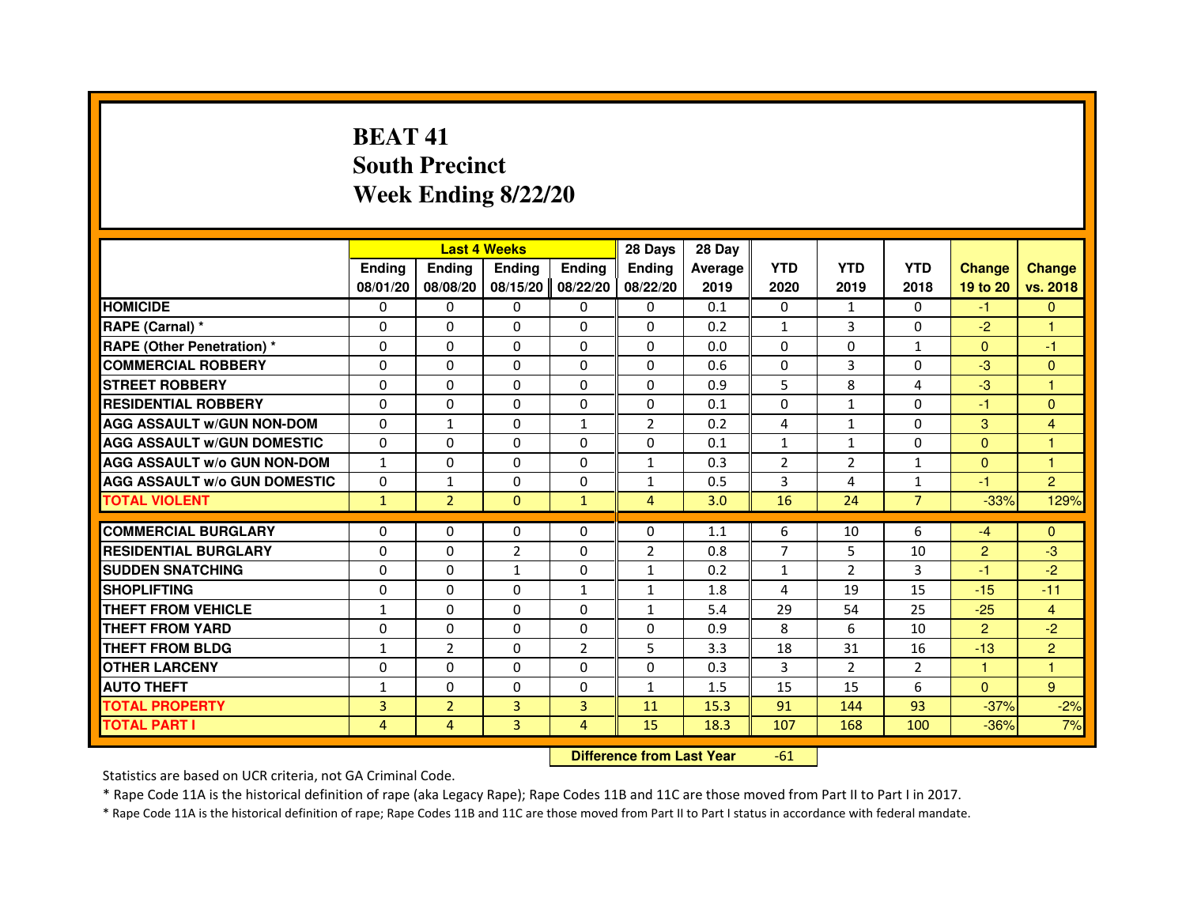# BEAT 41
## South Precinct
## Week Ending 8/22/20

| | Last 4 Weeks | | | | 28 Days | 28 Day | | | | | |
|---|---|---|---|---|---|---|---|---|---|---|---|
| | Ending 08/01/20 | Ending 08/08/20 | Ending 08/15/20 | Ending 08/22/20 | Ending 08/22/20 | Average 2019 | YTD 2020 | YTD 2019 | YTD 2018 | Change 19 to 20 | Change vs. 2018 |
| HOMICIDE | 0 | 0 | 0 | 0 | 0 | 0.1 | 0 | 1 | 0 | -1 | 0 |
| RAPE (Carnal) * | 0 | 0 | 0 | 0 | 0 | 0.2 | 1 | 3 | 0 | -2 | 1 |
| RAPE (Other Penetration) * | 0 | 0 | 0 | 0 | 0 | 0.0 | 0 | 0 | 1 | 0 | -1 |
| COMMERCIAL ROBBERY | 0 | 0 | 0 | 0 | 0 | 0.6 | 0 | 3 | 0 | -3 | 0 |
| STREET ROBBERY | 0 | 0 | 0 | 0 | 0 | 0.9 | 5 | 8 | 4 | -3 | 1 |
| RESIDENTIAL ROBBERY | 0 | 0 | 0 | 0 | 0 | 0.1 | 0 | 1 | 0 | -1 | 0 |
| AGG ASSAULT w/GUN NON-DOM | 0 | 1 | 0 | 1 | 2 | 0.2 | 4 | 1 | 0 | 3 | 4 |
| AGG ASSAULT w/GUN DOMESTIC | 0 | 0 | 0 | 0 | 0 | 0.1 | 1 | 1 | 0 | 0 | 1 |
| AGG ASSAULT w/o GUN NON-DOM | 1 | 0 | 0 | 0 | 1 | 0.3 | 2 | 2 | 1 | 0 | 1 |
| AGG ASSAULT w/o GUN DOMESTIC | 0 | 1 | 0 | 0 | 1 | 0.5 | 3 | 4 | 1 | -1 | 2 |
| TOTAL VIOLENT | 1 | 2 | 0 | 1 | 4 | 3.0 | 16 | 24 | 7 | -33% | 129% |
| COMMERCIAL BURGLARY | 0 | 0 | 0 | 0 | 0 | 1.1 | 6 | 10 | 6 | -4 | 0 |
| RESIDENTIAL BURGLARY | 0 | 0 | 2 | 0 | 2 | 0.8 | 7 | 5 | 10 | 2 | -3 |
| SUDDEN SNATCHING | 0 | 0 | 1 | 0 | 1 | 0.2 | 1 | 2 | 3 | -1 | -2 |
| SHOPLIFTING | 0 | 0 | 0 | 1 | 1 | 1.8 | 4 | 19 | 15 | -15 | -11 |
| THEFT FROM VEHICLE | 1 | 0 | 0 | 0 | 1 | 5.4 | 29 | 54 | 25 | -25 | 4 |
| THEFT FROM YARD | 0 | 0 | 0 | 0 | 0 | 0.9 | 8 | 6 | 10 | 2 | -2 |
| THEFT FROM BLDG | 1 | 2 | 0 | 2 | 5 | 3.3 | 18 | 31 | 16 | -13 | 2 |
| OTHER LARCENY | 0 | 0 | 0 | 0 | 0 | 0.3 | 3 | 2 | 2 | 1 | 1 |
| AUTO THEFT | 1 | 0 | 0 | 0 | 1 | 1.5 | 15 | 15 | 6 | 0 | 9 |
| TOTAL PROPERTY | 3 | 2 | 3 | 3 | 11 | 15.3 | 91 | 144 | 93 | -37% | -2% |
| TOTAL PART I | 4 | 4 | 3 | 4 | 15 | 18.3 | 107 | 168 | 100 | -36% | 7% |

**Difference from Last Year** -61

Statistics are based on UCR criteria, not GA Criminal Code.

* Rape Code 11A is the historical definition of rape (aka Legacy Rape); Rape Codes 11B and 11C are those moved from Part II to Part I in 2017.

* Rape Code 11A is the historical definition of rape; Rape Codes 11B and 11C are those moved from Part II to Part I status in accordance with federal mandate.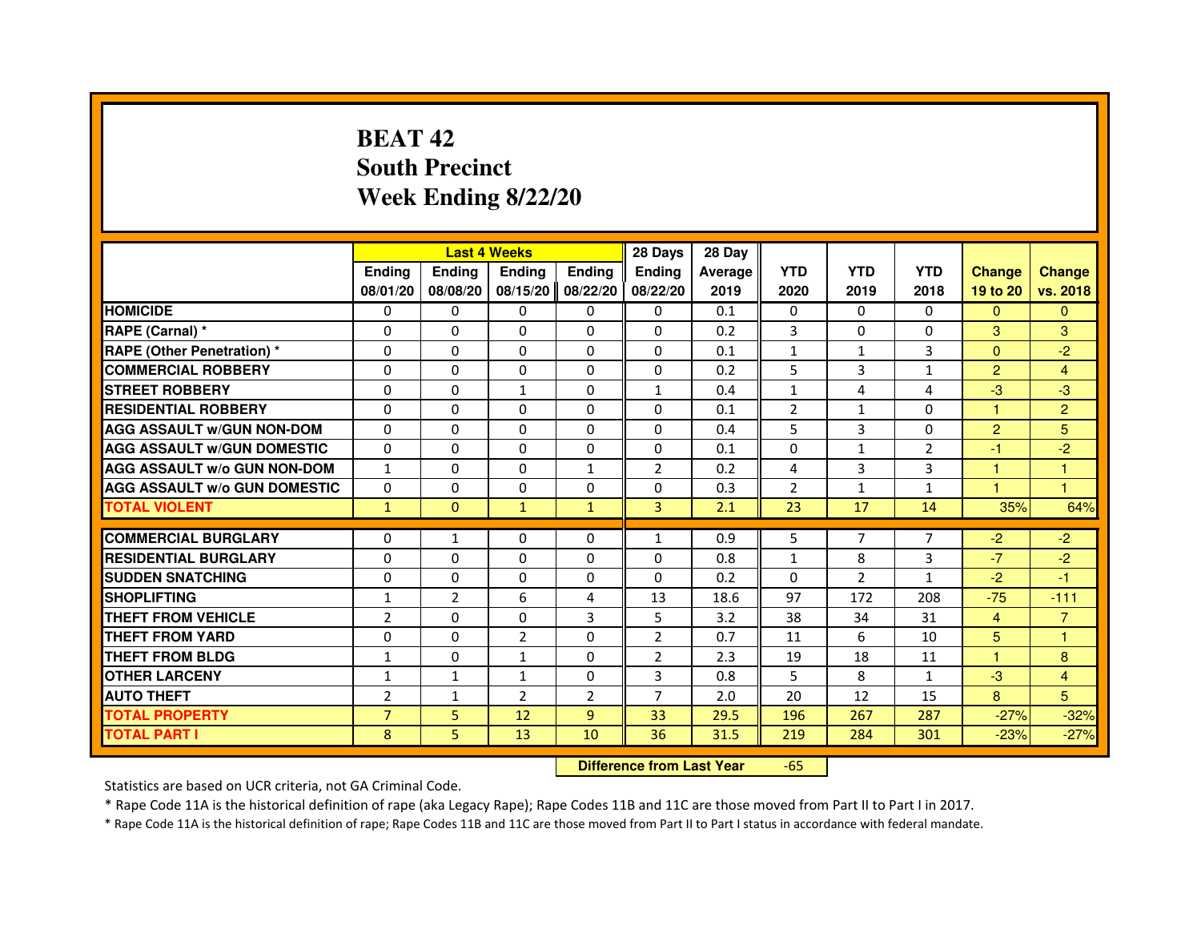# BEAT 42
## South Precinct
## Week Ending 8/22/20

| | Last 4 Weeks | | | | 28 Days | 28 Day | | | | | |
|---|---|---|---|---|---|---|---|---|---|---|---|
| | Ending 08/01/20 | Ending 08/08/20 | Ending 08/15/20 | Ending 08/22/20 | Ending 08/22/20 | Average 2019 | YTD 2020 | YTD 2019 | YTD 2018 | Change 19 to 20 | Change vs. 2018 |
| HOMICIDE | 0 | 0 | 0 | 0 | 0 | 0.1 | 0 | 0 | 0 | 0 | 0 |
| RAPE (Carnal) * | 0 | 0 | 0 | 0 | 0 | 0.2 | 3 | 0 | 0 | 3 | 3 |
| RAPE (Other Penetration) * | 0 | 0 | 0 | 0 | 0 | 0.1 | 1 | 1 | 3 | 0 | -2 |
| COMMERCIAL ROBBERY | 0 | 0 | 0 | 0 | 0 | 0.2 | 5 | 3 | 1 | 2 | 4 |
| STREET ROBBERY | 0 | 0 | 1 | 0 | 1 | 0.4 | 1 | 4 | 4 | -3 | -3 |
| RESIDENTIAL ROBBERY | 0 | 0 | 0 | 0 | 0 | 0.1 | 2 | 1 | 0 | 1 | 2 |
| AGG ASSAULT w/GUN NON-DOM | 0 | 0 | 0 | 0 | 0 | 0.4 | 5 | 3 | 0 | 2 | 5 |
| AGG ASSAULT w/GUN DOMESTIC | 0 | 0 | 0 | 0 | 0 | 0.1 | 0 | 1 | 2 | -1 | -2 |
| AGG ASSAULT w/o GUN NON-DOM | 1 | 0 | 0 | 1 | 2 | 0.2 | 4 | 3 | 3 | 1 | 1 |
| AGG ASSAULT w/o GUN DOMESTIC | 0 | 0 | 0 | 0 | 0 | 0.3 | 2 | 1 | 1 | 1 | 1 |
| TOTAL VIOLENT | 1 | 0 | 1 | 1 | 3 | 2.1 | 23 | 17 | 14 | 35% | 64% |
| COMMERCIAL BURGLARY | 0 | 1 | 0 | 0 | 1 | 0.9 | 5 | 7 | 7 | -2 | -2 |
| RESIDENTIAL BURGLARY | 0 | 0 | 0 | 0 | 0 | 0.8 | 1 | 8 | 3 | -7 | -2 |
| SUDDEN SNATCHING | 0 | 0 | 0 | 0 | 0 | 0.2 | 0 | 2 | 1 | -2 | -1 |
| SHOPLIFTING | 1 | 2 | 6 | 4 | 13 | 18.6 | 97 | 172 | 208 | -75 | -111 |
| THEFT FROM VEHICLE | 2 | 0 | 0 | 3 | 5 | 3.2 | 38 | 34 | 31 | 4 | 7 |
| THEFT FROM YARD | 0 | 0 | 2 | 0 | 2 | 0.7 | 11 | 6 | 10 | 5 | 1 |
| THEFT FROM BLDG | 1 | 0 | 1 | 0 | 2 | 2.3 | 19 | 18 | 11 | 1 | 8 |
| OTHER LARCENY | 1 | 1 | 1 | 0 | 3 | 0.8 | 5 | 8 | 1 | -3 | 4 |
| AUTO THEFT | 2 | 1 | 2 | 2 | 7 | 2.0 | 20 | 12 | 15 | 8 | 5 |
| TOTAL PROPERTY | 7 | 5 | 12 | 9 | 33 | 29.5 | 196 | 267 | 287 | -27% | -32% |
| TOTAL PART I | 8 | 5 | 13 | 10 | 36 | 31.5 | 219 | 284 | 301 | -23% | -27% |

**Difference from Last Year** -65

Statistics are based on UCR criteria, not GA Criminal Code.

* Rape Code 11A is the historical definition of rape (aka Legacy Rape); Rape Codes 11B and 11C are those moved from Part II to Part I in 2017.

* Rape Code 11A is the historical definition of rape; Rape Codes 11B and 11C are those moved from Part II to Part I status in accordance with federal mandate.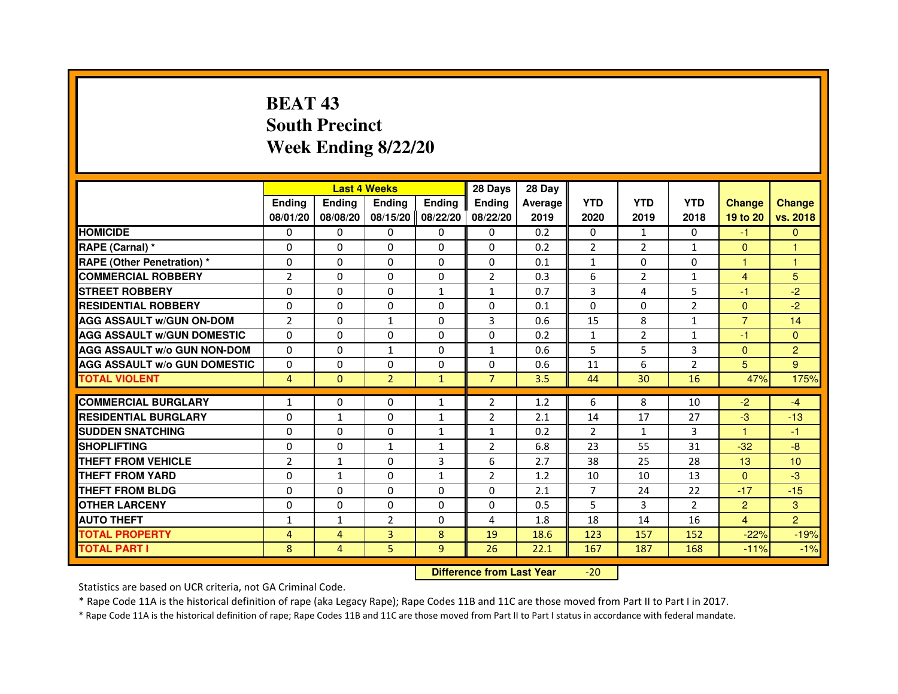# BEAT 43
## South Precinct
## Week Ending 8/22/20

| | Last 4 Weeks | | | | 28 Days | 28 Day | | | | | |
|---|---|---|---|---|---|---|---|---|---|---|---|
| | Ending 08/01/20 | Ending 08/08/20 | Ending 08/15/20 | Ending 08/22/20 | Ending 08/22/20 | Average 2019 | YTD 2020 | YTD 2019 | YTD 2018 | Change 19 to 20 | Change vs. 2018 |
| HOMICIDE | 0 | 0 | 0 | 0 | 0 | 0.2 | 0 | 1 | 0 | -1 | 0 |
| RAPE (Carnal) * | 0 | 0 | 0 | 0 | 0 | 0.2 | 2 | 2 | 1 | 0 | 1 |
| RAPE (Other Penetration) * | 0 | 0 | 0 | 0 | 0 | 0.1 | 1 | 0 | 0 | 1 | 1 |
| COMMERCIAL ROBBERY | 2 | 0 | 0 | 0 | 2 | 0.3 | 6 | 2 | 1 | 4 | 5 |
| STREET ROBBERY | 0 | 0 | 0 | 1 | 1 | 0.7 | 3 | 4 | 5 | -1 | -2 |
| RESIDENTIAL ROBBERY | 0 | 0 | 0 | 0 | 0 | 0.1 | 0 | 0 | 2 | 0 | -2 |
| AGG ASSAULT w/GUN ON-DOM | 2 | 0 | 1 | 0 | 3 | 0.6 | 15 | 8 | 1 | 7 | 14 |
| AGG ASSAULT w/GUN DOMESTIC | 0 | 0 | 0 | 0 | 0 | 0.2 | 1 | 2 | 1 | -1 | 0 |
| AGG ASSAULT w/o GUN NON-DOM | 0 | 0 | 1 | 0 | 1 | 0.6 | 5 | 5 | 3 | 0 | 2 |
| AGG ASSAULT w/o GUN DOMESTIC | 0 | 0 | 0 | 0 | 0 | 0.6 | 11 | 6 | 2 | 5 | 9 |
| TOTAL VIOLENT | 4 | 0 | 2 | 1 | 7 | 3.5 | 44 | 30 | 16 | 47% | 175% |
| COMMERCIAL BURGLARY | 1 | 0 | 0 | 1 | 2 | 1.2 | 6 | 8 | 10 | -2 | -4 |
| RESIDENTIAL BURGLARY | 0 | 1 | 0 | 1 | 2 | 2.1 | 14 | 17 | 27 | -3 | -13 |
| SUDDEN SNATCHING | 0 | 0 | 0 | 1 | 1 | 0.2 | 2 | 1 | 3 | 1 | -1 |
| SHOPLIFTING | 0 | 0 | 1 | 1 | 2 | 6.8 | 23 | 55 | 31 | -32 | -8 |
| THEFT FROM VEHICLE | 2 | 1 | 0 | 3 | 6 | 2.7 | 38 | 25 | 28 | 13 | 10 |
| THEFT FROM YARD | 0 | 1 | 0 | 1 | 2 | 1.2 | 10 | 10 | 13 | 0 | -3 |
| THEFT FROM BLDG | 0 | 0 | 0 | 0 | 0 | 2.1 | 7 | 24 | 22 | -17 | -15 |
| OTHER LARCENY | 0 | 0 | 0 | 0 | 0 | 0.5 | 5 | 3 | 2 | 2 | 3 |
| AUTO THEFT | 1 | 1 | 2 | 0 | 4 | 1.8 | 18 | 14 | 16 | 4 | 2 |
| TOTAL PROPERTY | 4 | 4 | 3 | 8 | 19 | 18.6 | 123 | 157 | 152 | -22% | -19% |
| TOTAL PART I | 8 | 4 | 5 | 9 | 26 | 22.1 | 167 | 187 | 168 | -11% | -1% |

**Difference from Last Year** -20

Statistics are based on UCR criteria, not GA Criminal Code.

* Rape Code 11A is the historical definition of rape (aka Legacy Rape); Rape Codes 11B and 11C are those moved from Part II to Part I in 2017.

* Rape Code 11A is the historical definition of rape; Rape Codes 11B and 11C are those moved from Part II to Part I status in accordance with federal mandate.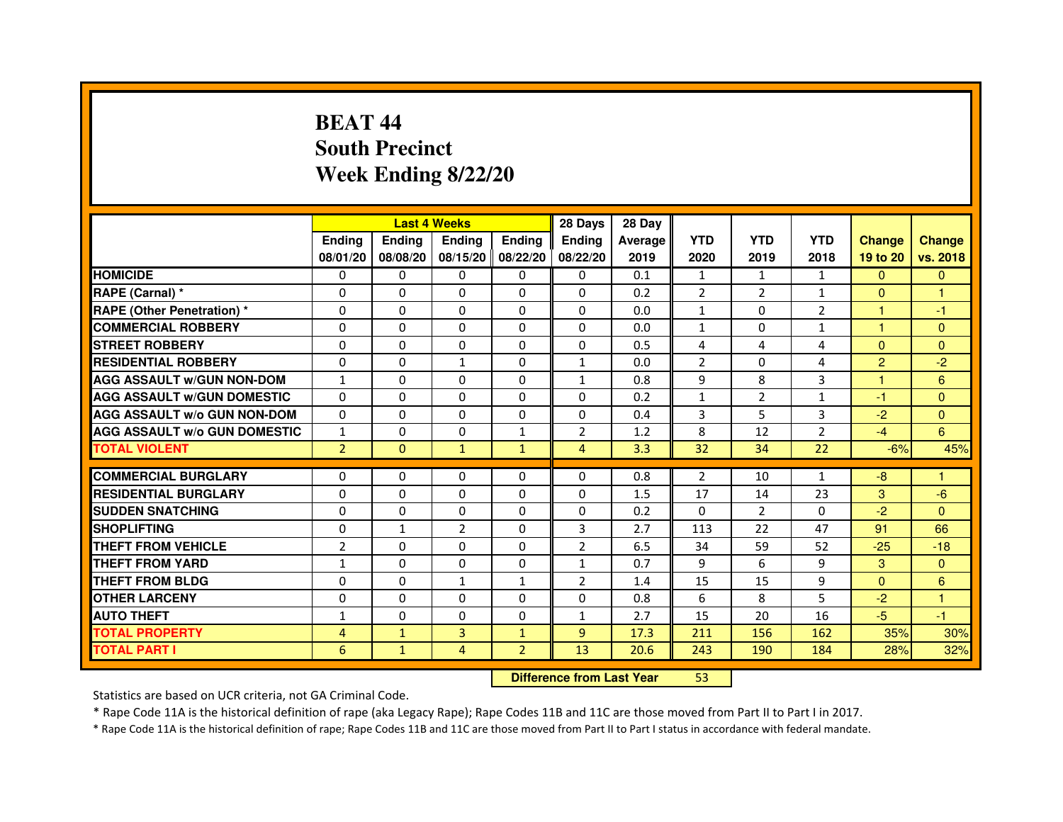# BEAT 44
## South Precinct
## Week Ending 8/22/20

| | Last 4 Weeks | | | | 28 Days | 28 Day | | | | | |
|---|---|---|---|---|---|---|---|---|---|---|---|
| | Ending 08/01/20 | Ending 08/08/20 | Ending 08/15/20 | Ending 08/22/20 | Ending 08/22/20 | Average 2019 | YTD 2020 | YTD 2019 | YTD 2018 | Change 19 to 20 | Change vs. 2018 |
| HOMICIDE | 0 | 0 | 0 | 0 | 0 | 0.1 | 1 | 1 | 1 | 0 | 0 |
| RAPE (Carnal) * | 0 | 0 | 0 | 0 | 0 | 0.2 | 2 | 2 | 1 | 0 | 1 |
| RAPE (Other Penetration) * | 0 | 0 | 0 | 0 | 0 | 0.0 | 1 | 0 | 2 | 1 | -1 |
| COMMERCIAL ROBBERY | 0 | 0 | 0 | 0 | 0 | 0.0 | 1 | 0 | 1 | 1 | 0 |
| STREET ROBBERY | 0 | 0 | 0 | 0 | 0 | 0.5 | 4 | 4 | 4 | 0 | 0 |
| RESIDENTIAL ROBBERY | 0 | 0 | 1 | 0 | 1 | 0.0 | 2 | 0 | 4 | 2 | -2 |
| AGG ASSAULT w/GUN NON-DOM | 1 | 0 | 0 | 0 | 1 | 0.8 | 9 | 8 | 3 | 1 | 6 |
| AGG ASSAULT w/GUN DOMESTIC | 0 | 0 | 0 | 0 | 0 | 0.2 | 1 | 2 | 1 | -1 | 0 |
| AGG ASSAULT w/o GUN NON-DOM | 0 | 0 | 0 | 0 | 0 | 0.4 | 3 | 5 | 3 | -2 | 0 |
| AGG ASSAULT w/o GUN DOMESTIC | 1 | 0 | 0 | 1 | 2 | 1.2 | 8 | 12 | 2 | -4 | 6 |
| TOTAL VIOLENT | 2 | 0 | 1 | 1 | 4 | 3.3 | 32 | 34 | 22 | -6% | 45% |
| COMMERCIAL BURGLARY | 0 | 0 | 0 | 0 | 0 | 0.8 | 2 | 10 | 1 | -8 | 1 |
| RESIDENTIAL BURGLARY | 0 | 0 | 0 | 0 | 0 | 1.5 | 17 | 14 | 23 | 3 | -6 |
| SUDDEN SNATCHING | 0 | 0 | 0 | 0 | 0 | 0.2 | 0 | 2 | 0 | -2 | 0 |
| SHOPLIFTING | 0 | 1 | 2 | 0 | 3 | 2.7 | 113 | 22 | 47 | 91 | 66 |
| THEFT FROM VEHICLE | 2 | 0 | 0 | 0 | 2 | 6.5 | 34 | 59 | 52 | -25 | -18 |
| THEFT FROM YARD | 1 | 0 | 0 | 0 | 1 | 0.7 | 9 | 6 | 9 | 3 | 0 |
| THEFT FROM BLDG | 0 | 0 | 1 | 1 | 2 | 1.4 | 15 | 15 | 9 | 0 | 6 |
| OTHER LARCENY | 0 | 0 | 0 | 0 | 0 | 0.8 | 6 | 8 | 5 | -2 | 1 |
| AUTO THEFT | 1 | 0 | 0 | 0 | 1 | 2.7 | 15 | 20 | 16 | -5 | -1 |
| TOTAL PROPERTY | 4 | 1 | 3 | 1 | 9 | 17.3 | 211 | 156 | 162 | 35% | 30% |
| TOTAL PART I | 6 | 1 | 4 | 2 | 13 | 20.6 | 243 | 190 | 184 | 28% | 32% |

**Difference from Last Year** 53

Statistics are based on UCR criteria, not GA Criminal Code.

* Rape Code 11A is the historical definition of rape (aka Legacy Rape); Rape Codes 11B and 11C are those moved from Part II to Part I in 2017.

* Rape Code 11A is the historical definition of rape; Rape Codes 11B and 11C are those moved from Part II to Part I status in accordance with federal mandate.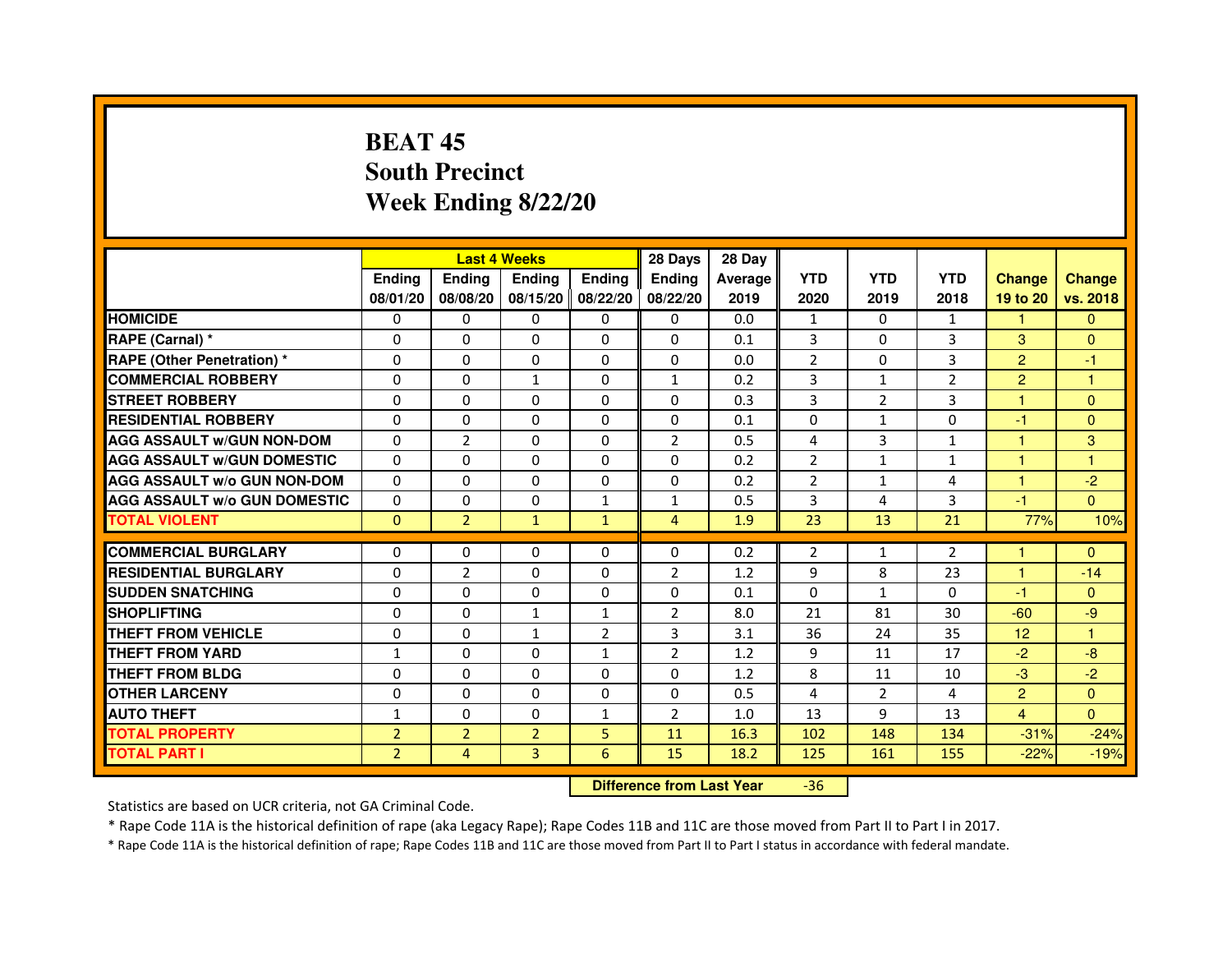# BEAT 45
## South Precinct
## Week Ending 8/22/20

| | Last 4 Weeks | | | | 28 Days | 28 Day | | | | | |
|---|---|---|---|---|---|---|---|---|---|---|---|
| | Ending 08/01/20 | Ending 08/08/20 | Ending 08/15/20 | Ending 08/22/20 | Ending 08/22/20 | Average 2019 | YTD 2020 | YTD 2019 | YTD 2018 | Change 19 to 20 | Change vs. 2018 |
| HOMICIDE | 0 | 0 | 0 | 0 | 0 | 0.0 | 1 | 0 | 1 | 1 | 0 |
| RAPE (Carnal) * | 0 | 0 | 0 | 0 | 0 | 0.1 | 3 | 0 | 3 | 3 | 0 |
| RAPE (Other Penetration) * | 0 | 0 | 0 | 0 | 0 | 0.0 | 2 | 0 | 3 | 2 | -1 |
| COMMERCIAL ROBBERY | 0 | 0 | 1 | 0 | 1 | 0.2 | 3 | 1 | 2 | 2 | 1 |
| STREET ROBBERY | 0 | 0 | 0 | 0 | 0 | 0.3 | 3 | 2 | 3 | 1 | 0 |
| RESIDENTIAL ROBBERY | 0 | 0 | 0 | 0 | 0 | 0.1 | 0 | 1 | 0 | -1 | 0 |
| AGG ASSAULT w/GUN NON-DOM | 0 | 2 | 0 | 0 | 2 | 0.5 | 4 | 3 | 1 | 1 | 3 |
| AGG ASSAULT w/GUN DOMESTIC | 0 | 0 | 0 | 0 | 0 | 0.2 | 2 | 1 | 1 | 1 | 1 |
| AGG ASSAULT w/o GUN NON-DOM | 0 | 0 | 0 | 0 | 0 | 0.2 | 2 | 1 | 4 | 1 | -2 |
| AGG ASSAULT w/o GUN DOMESTIC | 0 | 0 | 0 | 1 | 1 | 0.5 | 3 | 4 | 3 | -1 | 0 |
| TOTAL VIOLENT | 0 | 2 | 1 | 1 | 4 | 1.9 | 23 | 13 | 21 | 77% | 10% |
| COMMERCIAL BURGLARY | 0 | 0 | 0 | 0 | 0 | 0.2 | 2 | 1 | 2 | 1 | 0 |
| RESIDENTIAL BURGLARY | 0 | 2 | 0 | 0 | 2 | 1.2 | 9 | 8 | 23 | 1 | -14 |
| SUDDEN SNATCHING | 0 | 0 | 0 | 0 | 0 | 0.1 | 0 | 1 | 0 | -1 | 0 |
| SHOPLIFTING | 0 | 0 | 1 | 1 | 2 | 8.0 | 21 | 81 | 30 | -60 | -9 |
| THEFT FROM VEHICLE | 0 | 0 | 1 | 2 | 3 | 3.1 | 36 | 24 | 35 | 12 | 1 |
| THEFT FROM YARD | 1 | 0 | 0 | 1 | 2 | 1.2 | 9 | 11 | 17 | -2 | -8 |
| THEFT FROM BLDG | 0 | 0 | 0 | 0 | 0 | 1.2 | 8 | 11 | 10 | -3 | -2 |
| OTHER LARCENY | 0 | 0 | 0 | 0 | 0 | 0.5 | 4 | 2 | 4 | 2 | 0 |
| AUTO THEFT | 1 | 0 | 0 | 1 | 2 | 1.0 | 13 | 9 | 13 | 4 | 0 |
| TOTAL PROPERTY | 2 | 2 | 2 | 5 | 11 | 16.3 | 102 | 148 | 134 | -31% | -24% |
| TOTAL PART I | 2 | 4 | 3 | 6 | 15 | 18.2 | 125 | 161 | 155 | -22% | -19% |

**Difference from Last Year** -36

Statistics are based on UCR criteria, not GA Criminal Code.

* Rape Code 11A is the historical definition of rape (aka Legacy Rape); Rape Codes 11B and 11C are those moved from Part II to Part I in 2017.

* Rape Code 11A is the historical definition of rape; Rape Codes 11B and 11C are those moved from Part II to Part I status in accordance with federal mandate.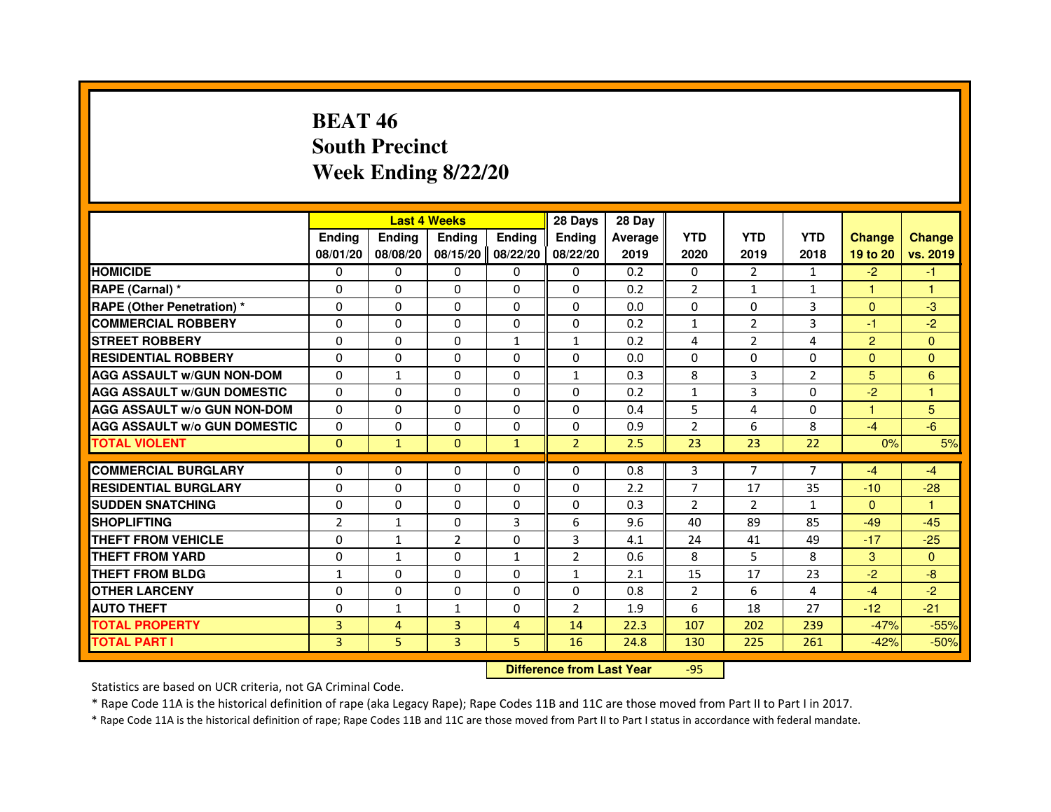# BEAT 46
## South Precinct
## Week Ending 8/22/20

| | Last 4 Weeks | | | | 28 Days | 28 Day | | | | | |
|---|---|---|---|---|---|---|---|---|---|---|---|
| | Ending 08/01/20 | Ending 08/08/20 | Ending 08/15/20 | Ending 08/22/20 | Ending 08/22/20 | Average 2019 | YTD 2020 | YTD 2019 | YTD 2018 | Change 19 to 20 | Change vs. 2019 |
| HOMICIDE | 0 | 0 | 0 | 0 | 0 | 0.2 | 0 | 2 | 1 | -2 | -1 |
| RAPE (Carnal) * | 0 | 0 | 0 | 0 | 0 | 0.2 | 2 | 1 | 1 | 1 | 1 |
| RAPE (Other Penetration) * | 0 | 0 | 0 | 0 | 0 | 0.0 | 0 | 0 | 3 | 0 | -3 |
| COMMERCIAL ROBBERY | 0 | 0 | 0 | 0 | 0 | 0.2 | 1 | 2 | 3 | -1 | -2 |
| STREET ROBBERY | 0 | 0 | 0 | 1 | 1 | 0.2 | 4 | 2 | 4 | 2 | 0 |
| RESIDENTIAL ROBBERY | 0 | 0 | 0 | 0 | 0 | 0.0 | 0 | 0 | 0 | 0 | 0 |
| AGG ASSAULT w/GUN NON-DOM | 0 | 1 | 0 | 0 | 1 | 0.3 | 8 | 3 | 2 | 5 | 6 |
| AGG ASSAULT w/GUN DOMESTIC | 0 | 0 | 0 | 0 | 0 | 0.2 | 1 | 3 | 0 | -2 | 1 |
| AGG ASSAULT w/o GUN NON-DOM | 0 | 0 | 0 | 0 | 0 | 0.4 | 5 | 4 | 0 | 1 | 5 |
| AGG ASSAULT w/o GUN DOMESTIC | 0 | 0 | 0 | 0 | 0 | 0.9 | 2 | 6 | 8 | -4 | -6 |
| TOTAL VIOLENT | 0 | 1 | 0 | 1 | 2 | 2.5 | 23 | 23 | 22 | 0% | 5% |
| COMMERCIAL BURGLARY | 0 | 0 | 0 | 0 | 0 | 0.8 | 3 | 7 | 7 | -4 | -4 |
| RESIDENTIAL BURGLARY | 0 | 0 | 0 | 0 | 0 | 2.2 | 7 | 17 | 35 | -10 | -28 |
| SUDDEN SNATCHING | 0 | 0 | 0 | 0 | 0 | 0.3 | 2 | 2 | 1 | 0 | 1 |
| SHOPLIFTING | 2 | 1 | 0 | 3 | 6 | 9.6 | 40 | 89 | 85 | -49 | -45 |
| THEFT FROM VEHICLE | 0 | 1 | 2 | 0 | 3 | 4.1 | 24 | 41 | 49 | -17 | -25 |
| THEFT FROM YARD | 0 | 1 | 0 | 1 | 2 | 0.6 | 8 | 5 | 8 | 3 | 0 |
| THEFT FROM BLDG | 1 | 0 | 0 | 0 | 1 | 2.1 | 15 | 17 | 23 | -2 | -8 |
| OTHER LARCENY | 0 | 0 | 0 | 0 | 0 | 0.8 | 2 | 6 | 4 | -4 | -2 |
| AUTO THEFT | 0 | 1 | 1 | 0 | 2 | 1.9 | 6 | 18 | 27 | -12 | -21 |
| TOTAL PROPERTY | 3 | 4 | 3 | 4 | 14 | 22.3 | 107 | 202 | 239 | -47% | -55% |
| TOTAL PART I | 3 | 5 | 3 | 5 | 16 | 24.8 | 130 | 225 | 261 | -42% | -50% |

**Difference from Last Year** -95

Statistics are based on UCR criteria, not GA Criminal Code.

* Rape Code 11A is the historical definition of rape (aka Legacy Rape); Rape Codes 11B and 11C are those moved from Part II to Part I in 2017.

* Rape Code 11A is the historical definition of rape; Rape Codes 11B and 11C are those moved from Part II to Part I status in accordance with federal mandate.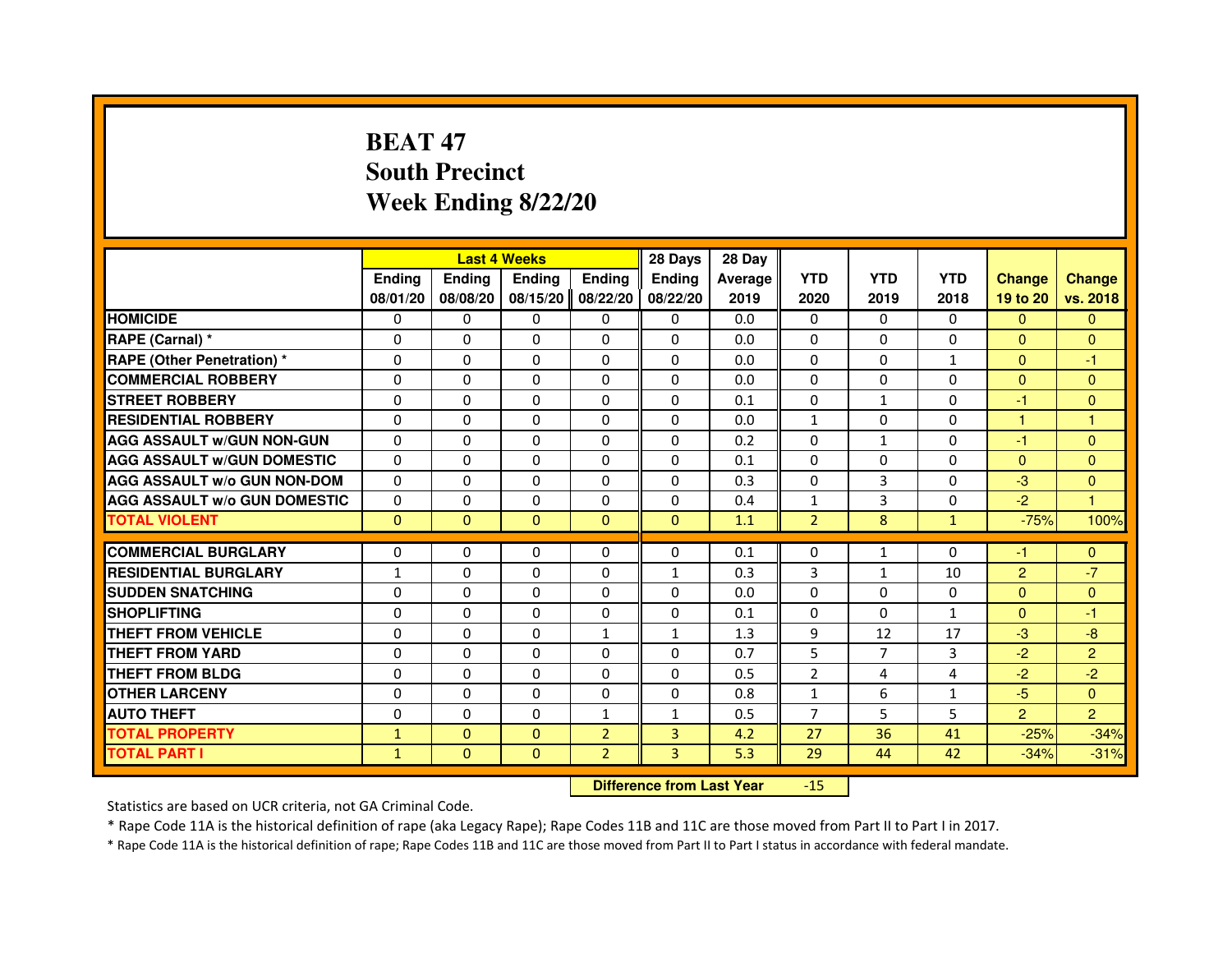# BEAT 47
# South Precinct
# Week Ending 8/22/20

| | Last 4 Weeks | | | | 28 Days | 28 Day | | | | | |
|---|---|---|---|---|---|---|---|---|---|---|---|
| | Ending 08/01/20 | Ending 08/08/20 | Ending 08/15/20 | Ending 08/22/20 | Ending 08/22/20 | Average 2019 | YTD 2020 | YTD 2019 | YTD 2018 | Change 19 to 20 | Change vs. 2018 |
| HOMICIDE | 0 | 0 | 0 | 0 | 0 | 0.0 | 0 | 0 | 0 | 0 | 0 |
| RAPE (Carnal) * | 0 | 0 | 0 | 0 | 0 | 0.0 | 0 | 0 | 0 | 0 | 0 |
| RAPE (Other Penetration) * | 0 | 0 | 0 | 0 | 0 | 0.0 | 0 | 0 | 1 | 0 | -1 |
| COMMERCIAL ROBBERY | 0 | 0 | 0 | 0 | 0 | 0.0 | 0 | 0 | 0 | 0 | 0 |
| STREET ROBBERY | 0 | 0 | 0 | 0 | 0 | 0.1 | 0 | 1 | 0 | -1 | 0 |
| RESIDENTIAL ROBBERY | 0 | 0 | 0 | 0 | 0 | 0.0 | 1 | 0 | 0 | 1 | 1 |
| AGG ASSAULT w/GUN NON-GUN | 0 | 0 | 0 | 0 | 0 | 0.2 | 0 | 1 | 0 | -1 | 0 |
| AGG ASSAULT w/GUN DOMESTIC | 0 | 0 | 0 | 0 | 0 | 0.1 | 0 | 0 | 0 | 0 | 0 |
| AGG ASSAULT w/o GUN NON-DOM | 0 | 0 | 0 | 0 | 0 | 0.3 | 0 | 3 | 0 | -3 | 0 |
| AGG ASSAULT w/o GUN DOMESTIC | 0 | 0 | 0 | 0 | 0 | 0.4 | 1 | 3 | 0 | -2 | 1 |
| TOTAL VIOLENT | 0 | 0 | 0 | 0 | 0 | 1.1 | 2 | 8 | 1 | -75% | 100% |
| COMMERCIAL BURGLARY | 0 | 0 | 0 | 0 | 0 | 0.1 | 0 | 1 | 0 | -1 | 0 |
| RESIDENTIAL BURGLARY | 1 | 0 | 0 | 0 | 1 | 0.3 | 3 | 1 | 10 | 2 | -7 |
| SUDDEN SNATCHING | 0 | 0 | 0 | 0 | 0 | 0.0 | 0 | 0 | 0 | 0 | 0 |
| SHOPLIFTING | 0 | 0 | 0 | 0 | 0 | 0.1 | 0 | 0 | 1 | 0 | -1 |
| THEFT FROM VEHICLE | 0 | 0 | 0 | 1 | 1 | 1.3 | 9 | 12 | 17 | -3 | -8 |
| THEFT FROM YARD | 0 | 0 | 0 | 0 | 0 | 0.7 | 5 | 7 | 3 | -2 | 2 |
| THEFT FROM BLDG | 0 | 0 | 0 | 0 | 0 | 0.5 | 2 | 4 | 4 | -2 | -2 |
| OTHER LARCENY | 0 | 0 | 0 | 0 | 0 | 0.8 | 1 | 6 | 1 | -5 | 0 |
| AUTO THEFT | 0 | 0 | 0 | 1 | 1 | 0.5 | 7 | 5 | 5 | 2 | 2 |
| TOTAL PROPERTY | 1 | 0 | 0 | 2 | 3 | 4.2 | 27 | 36 | 41 | -25% | -34% |
| TOTAL PART I | 1 | 0 | 0 | 2 | 3 | 5.3 | 29 | 44 | 42 | -34% | -31% |

**Difference from Last Year** -15

Statistics are based on UCR criteria, not GA Criminal Code.

* Rape Code 11A is the historical definition of rape (aka Legacy Rape); Rape Codes 11B and 11C are those moved from Part II to Part I in 2017.

* Rape Code 11A is the historical definition of rape; Rape Codes 11B and 11C are those moved from Part II to Part I status in accordance with federal mandate.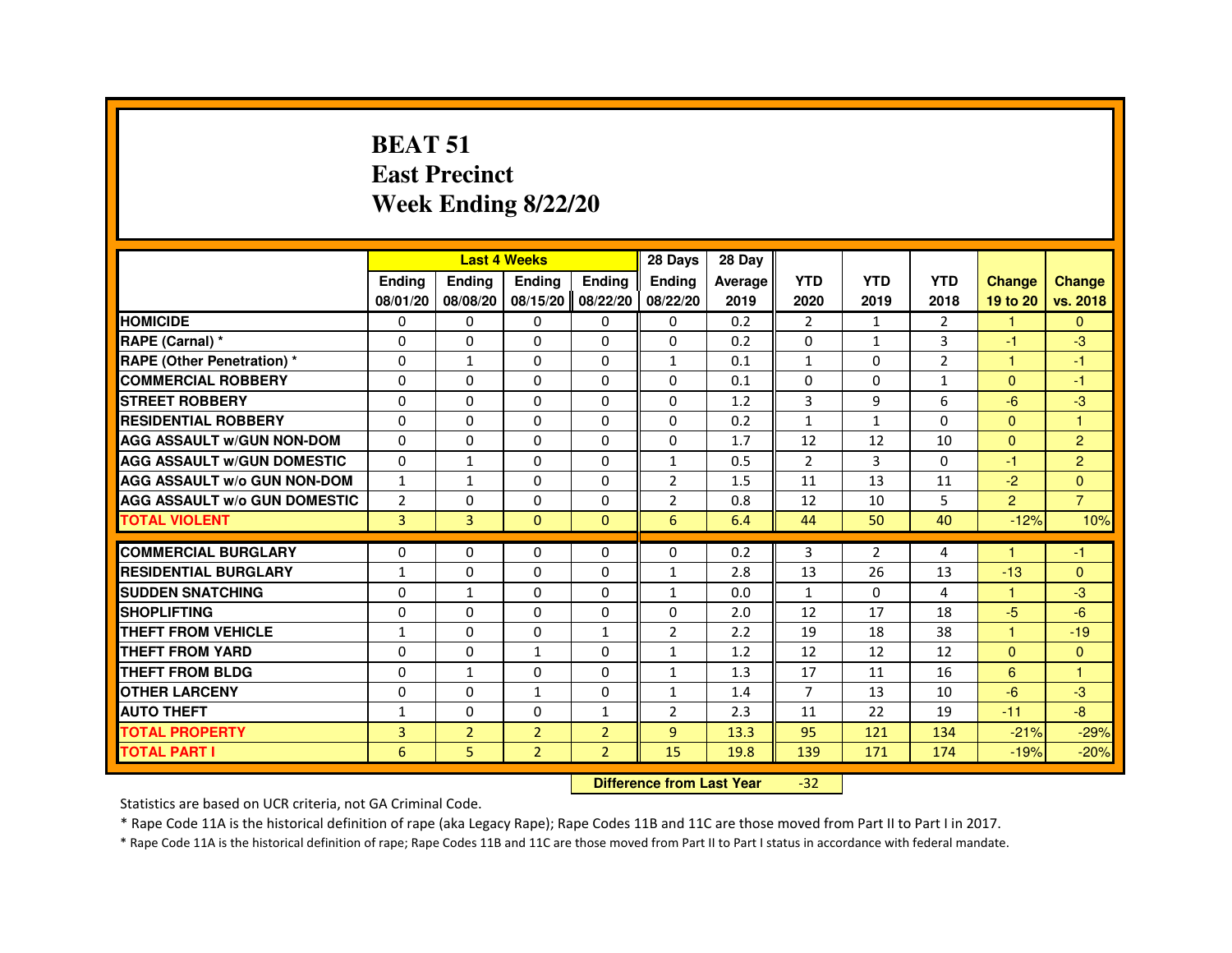# BEAT 51
# East Precinct
# Week Ending 8/22/20

| | Last 4 Weeks | | | | 28 Days | 28 Day | | | | | |
|---|---|---|---|---|---|---|---|---|---|---|---|
| | Ending 08/01/20 | Ending 08/08/20 | Ending 08/15/20 | Ending 08/22/20 | Ending 08/22/20 | Average 2019 | YTD 2020 | YTD 2019 | YTD 2018 | Change 19 to 20 | Change vs. 2018 |
| **HOMICIDE** | 0 | 0 | 0 | 0 | 0 | 0.2 | 2 | 1 | 2 | 1 | 0 |
| **RAPE (Carnal) *** | 0 | 0 | 0 | 0 | 0 | 0.2 | 0 | 1 | 3 | -1 | -3 |
| **RAPE (Other Penetration) *** | 0 | 1 | 0 | 0 | 1 | 0.1 | 1 | 0 | 2 | 1 | -1 |
| **COMMERCIAL ROBBERY** | 0 | 0 | 0 | 0 | 0 | 0.1 | 0 | 0 | 1 | 0 | -1 |
| **STREET ROBBERY** | 0 | 0 | 0 | 0 | 0 | 1.2 | 3 | 9 | 6 | -6 | -3 |
| **RESIDENTIAL ROBBERY** | 0 | 0 | 0 | 0 | 0 | 0.2 | 1 | 1 | 0 | 0 | 1 |
| **AGG ASSAULT w/GUN NON-DOM** | 0 | 0 | 0 | 0 | 0 | 1.7 | 12 | 12 | 10 | 0 | 2 |
| **AGG ASSAULT w/GUN DOMESTIC** | 0 | 1 | 0 | 0 | 1 | 0.5 | 2 | 3 | 0 | -1 | 2 |
| **AGG ASSAULT w/o GUN NON-DOM** | 1 | 1 | 0 | 0 | 2 | 1.5 | 11 | 13 | 11 | -2 | 0 |
| **AGG ASSAULT w/o GUN DOMESTIC** | 2 | 0 | 0 | 0 | 2 | 0.8 | 12 | 10 | 5 | 2 | 7 |
| **TOTAL VIOLENT** | 3 | 3 | 0 | 0 | 6 | 6.4 | 44 | 50 | 40 | -12% | 10% |
| **COMMERCIAL BURGLARY** | 0 | 0 | 0 | 0 | 0 | 0.2 | 3 | 2 | 4 | 1 | -1 |
| **RESIDENTIAL BURGLARY** | 1 | 0 | 0 | 0 | 1 | 2.8 | 13 | 26 | 13 | -13 | 0 |
| **SUDDEN SNATCHING** | 0 | 1 | 0 | 0 | 1 | 0.0 | 1 | 0 | 4 | 1 | -3 |
| **SHOPLIFTING** | 0 | 0 | 0 | 0 | 0 | 2.0 | 12 | 17 | 18 | -5 | -6 |
| **THEFT FROM VEHICLE** | 1 | 0 | 0 | 1 | 2 | 2.2 | 19 | 18 | 38 | 1 | -19 |
| **THEFT FROM YARD** | 0 | 0 | 1 | 0 | 1 | 1.2 | 12 | 12 | 12 | 0 | 0 |
| **THEFT FROM BLDG** | 0 | 1 | 0 | 0 | 1 | 1.3 | 17 | 11 | 16 | 6 | 1 |
| **OTHER LARCENY** | 0 | 0 | 1 | 0 | 1 | 1.4 | 7 | 13 | 10 | -6 | -3 |
| **AUTO THEFT** | 1 | 0 | 0 | 1 | 2 | 2.3 | 11 | 22 | 19 | -11 | -8 |
| **TOTAL PROPERTY** | 3 | 2 | 2 | 2 | 9 | 13.3 | 95 | 121 | 134 | -21% | -29% |
| **TOTAL PART I** | 6 | 5 | 2 | 2 | 15 | 19.8 | 139 | 171 | 174 | -19% | -20% |

**Difference from Last Year** -32

Statistics are based on UCR criteria, not GA Criminal Code.

* Rape Code 11A is the historical definition of rape (aka Legacy Rape); Rape Codes 11B and 11C are those moved from Part II to Part I in 2017.

* Rape Code 11A is the historical definition of rape; Rape Codes 11B and 11C are those moved from Part II to Part I status in accordance with federal mandate.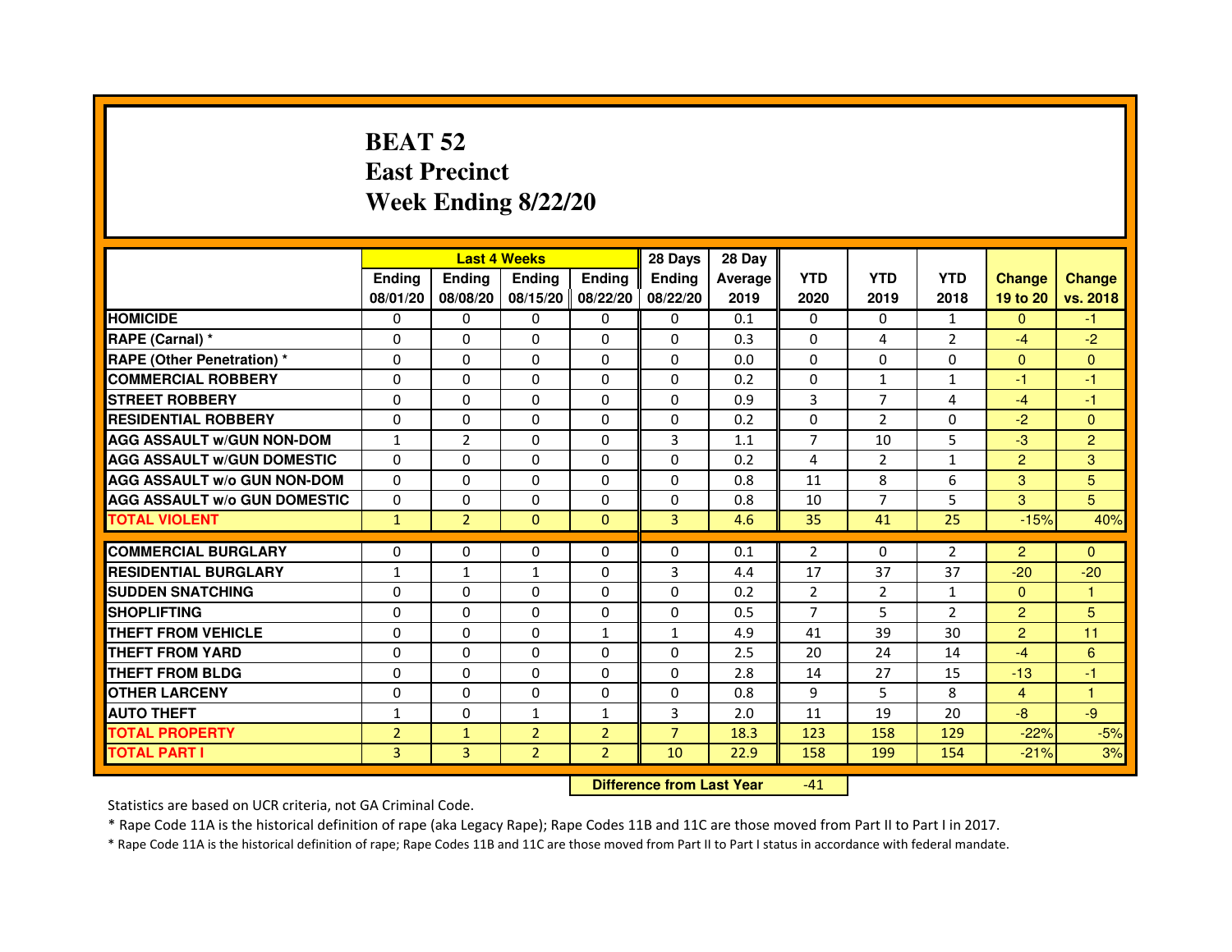# BEAT 52
## East Precinct
## Week Ending 8/22/20

| | Last 4 Weeks | | | | 28 Days | 28 Day | | | | | |
|---|---|---|---|---|---|---|---|---|---|---|---|
| | Ending 08/01/20 | Ending 08/08/20 | Ending 08/15/20 | Ending 08/22/20 | Ending 08/22/20 | Average 2019 | YTD 2020 | YTD 2019 | YTD 2018 | Change 19 to 20 | Change vs. 2018 |
| HOMICIDE | 0 | 0 | 0 | 0 | 0 | 0.1 | 0 | 0 | 1 | 0 | -1 |
| RAPE (Carnal) * | 0 | 0 | 0 | 0 | 0 | 0.3 | 0 | 4 | 2 | -4 | -2 |
| RAPE (Other Penetration) * | 0 | 0 | 0 | 0 | 0 | 0.0 | 0 | 0 | 0 | 0 | 0 |
| COMMERCIAL ROBBERY | 0 | 0 | 0 | 0 | 0 | 0.2 | 0 | 1 | 1 | -1 | -1 |
| STREET ROBBERY | 0 | 0 | 0 | 0 | 0 | 0.9 | 3 | 7 | 4 | -4 | -1 |
| RESIDENTIAL ROBBERY | 0 | 0 | 0 | 0 | 0 | 0.2 | 0 | 2 | 0 | -2 | 0 |
| AGG ASSAULT w/GUN NON-DOM | 1 | 2 | 0 | 0 | 3 | 1.1 | 7 | 10 | 5 | -3 | 2 |
| AGG ASSAULT w/GUN DOMESTIC | 0 | 0 | 0 | 0 | 0 | 0.2 | 4 | 2 | 1 | 2 | 3 |
| AGG ASSAULT w/o GUN NON-DOM | 0 | 0 | 0 | 0 | 0 | 0.8 | 11 | 8 | 6 | 3 | 5 |
| AGG ASSAULT w/o GUN DOMESTIC | 0 | 0 | 0 | 0 | 0 | 0.8 | 10 | 7 | 5 | 3 | 5 |
| TOTAL VIOLENT | 1 | 2 | 0 | 0 | 3 | 4.6 | 35 | 41 | 25 | -15% | 40% |
| COMMERCIAL BURGLARY | 0 | 0 | 0 | 0 | 0 | 0.1 | 2 | 0 | 2 | 2 | 0 |
| RESIDENTIAL BURGLARY | 1 | 1 | 1 | 0 | 3 | 4.4 | 17 | 37 | 37 | -20 | -20 |
| SUDDEN SNATCHING | 0 | 0 | 0 | 0 | 0 | 0.2 | 2 | 2 | 1 | 0 | 1 |
| SHOPLIFTING | 0 | 0 | 0 | 0 | 0 | 0.5 | 7 | 5 | 2 | 2 | 5 |
| THEFT FROM VEHICLE | 0 | 0 | 0 | 1 | 1 | 4.9 | 41 | 39 | 30 | 2 | 11 |
| THEFT FROM YARD | 0 | 0 | 0 | 0 | 0 | 2.5 | 20 | 24 | 14 | -4 | 6 |
| THEFT FROM BLDG | 0 | 0 | 0 | 0 | 0 | 2.8 | 14 | 27 | 15 | -13 | -1 |
| OTHER LARCENY | 0 | 0 | 0 | 0 | 0 | 0.8 | 9 | 5 | 8 | 4 | 1 |
| AUTO THEFT | 1 | 0 | 1 | 1 | 3 | 2.0 | 11 | 19 | 20 | -8 | -9 |
| TOTAL PROPERTY | 2 | 1 | 2 | 2 | 7 | 18.3 | 123 | 158 | 129 | -22% | -5% |
| TOTAL PART I | 3 | 3 | 2 | 2 | 10 | 22.9 | 158 | 199 | 154 | -21% | 3% |

**Difference from Last Year** -41

Statistics are based on UCR criteria, not GA Criminal Code.

* Rape Code 11A is the historical definition of rape (aka Legacy Rape); Rape Codes 11B and 11C are those moved from Part II to Part I in 2017.

* Rape Code 11A is the historical definition of rape; Rape Codes 11B and 11C are those moved from Part II to Part I status in accordance with federal mandate.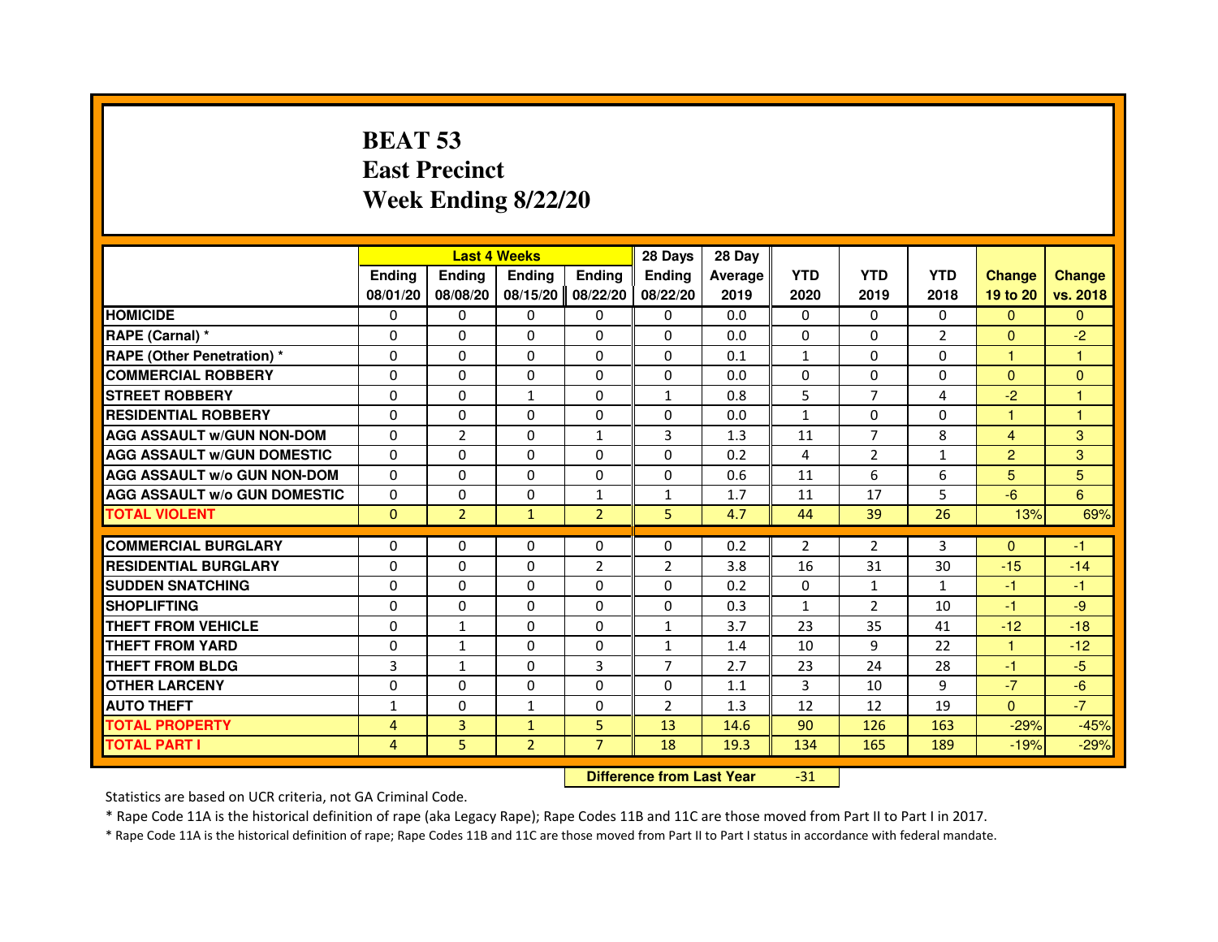# BEAT 53
# East Precinct
# Week Ending 8/22/20

| | Last 4 Weeks | | | | 28 Days | 28 Day | | | | | |
|---|---|---|---|---|---|---|---|---|---|---|---|
| | Ending 08/01/20 | Ending 08/08/20 | Ending 08/15/20 | Ending 08/22/20 | Ending 08/22/20 | Average 2019 | YTD 2020 | YTD 2019 | YTD 2018 | Change 19 to 20 | Change vs. 2018 |
| HOMICIDE | 0 | 0 | 0 | 0 | 0 | 0.0 | 0 | 0 | 0 | 0 | 0 |
| RAPE (Carnal) * | 0 | 0 | 0 | 0 | 0 | 0.0 | 0 | 0 | 2 | 0 | -2 |
| RAPE (Other Penetration) * | 0 | 0 | 0 | 0 | 0 | 0.1 | 1 | 0 | 0 | 1 | 1 |
| COMMERCIAL ROBBERY | 0 | 0 | 0 | 0 | 0 | 0.0 | 0 | 0 | 0 | 0 | 0 |
| STREET ROBBERY | 0 | 0 | 1 | 0 | 1 | 0.8 | 5 | 7 | 4 | -2 | 1 |
| RESIDENTIAL ROBBERY | 0 | 0 | 0 | 0 | 0 | 0.0 | 1 | 0 | 0 | 1 | 1 |
| AGG ASSAULT w/GUN NON-DOM | 0 | 2 | 0 | 1 | 3 | 1.3 | 11 | 7 | 8 | 4 | 3 |
| AGG ASSAULT w/GUN DOMESTIC | 0 | 0 | 0 | 0 | 0 | 0.2 | 4 | 2 | 1 | 2 | 3 |
| AGG ASSAULT w/o GUN NON-DOM | 0 | 0 | 0 | 0 | 0 | 0.6 | 11 | 6 | 6 | 5 | 5 |
| AGG ASSAULT w/o GUN DOMESTIC | 0 | 0 | 0 | 1 | 1 | 1.7 | 11 | 17 | 5 | -6 | 6 |
| TOTAL VIOLENT | 0 | 2 | 1 | 2 | 5 | 4.7 | 44 | 39 | 26 | 13% | 69% |
| COMMERCIAL BURGLARY | 0 | 0 | 0 | 0 | 0 | 0.2 | 2 | 2 | 3 | 0 | -1 |
| RESIDENTIAL BURGLARY | 0 | 0 | 0 | 2 | 2 | 3.8 | 16 | 31 | 30 | -15 | -14 |
| SUDDEN SNATCHING | 0 | 0 | 0 | 0 | 0 | 0.2 | 0 | 1 | 1 | -1 | -1 |
| SHOPLIFTING | 0 | 0 | 0 | 0 | 0 | 0.3 | 1 | 2 | 10 | -1 | -9 |
| THEFT FROM VEHICLE | 0 | 1 | 0 | 0 | 1 | 3.7 | 23 | 35 | 41 | -12 | -18 |
| THEFT FROM YARD | 0 | 1 | 0 | 0 | 1 | 1.4 | 10 | 9 | 22 | 1 | -12 |
| THEFT FROM BLDG | 3 | 1 | 0 | 3 | 7 | 2.7 | 23 | 24 | 28 | -1 | -5 |
| OTHER LARCENY | 0 | 0 | 0 | 0 | 0 | 1.1 | 3 | 10 | 9 | -7 | -6 |
| AUTO THEFT | 1 | 0 | 1 | 0 | 2 | 1.3 | 12 | 12 | 19 | 0 | -7 |
| TOTAL PROPERTY | 4 | 3 | 1 | 5 | 13 | 14.6 | 90 | 126 | 163 | -29% | -45% |
| TOTAL PART I | 4 | 5 | 2 | 7 | 18 | 19.3 | 134 | 165 | 189 | -19% | -29% |

**Difference from Last Year** -31

Statistics are based on UCR criteria, not GA Criminal Code.

* Rape Code 11A is the historical definition of rape (aka Legacy Rape); Rape Codes 11B and 11C are those moved from Part II to Part I in 2017.

* Rape Code 11A is the historical definition of rape; Rape Codes 11B and 11C are those moved from Part II to Part I status in accordance with federal mandate.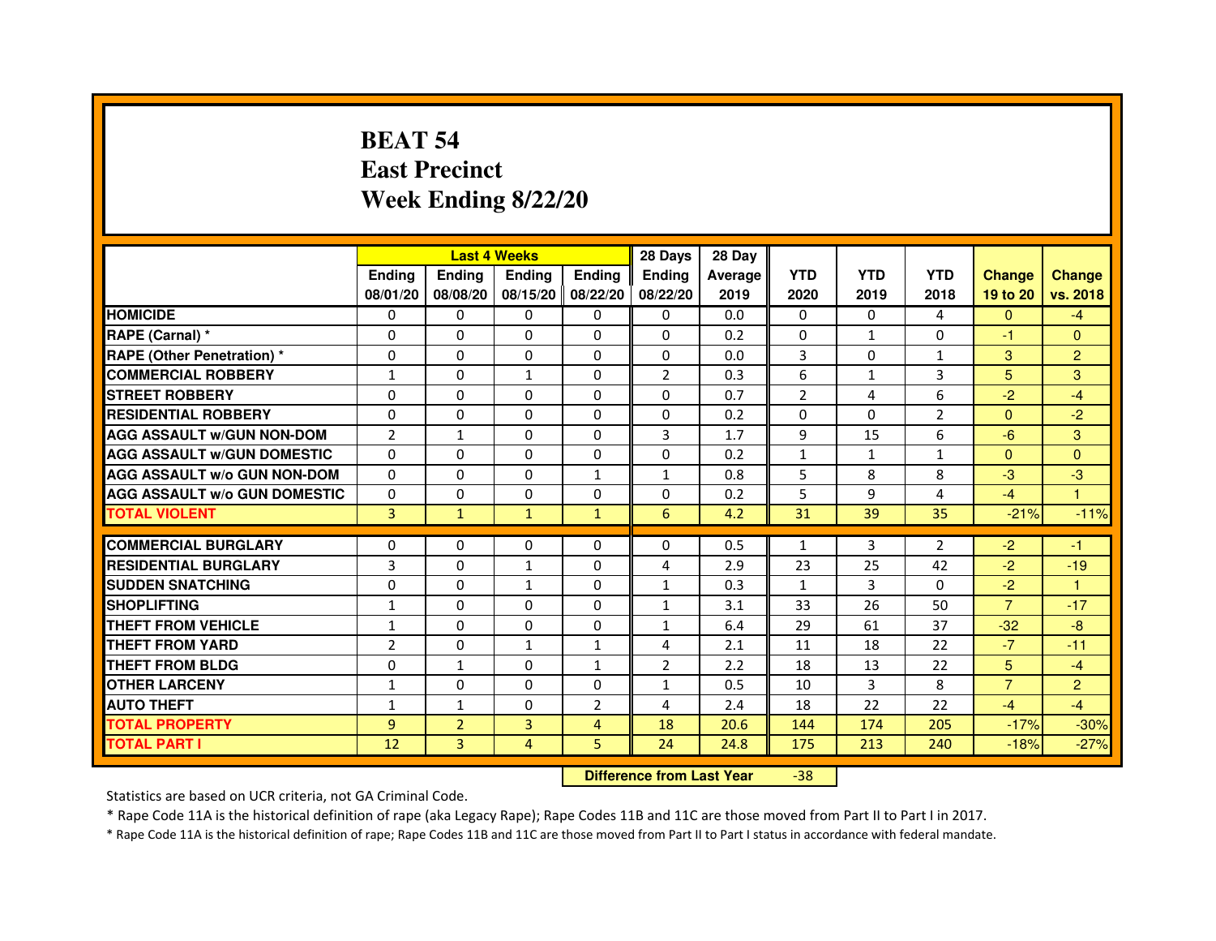# BEAT 54
# East Precinct
# Week Ending 8/22/20

| | Last 4 Weeks | | | | 28 Days | 28 Day | | | | | |
|---|---|---|---|---|---|---|---|---|---|---|---|
| | Ending 08/01/20 | Ending 08/08/20 | Ending 08/15/20 | Ending 08/22/20 | Ending 08/22/20 | Average 2019 | YTD 2020 | YTD 2019 | YTD 2018 | Change 19 to 20 | Change vs. 2018 |
| **HOMICIDE** | 0 | 0 | 0 | 0 | 0 | 0.0 | 0 | 0 | 4 | 0 | -4 |
| **RAPE (Carnal) *** | 0 | 0 | 0 | 0 | 0 | 0.2 | 0 | 1 | 0 | -1 | 0 |
| **RAPE (Other Penetration) *** | 0 | 0 | 0 | 0 | 0 | 0.0 | 3 | 0 | 1 | 3 | 2 |
| **COMMERCIAL ROBBERY** | 1 | 0 | 1 | 0 | 2 | 0.3 | 6 | 1 | 3 | 5 | 3 |
| **STREET ROBBERY** | 0 | 0 | 0 | 0 | 0 | 0.7 | 2 | 4 | 6 | -2 | -4 |
| **RESIDENTIAL ROBBERY** | 0 | 0 | 0 | 0 | 0 | 0.2 | 0 | 0 | 2 | 0 | -2 |
| **AGG ASSAULT w/GUN NON-DOM** | 2 | 1 | 0 | 0 | 3 | 1.7 | 9 | 15 | 6 | -6 | 3 |
| **AGG ASSAULT w/GUN DOMESTIC** | 0 | 0 | 0 | 0 | 0 | 0.2 | 1 | 1 | 1 | 0 | 0 |
| **AGG ASSAULT w/o GUN NON-DOM** | 0 | 0 | 0 | 1 | 1 | 0.8 | 5 | 8 | 8 | -3 | -3 |
| **AGG ASSAULT w/o GUN DOMESTIC** | 0 | 0 | 0 | 0 | 0 | 0.2 | 5 | 9 | 4 | -4 | 1 |
| **TOTAL VIOLENT** | 3 | 1 | 1 | 1 | 6 | 4.2 | 31 | 39 | 35 | -21% | -11% |
| **COMMERCIAL BURGLARY** | 0 | 0 | 0 | 0 | 0 | 0.5 | 1 | 3 | 2 | -2 | -1 |
| **RESIDENTIAL BURGLARY** | 3 | 0 | 1 | 0 | 4 | 2.9 | 23 | 25 | 42 | -2 | -19 |
| **SUDDEN SNATCHING** | 0 | 0 | 1 | 0 | 1 | 0.3 | 1 | 3 | 0 | -2 | 1 |
| **SHOPLIFTING** | 1 | 0 | 0 | 0 | 1 | 3.1 | 33 | 26 | 50 | 7 | -17 |
| **THEFT FROM VEHICLE** | 1 | 0 | 0 | 0 | 1 | 6.4 | 29 | 61 | 37 | -32 | -8 |
| **THEFT FROM YARD** | 2 | 0 | 1 | 1 | 4 | 2.1 | 11 | 18 | 22 | -7 | -11 |
| **THEFT FROM BLDG** | 0 | 1 | 0 | 1 | 2 | 2.2 | 18 | 13 | 22 | 5 | -4 |
| **OTHER LARCENY** | 1 | 0 | 0 | 0 | 1 | 0.5 | 10 | 3 | 8 | 7 | 2 |
| **AUTO THEFT** | 1 | 1 | 0 | 2 | 4 | 2.4 | 18 | 22 | 22 | -4 | -4 |
| **TOTAL PROPERTY** | 9 | 2 | 3 | 4 | 18 | 20.6 | 144 | 174 | 205 | -17% | -30% |
| **TOTAL PART I** | 12 | 3 | 4 | 5 | 24 | 24.8 | 175 | 213 | 240 | -18% | -27% |

**Difference from Last Year** -38

Statistics are based on UCR criteria, not GA Criminal Code.

* Rape Code 11A is the historical definition of rape (aka Legacy Rape); Rape Codes 11B and 11C are those moved from Part II to Part I in 2017.

* Rape Code 11A is the historical definition of rape; Rape Codes 11B and 11C are those moved from Part II to Part I status in accordance with federal mandate.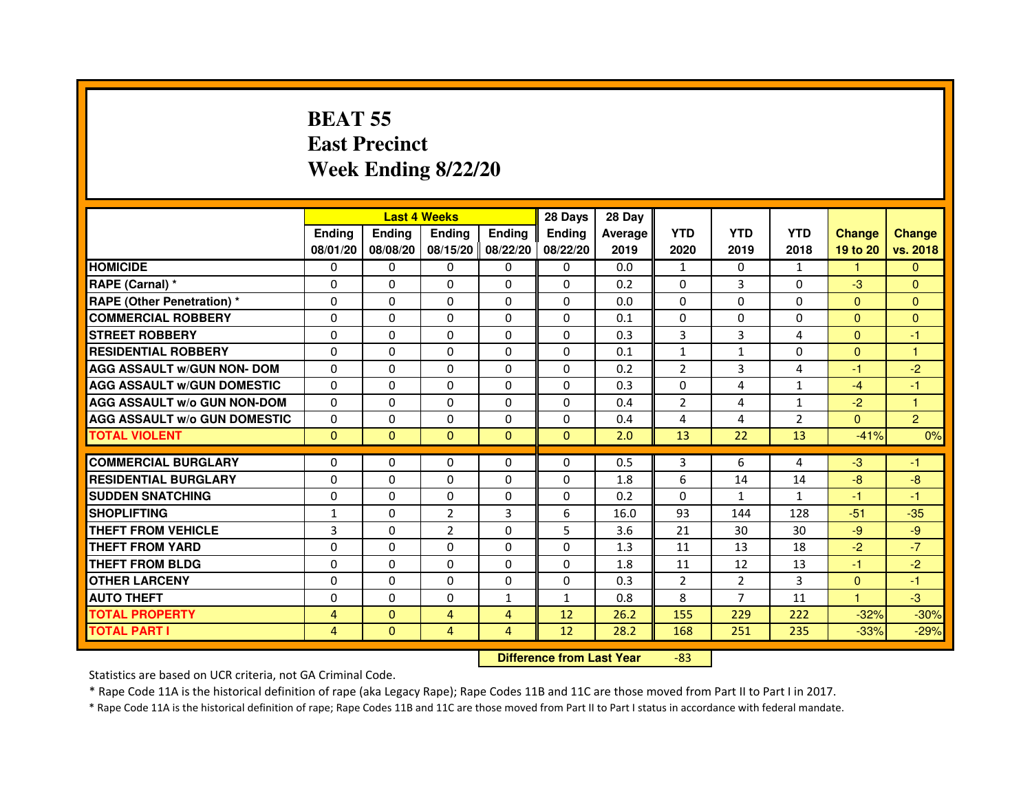# BEAT 55
## East Precinct
## Week Ending 8/22/20

| | Last 4 Weeks | | | | 28 Days | 28 Day | | | | | |
|---|---|---|---|---|---|---|---|---|---|---|---|
| | Ending 08/01/20 | Ending 08/08/20 | Ending 08/15/20 | Ending 08/22/20 | Ending 08/22/20 | Average 2019 | YTD 2020 | YTD 2019 | YTD 2018 | Change 19 to 20 | Change vs. 2018 |
| HOMICIDE | 0 | 0 | 0 | 0 | 0 | 0.0 | 1 | 0 | 1 | 1 | 0 |
| RAPE (Carnal) * | 0 | 0 | 0 | 0 | 0 | 0.2 | 0 | 3 | 0 | -3 | 0 |
| RAPE (Other Penetration) * | 0 | 0 | 0 | 0 | 0 | 0.0 | 0 | 0 | 0 | 0 | 0 |
| COMMERCIAL ROBBERY | 0 | 0 | 0 | 0 | 0 | 0.1 | 0 | 0 | 0 | 0 | 0 |
| STREET ROBBERY | 0 | 0 | 0 | 0 | 0 | 0.3 | 3 | 3 | 4 | 0 | -1 |
| RESIDENTIAL ROBBERY | 0 | 0 | 0 | 0 | 0 | 0.1 | 1 | 1 | 0 | 0 | 1 |
| AGG ASSAULT w/GUN NON- DOM | 0 | 0 | 0 | 0 | 0 | 0.2 | 2 | 3 | 4 | -1 | -2 |
| AGG ASSAULT w/GUN DOMESTIC | 0 | 0 | 0 | 0 | 0 | 0.3 | 0 | 4 | 1 | -4 | -1 |
| AGG ASSAULT w/o GUN NON-DOM | 0 | 0 | 0 | 0 | 0 | 0.4 | 2 | 4 | 1 | -2 | 1 |
| AGG ASSAULT w/o GUN DOMESTIC | 0 | 0 | 0 | 0 | 0 | 0.4 | 4 | 4 | 2 | 0 | 2 |
| TOTAL VIOLENT | 0 | 0 | 0 | 0 | 0 | 2.0 | 13 | 22 | 13 | -41% | 0% |
| COMMERCIAL BURGLARY | 0 | 0 | 0 | 0 | 0 | 0.5 | 3 | 6 | 4 | -3 | -1 |
| RESIDENTIAL BURGLARY | 0 | 0 | 0 | 0 | 0 | 1.8 | 6 | 14 | 14 | -8 | -8 |
| SUDDEN SNATCHING | 0 | 0 | 0 | 0 | 0 | 0.2 | 0 | 1 | 1 | -1 | -1 |
| SHOPLIFTING | 1 | 0 | 2 | 3 | 6 | 16.0 | 93 | 144 | 128 | -51 | -35 |
| THEFT FROM VEHICLE | 3 | 0 | 2 | 0 | 5 | 3.6 | 21 | 30 | 30 | -9 | -9 |
| THEFT FROM YARD | 0 | 0 | 0 | 0 | 0 | 1.3 | 11 | 13 | 18 | -2 | -7 |
| THEFT FROM BLDG | 0 | 0 | 0 | 0 | 0 | 1.8 | 11 | 12 | 13 | -1 | -2 |
| OTHER LARCENY | 0 | 0 | 0 | 0 | 0 | 0.3 | 2 | 2 | 3 | 0 | -1 |
| AUTO THEFT | 0 | 0 | 0 | 1 | 1 | 0.8 | 8 | 7 | 11 | 1 | -3 |
| TOTAL PROPERTY | 4 | 0 | 4 | 4 | 12 | 26.2 | 155 | 229 | 222 | -32% | -30% |
| TOTAL PART I | 4 | 0 | 4 | 4 | 12 | 28.2 | 168 | 251 | 235 | -33% | -29% |

**Difference from Last Year** -83

Statistics are based on UCR criteria, not GA Criminal Code.

* Rape Code 11A is the historical definition of rape (aka Legacy Rape); Rape Codes 11B and 11C are those moved from Part II to Part I in 2017.

* Rape Code 11A is the historical definition of rape; Rape Codes 11B and 11C are those moved from Part II to Part I status in accordance with federal mandate.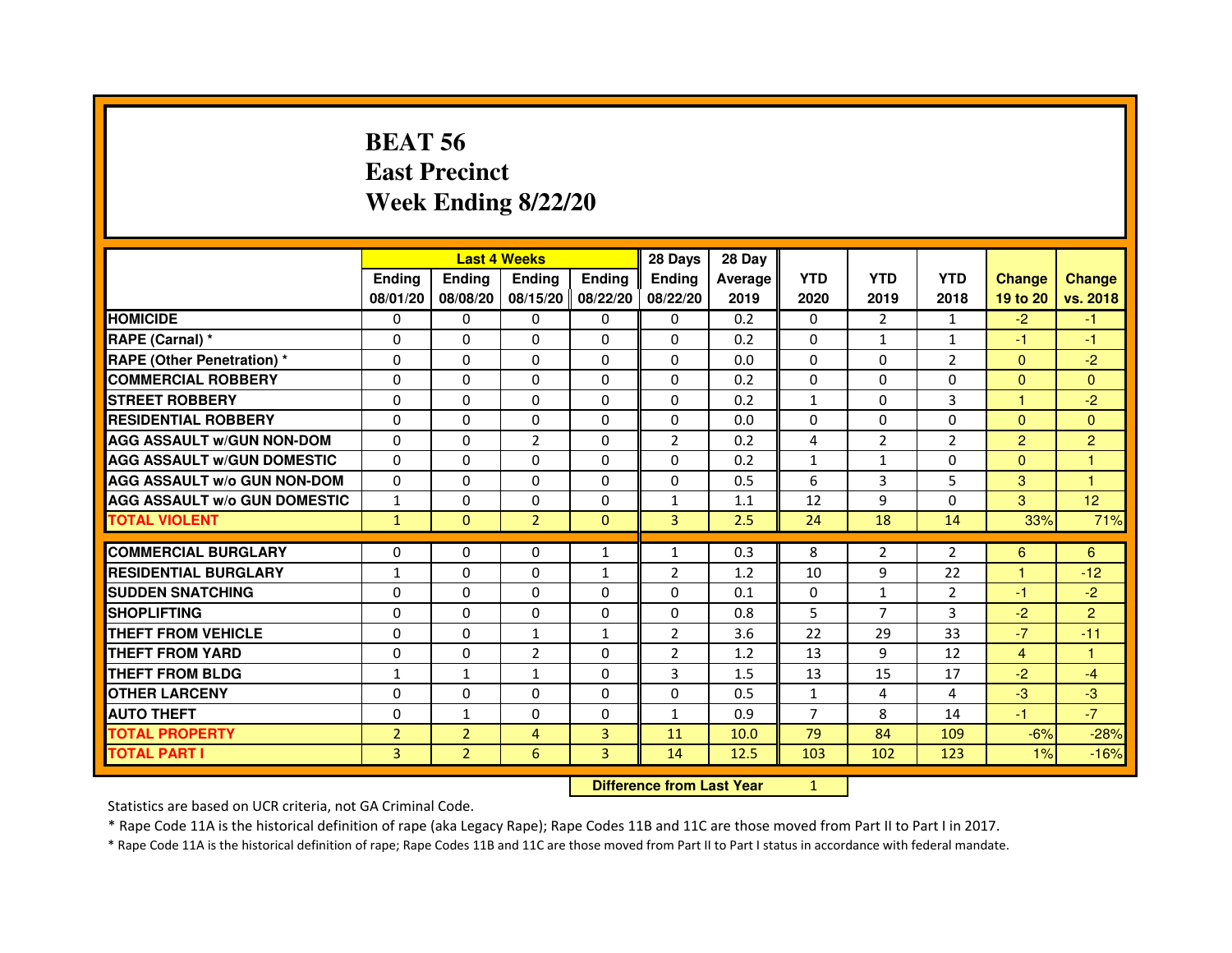# BEAT 56
# East Precinct
# Week Ending 8/22/20

| | Last 4 Weeks | | | | 28 Days | 28 Day | | | | | |
|---|---|---|---|---|---|---|---|---|---|---|---|
| | Ending 08/01/20 | Ending 08/08/20 | Ending 08/15/20 | Ending 08/22/20 | Ending 08/22/20 | Average 2019 | YTD 2020 | YTD 2019 | YTD 2018 | Change 19 to 20 | Change vs. 2018 |
| HOMICIDE | 0 | 0 | 0 | 0 | 0 | 0.2 | 0 | 2 | 1 | -2 | -1 |
| RAPE (Carnal) * | 0 | 0 | 0 | 0 | 0 | 0.2 | 0 | 1 | 1 | -1 | -1 |
| RAPE (Other Penetration) * | 0 | 0 | 0 | 0 | 0 | 0.0 | 0 | 0 | 2 | 0 | -2 |
| COMMERCIAL ROBBERY | 0 | 0 | 0 | 0 | 0 | 0.2 | 0 | 0 | 0 | 0 | 0 |
| STREET ROBBERY | 0 | 0 | 0 | 0 | 0 | 0.2 | 1 | 0 | 3 | 1 | -2 |
| RESIDENTIAL ROBBERY | 0 | 0 | 0 | 0 | 0 | 0.0 | 0 | 0 | 0 | 0 | 0 |
| AGG ASSAULT w/GUN NON-DOM | 0 | 0 | 2 | 0 | 2 | 0.2 | 4 | 2 | 2 | 2 | 2 |
| AGG ASSAULT w/GUN DOMESTIC | 0 | 0 | 0 | 0 | 0 | 0.2 | 1 | 1 | 0 | 0 | 1 |
| AGG ASSAULT w/o GUN NON-DOM | 0 | 0 | 0 | 0 | 0 | 0.5 | 6 | 3 | 5 | 3 | 1 |
| AGG ASSAULT w/o GUN DOMESTIC | 1 | 0 | 0 | 0 | 1 | 1.1 | 12 | 9 | 0 | 3 | 12 |
| TOTAL VIOLENT | 1 | 0 | 2 | 0 | 3 | 2.5 | 24 | 18 | 14 | 33% | 71% |
| COMMERCIAL BURGLARY | 0 | 0 | 0 | 1 | 1 | 0.3 | 8 | 2 | 2 | 6 | 6 |
| RESIDENTIAL BURGLARY | 1 | 0 | 0 | 1 | 2 | 1.2 | 10 | 9 | 22 | 1 | -12 |
| SUDDEN SNATCHING | 0 | 0 | 0 | 0 | 0 | 0.1 | 0 | 1 | 2 | -1 | -2 |
| SHOPLIFTING | 0 | 0 | 0 | 0 | 0 | 0.8 | 5 | 7 | 3 | -2 | 2 |
| THEFT FROM VEHICLE | 0 | 0 | 1 | 1 | 2 | 3.6 | 22 | 29 | 33 | -7 | -11 |
| THEFT FROM YARD | 0 | 0 | 2 | 0 | 2 | 1.2 | 13 | 9 | 12 | 4 | 1 |
| THEFT FROM BLDG | 1 | 1 | 1 | 0 | 3 | 1.5 | 13 | 15 | 17 | -2 | -4 |
| OTHER LARCENY | 0 | 0 | 0 | 0 | 0 | 0.5 | 1 | 4 | 4 | -3 | -3 |
| AUTO THEFT | 0 | 1 | 0 | 0 | 1 | 0.9 | 7 | 8 | 14 | -1 | -7 |
| TOTAL PROPERTY | 2 | 2 | 4 | 3 | 11 | 10.0 | 79 | 84 | 109 | -6% | -28% |
| TOTAL PART I | 3 | 2 | 6 | 3 | 14 | 12.5 | 103 | 102 | 123 | 1% | -16% |

Difference from Last Year: 1

Statistics are based on UCR criteria, not GA Criminal Code.

* Rape Code 11A is the historical definition of rape (aka Legacy Rape); Rape Codes 11B and 11C are those moved from Part II to Part I in 2017.

* Rape Code 11A is the historical definition of rape; Rape Codes 11B and 11C are those moved from Part II to Part I status in accordance with federal mandate.